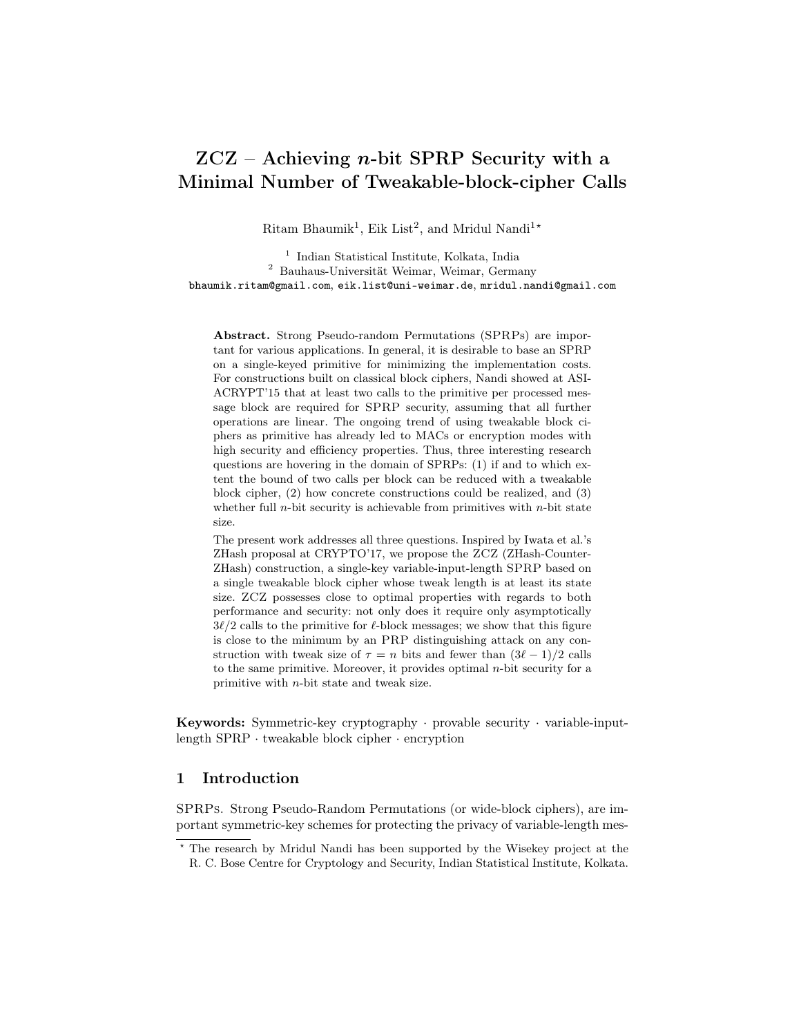# ZCZ – Achieving $n$-bit SPRP Security with a Minimal Number of Tweakable-block-cipher Calls

Ritam Bhaumik[1], Eik List[2], and Mridul Nandi[1]*

[1] Indian Statistical Institute, Kolkata, India
[2] Bauhaus-Universität Weimar, Weimar, Germany
`bhaumik.ritam@gmail.com`, `eik.list@uni-weimar.de`, `mridul.nandi@gmail.com`

**Abstract.** Strong Pseudo-random Permutations (SPRPs) are important for various applications. In general, it is desirable to base an SPRP on a single-keyed primitive for minimizing the implementation costs. For constructions built on classical block ciphers, Nandi showed at ASIACRYPT'15 that at least two calls to the primitive per processed message block are required for SPRP security, assuming that all further operations are linear. The ongoing trend of using tweakable block ciphers as primitive has already led to MACs or encryption modes with high security and efficiency properties. Thus, three interesting research questions are hovering in the domain of SPRPs: (1) if and to which extent the bound of two calls per block can be reduced with a tweakable block cipher, (2) how concrete constructions could be realized, and (3) whether full $n$-bit security is achievable from primitives with $n$-bit state size.

The present work addresses all three questions. Inspired by Iwata et al.'s ZHash proposal at CRYPTO'17, we propose the ZCZ (ZHash-Counter-ZHash) construction, a single-key variable-input-length SPRP based on a single tweakable block cipher whose tweak length is at least its state size. ZCZ possesses close to optimal properties with regards to both performance and security: not only does it require only asymptotically $3\ell/2$ calls to the primitive for $\ell$-block messages; we show that this figure is close to the minimum by an PRP distinguishing attack on any construction with tweak size of $\tau = n$ bits and fewer than $(3\ell - 1)/2$ calls to the same primitive. Moreover, it provides optimal $n$-bit security for a primitive with $n$-bit state and tweak size.

**Keywords:** Symmetric-key cryptography · provable security · variable-input-length SPRP · tweakable block cipher · encryption

## 1 Introduction

SPRPs. Strong Pseudo-Random Permutations (or wide-block ciphers), are important symmetric-key schemes for protecting the privacy of variable-length mes-

* The research by Mridul Nandi has been supported by the Wisekey project at the R. C. Bose Centre for Cryptology and Security, Indian Statistical Institute, Kolkata.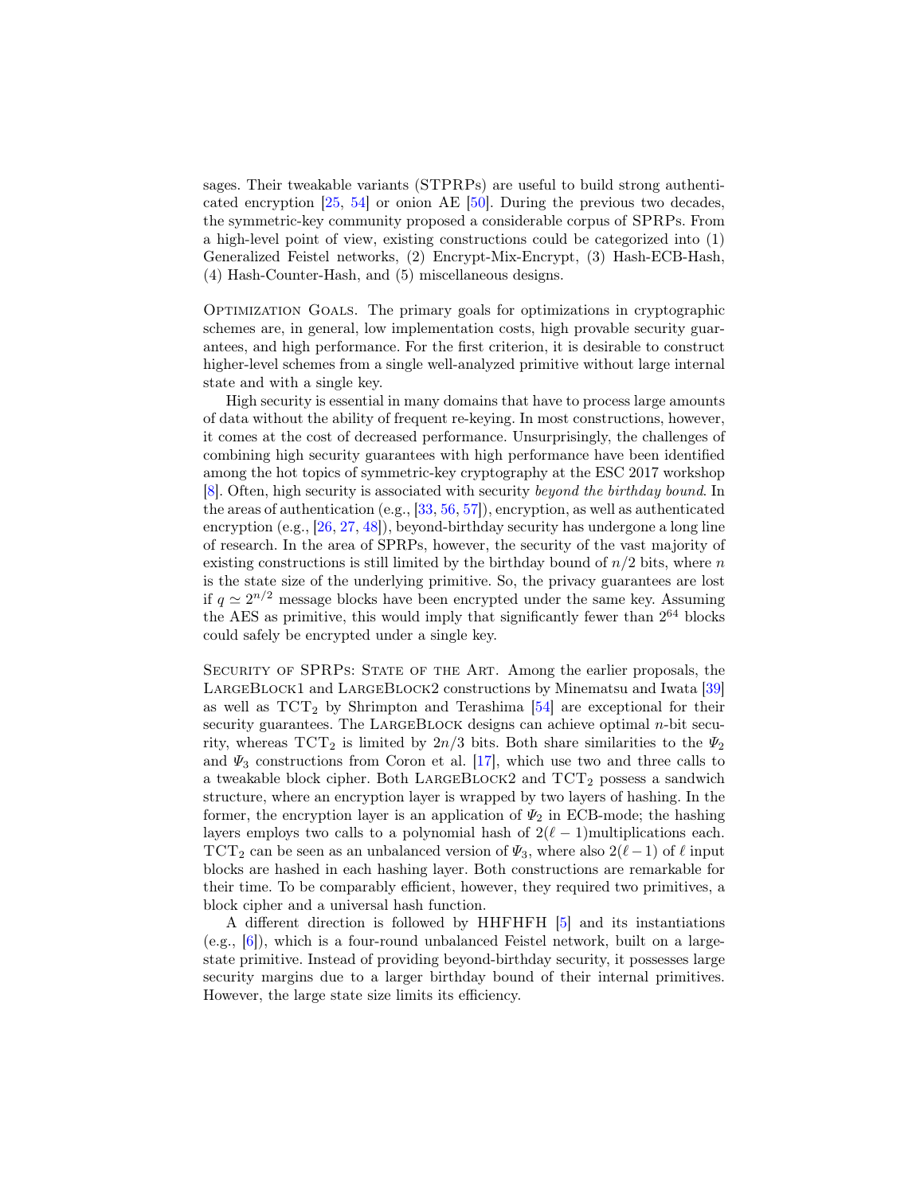sages. Their tweakable variants (STPRPs) are useful to build strong authenticated encryption [25, 54] or onion AE [50]. During the previous two decades, the symmetric-key community proposed a considerable corpus of SPRPs. From a high-level point of view, existing constructions could be categorized into (1) Generalized Feistel networks, (2) Encrypt-Mix-Encrypt, (3) Hash-ECB-Hash, (4) Hash-Counter-Hash, and (5) miscellaneous designs.

Optimization Goals. The primary goals for optimizations in cryptographic schemes are, in general, low implementation costs, high provable security guarantees, and high performance. For the first criterion, it is desirable to construct higher-level schemes from a single well-analyzed primitive without large internal state and with a single key.

High security is essential in many domains that have to process large amounts of data without the ability of frequent re-keying. In most constructions, however, it comes at the cost of decreased performance. Unsurprisingly, the challenges of combining high security guarantees with high performance have been identified among the hot topics of symmetric-key cryptography at the ESC 2017 workshop [8]. Often, high security is associated with security *beyond the birthday bound*. In the areas of authentication (e.g., [33, 56, 57]), encryption, as well as authenticated encryption (e.g., [26, 27, 48]), beyond-birthday security has undergone a long line of research. In the area of SPRPs, however, the security of the vast majority of existing constructions is still limited by the birthday bound of $n/2$ bits, where $n$ is the state size of the underlying primitive. So, the privacy guarantees are lost if $q \simeq 2^{n/2}$ message blocks have been encrypted under the same key. Assuming the AES as primitive, this would imply that significantly fewer than $2^{64}$ blocks could safely be encrypted under a single key.

Security of SPRPs: State of the Art. Among the earlier proposals, the LargeBlock1 and LargeBlock2 constructions by Minematsu and Iwata [39] as well as $\mathrm{TCT}_2$ by Shrimpton and Terashima [54] are exceptional for their security guarantees. The LargeBlock designs can achieve optimal $n$-bit security, whereas $\mathrm{TCT}_2$ is limited by $2n/3$ bits. Both share similarities to the $\Psi_2$ and $\Psi_3$ constructions from Coron et al. [17], which use two and three calls to a tweakable block cipher. Both LargeBlock2 and $\mathrm{TCT}_2$ possess a sandwich structure, where an encryption layer is wrapped by two layers of hashing. In the former, the encryption layer is an application of $\Psi_2$ in ECB-mode; the hashing layers employs two calls to a polynomial hash of $2(\ell - 1)$multiplications each. $\mathrm{TCT}_2$ can be seen as an unbalanced version of $\Psi_3$, where also $2(\ell - 1)$ of $\ell$ input blocks are hashed in each hashing layer. Both constructions are remarkable for their time. To be comparably efficient, however, they required two primitives, a block cipher and a universal hash function.

A different direction is followed by HHFHFH [5] and its instantiations (e.g., [6]), which is a four-round unbalanced Feistel network, built on a large-state primitive. Instead of providing beyond-birthday security, it possesses large security margins due to a larger birthday bound of their internal primitives. However, the large state size limits its efficiency.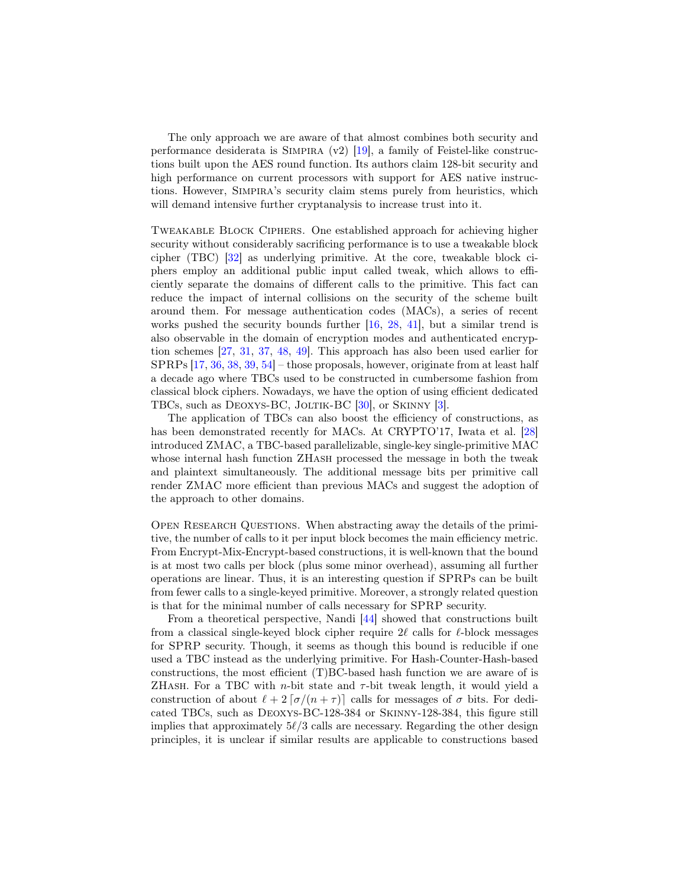The only approach we are aware of that almost combines both security and performance desiderata is Simpira (v2) [19], a family of Feistel-like constructions built upon the AES round function. Its authors claim 128-bit security and high performance on current processors with support for AES native instructions. However, Simpira's security claim stems purely from heuristics, which will demand intensive further cryptanalysis to increase trust into it.

Tweakable Block Ciphers. One established approach for achieving higher security without considerably sacrificing performance is to use a tweakable block cipher (TBC) [32] as underlying primitive. At the core, tweakable block ciphers employ an additional public input called tweak, which allows to efficiently separate the domains of different calls to the primitive. This fact can reduce the impact of internal collisions on the security of the scheme built around them. For message authentication codes (MACs), a series of recent works pushed the security bounds further [16, 28, 41], but a similar trend is also observable in the domain of encryption modes and authenticated encryption schemes [27, 31, 37, 48, 49]. This approach has also been used earlier for SPRPs [17, 36, 38, 39, 54] – those proposals, however, originate from at least half a decade ago where TBCs used to be constructed in cumbersome fashion from classical block ciphers. Nowadays, we have the option of using efficient dedicated TBCs, such as Deoxys-BC, Joltik-BC [30], or Skinny [3].

The application of TBCs can also boost the efficiency of constructions, as has been demonstrated recently for MACs. At CRYPTO'17, Iwata et al. [28] introduced ZMAC, a TBC-based parallelizable, single-key single-primitive MAC whose internal hash function ZHash processed the message in both the tweak and plaintext simultaneously. The additional message bits per primitive call render ZMAC more efficient than previous MACs and suggest the adoption of the approach to other domains.

Open Research Questions. When abstracting away the details of the primitive, the number of calls to it per input block becomes the main efficiency metric. From Encrypt-Mix-Encrypt-based constructions, it is well-known that the bound is at most two calls per block (plus some minor overhead), assuming all further operations are linear. Thus, it is an interesting question if SPRPs can be built from fewer calls to a single-keyed primitive. Moreover, a strongly related question is that for the minimal number of calls necessary for SPRP security.

From a theoretical perspective, Nandi [44] showed that constructions built from a classical single-keyed block cipher require $2\ell$ calls for $\ell$-block messages for SPRP security. Though, it seems as though this bound is reducible if one used a TBC instead as the underlying primitive. For Hash-Counter-Hash-based constructions, the most efficient (T)BC-based hash function we are aware of is ZHash. For a TBC with $n$-bit state and $\tau$-bit tweak length, it would yield a construction of about $\ell + 2\lceil \sigma/(n+\tau) \rceil$ calls for messages of $\sigma$ bits. For dedicated TBCs, such as Deoxys-BC-128-384 or Skinny-128-384, this figure still implies that approximately $5\ell/3$ calls are necessary. Regarding the other design principles, it is unclear if similar results are applicable to constructions based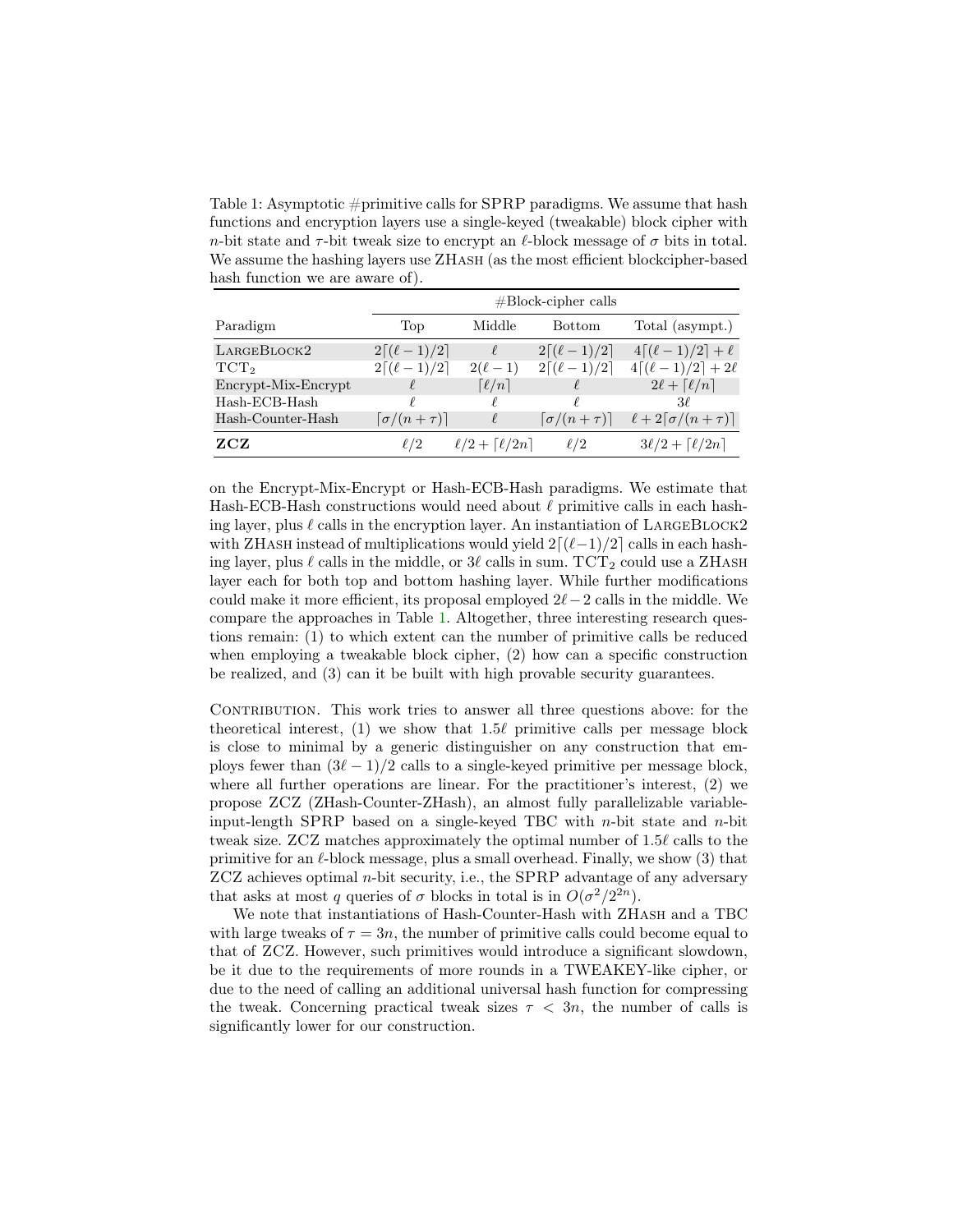Table 1: Asymptotic #primitive calls for SPRP paradigms. We assume that hash functions and encryption layers use a single-keyed (tweakable) block cipher with $n$-bit state and $\tau$-bit tweak size to encrypt an $\ell$-block message of $\sigma$ bits in total. We assume the hashing layers use ZHash (as the most efficient blockcipher-based hash function we are aware of).

| Paradigm | #Block-cipher calls | | | |
|---|---|---|---|---|
| | Top | Middle | Bottom | Total (asympt.) |
| LargeBlock2 | $2\lceil(\ell-1)/2\rceil$ | $\ell$ | $2\lceil(\ell-1)/2\rceil$ | $4\lceil(\ell-1)/2\rceil + \ell$ |
| $\mathrm{TCT}_2$ | $2\lceil(\ell-1)/2\rceil$ | $2(\ell-1)$ | $2\lceil(\ell-1)/2\rceil$ | $4\lceil(\ell-1)/2\rceil + 2\ell$ |
| Encrypt-Mix-Encrypt | $\ell$ | $\lceil\ell/n\rceil$ | $\ell$ | $2\ell + \lceil\ell/n\rceil$ |
| Hash-ECB-Hash | $\ell$ | $\ell$ | $\ell$ | $3\ell$ |
| Hash-Counter-Hash | $\lceil\sigma/(n+\tau)\rceil$ | $\ell$ | $\lceil\sigma/(n+\tau)\rceil$ | $\ell + 2\lceil\sigma/(n+\tau)\rceil$ |
| **ZCZ** | $\ell/2$ | $\ell/2 + \lceil\ell/2n\rceil$ | $\ell/2$ | $3\ell/2 + \lceil\ell/2n\rceil$ |

on the Encrypt-Mix-Encrypt or Hash-ECB-Hash paradigms. We estimate that Hash-ECB-Hash constructions would need about $\ell$ primitive calls in each hashing layer, plus $\ell$ calls in the encryption layer. An instantiation of LargeBlock2 with ZHash instead of multiplications would yield $2\lceil(\ell-1)/2\rceil$ calls in each hashing layer, plus $\ell$ calls in the middle, or $3\ell$ calls in sum. $\mathrm{TCT}_2$ could use a ZHash layer each for both top and bottom hashing layer. While further modifications could make it more efficient, its proposal employed $2\ell - 2$ calls in the middle. We compare the approaches in Table 1. Altogether, three interesting research questions remain: (1) to which extent can the number of primitive calls be reduced when employing a tweakable block cipher, (2) how can a specific construction be realized, and (3) can it be built with high provable security guarantees.

Contribution. This work tries to answer all three questions above: for the theoretical interest, (1) we show that $1.5\ell$ primitive calls per message block is close to minimal by a generic distinguisher on any construction that employs fewer than $(3\ell - 1)/2$ calls to a single-keyed primitive per message block, where all further operations are linear. For the practitioner's interest, (2) we propose ZCZ (ZHash-Counter-ZHash), an almost fully parallelizable variable-input-length SPRP based on a single-keyed TBC with $n$-bit state and $n$-bit tweak size. ZCZ matches approximately the optimal number of $1.5\ell$ calls to the primitive for an $\ell$-block message, plus a small overhead. Finally, we show (3) that ZCZ achieves optimal $n$-bit security, i.e., the SPRP advantage of any adversary that asks at most $q$ queries of $\sigma$ blocks in total is in $O(\sigma^2/2^{2n})$.

We note that instantiations of Hash-Counter-Hash with ZHash and a TBC with large tweaks of $\tau = 3n$, the number of primitive calls could become equal to that of ZCZ. However, such primitives would introduce a significant slowdown, be it due to the requirements of more rounds in a TWEAKEY-like cipher, or due to the need of calling an additional universal hash function for compressing the tweak. Concerning practical tweak sizes $\tau < 3n$, the number of calls is significantly lower for our construction.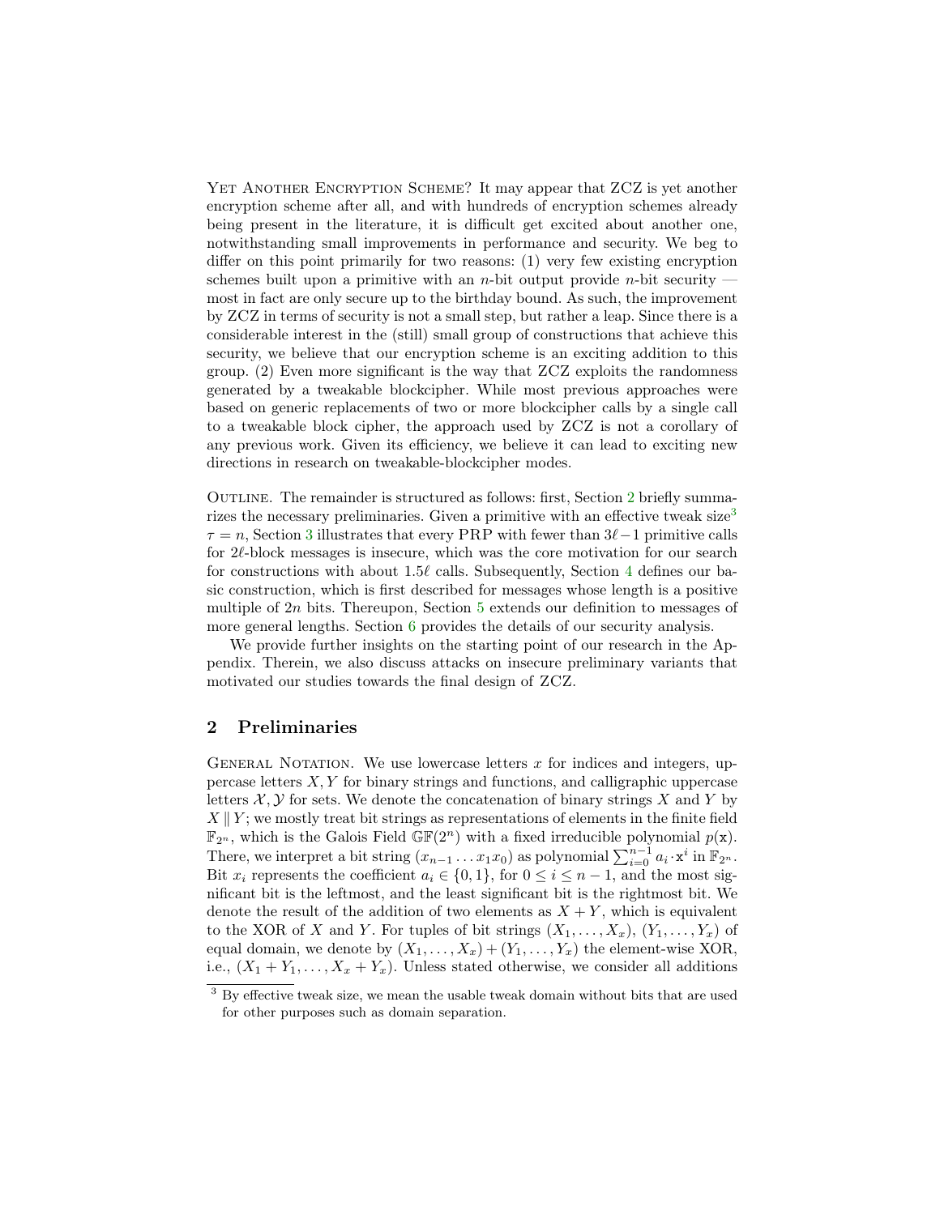Yet Another Encryption Scheme? It may appear that ZCZ is yet another encryption scheme after all, and with hundreds of encryption schemes already being present in the literature, it is difficult get excited about another one, notwithstanding small improvements in performance and security. We beg to differ on this point primarily for two reasons: (1) very few existing encryption schemes built upon a primitive with an $n$-bit output provide $n$-bit security — most in fact are only secure up to the birthday bound. As such, the improvement by ZCZ in terms of security is not a small step, but rather a leap. Since there is a considerable interest in the (still) small group of constructions that achieve this security, we believe that our encryption scheme is an exciting addition to this group. (2) Even more significant is the way that ZCZ exploits the randomness generated by a tweakable blockcipher. While most previous approaches were based on generic replacements of two or more blockcipher calls by a single call to a tweakable block cipher, the approach used by ZCZ is not a corollary of any previous work. Given its efficiency, we believe it can lead to exciting new directions in research on tweakable-blockcipher modes.

Outline. The remainder is structured as follows: first, Section 2 briefly summarizes the necessary preliminaries. Given a primitive with an effective tweak size[3] $\tau = n$, Section 3 illustrates that every PRP with fewer than $3\ell - 1$ primitive calls for $2\ell$-block messages is insecure, which was the core motivation for our search for constructions with about $1.5\ell$ calls. Subsequently, Section 4 defines our basic construction, which is first described for messages whose length is a positive multiple of $2n$ bits. Thereupon, Section 5 extends our definition to messages of more general lengths. Section 6 provides the details of our security analysis.

We provide further insights on the starting point of our research in the Appendix. Therein, we also discuss attacks on insecure preliminary variants that motivated our studies towards the final design of ZCZ.

## 2 Preliminaries

General Notation. We use lowercase letters $x$ for indices and integers, uppercase letters $X, Y$ for binary strings and functions, and calligraphic uppercase letters $\mathcal{X}, \mathcal{Y}$ for sets. We denote the concatenation of binary strings $X$ and $Y$ by $X \| Y$; we mostly treat bit strings as representations of elements in the finite field $\mathbb{F}_{2^n}$, which is the Galois Field $\mathbb{GF}(2^n)$ with a fixed irreducible polynomial $p(\mathtt{x})$. There, we interpret a bit string $(x_{n-1} \dots x_1 x_0)$ as polynomial $\sum_{i=0}^{n-1} a_i \cdot \mathtt{x}^i$ in $\mathbb{F}_{2^n}$. Bit $x_i$ represents the coefficient $a_i \in \{0, 1\}$, for $0 \leq i \leq n-1$, and the most significant bit is the leftmost, and the least significant bit is the rightmost bit. We denote the result of the addition of two elements as $X + Y$, which is equivalent to the XOR of $X$ and $Y$. For tuples of bit strings $(X_1, \dots, X_x)$, $(Y_1, \dots, Y_x)$ of equal domain, we denote by $(X_1, \dots, X_x) + (Y_1, \dots, Y_x)$ the element-wise XOR, i.e., $(X_1 + Y_1, \dots, X_x + Y_x)$. Unless stated otherwise, we consider all additions

[3] By effective tweak size, we mean the usable tweak domain without bits that are used for other purposes such as domain separation.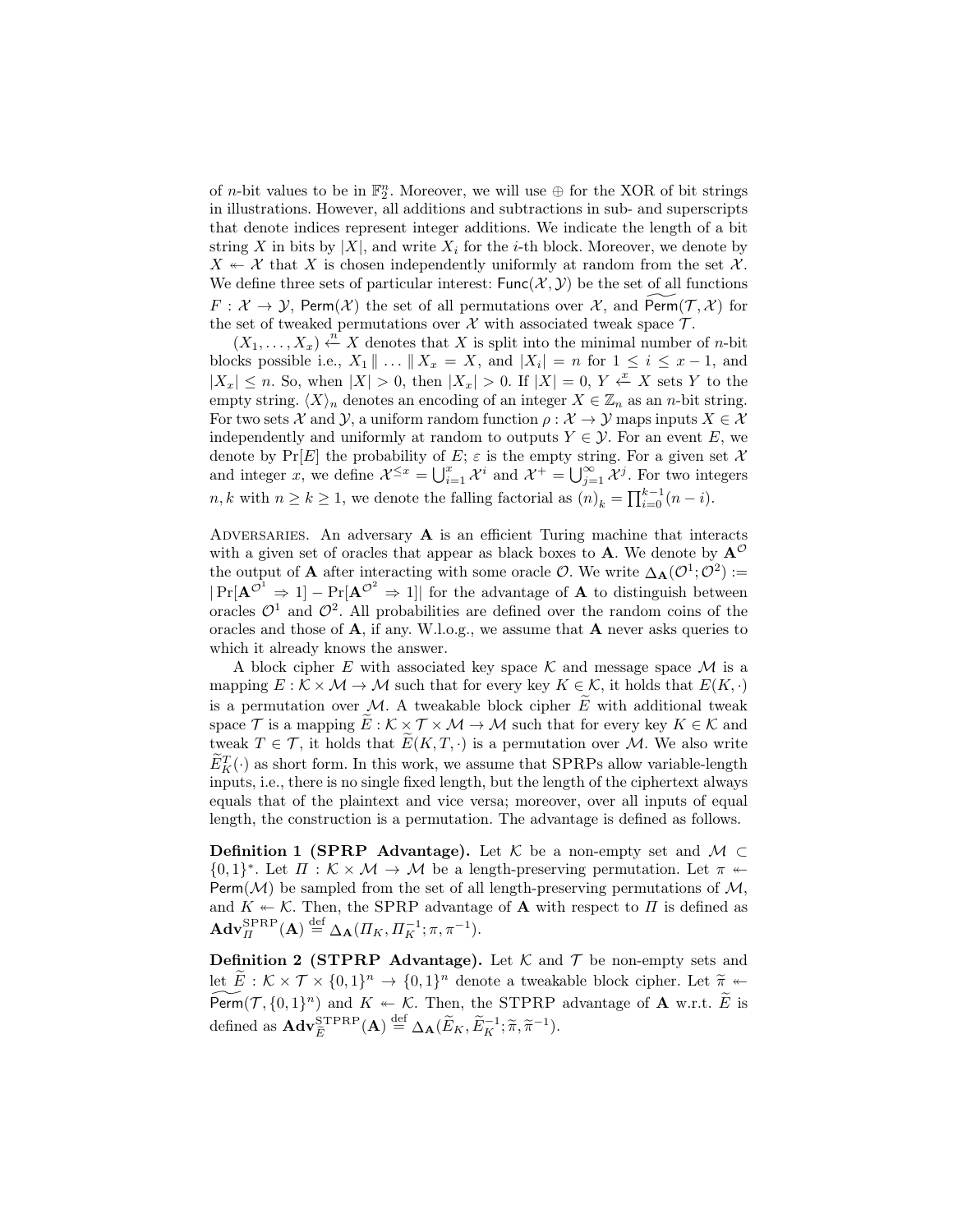of $n$-bit values to be in $\mathbb{F}_2^n$. Moreover, we will use $\oplus$ for the XOR of bit strings in illustrations. However, all additions and subtractions in sub- and superscripts that denote indices represent integer additions. We indicate the length of a bit string $X$ in bits by $|X|$, and write $X_i$ for the $i$-th block. Moreover, we denote by $X \twoheadleftarrow \mathcal{X}$ that $X$ is chosen independently uniformly at random from the set $\mathcal{X}$. We define three sets of particular interest: $\mathsf{Func}(\mathcal{X}, \mathcal{Y})$ be the set of all functions $F : \mathcal{X} \to \mathcal{Y}$, $\mathsf{Perm}(\mathcal{X})$ the set of all permutations over $\mathcal{X}$, and $\widetilde{\mathsf{Perm}}(\mathcal{T}, \mathcal{X})$ for the set of tweaked permutations over $\mathcal{X}$ with associated tweak space $\mathcal{T}$.

$(X_1, \ldots, X_x) \stackrel{n}{\leftarrow} X$ denotes that $X$ is split into the minimal number of $n$-bit blocks possible i.e., $X_1 \| \ldots \| X_x = X$, and $|X_i| = n$ for $1 \leq i \leq x - 1$, and $|X_x| \leq n$. So, when $|X| > 0$, then $|X_x| > 0$. If $|X| = 0$, $Y \stackrel{x}{\leftarrow} X$ sets $Y$ to the empty string. $\langle X \rangle_n$ denotes an encoding of an integer $X \in \mathbb{Z}_n$ as an $n$-bit string. For two sets $\mathcal{X}$ and $\mathcal{Y}$, a uniform random function $\rho : \mathcal{X} \to \mathcal{Y}$ maps inputs $X \in \mathcal{X}$ independently and uniformly at random to outputs $Y \in \mathcal{Y}$. For an event $E$, we denote by $\Pr[E]$ the probability of $E$; $\varepsilon$ is the empty string. For a given set $\mathcal{X}$ and integer $x$, we define $\mathcal{X}^{\leq x} = \bigcup_{i=1}^{x} \mathcal{X}^i$ and $\mathcal{X}^+ = \bigcup_{j=1}^{\infty} \mathcal{X}^j$. For two integers $n, k$ with $n \geq k \geq 1$, we denote the falling factorial as $(n)_k = \prod_{i=0}^{k-1}(n - i)$.

Adversaries. An adversary $\mathbf{A}$ is an efficient Turing machine that interacts with a given set of oracles that appear as black boxes to $\mathbf{A}$. We denote by $\mathbf{A}^{\mathcal{O}}$ the output of $\mathbf{A}$ after interacting with some oracle $\mathcal{O}$. We write $\Delta_{\mathbf{A}}(\mathcal{O}^1; \mathcal{O}^2) := |\Pr[\mathbf{A}^{\mathcal{O}^1} \Rightarrow 1] - \Pr[\mathbf{A}^{\mathcal{O}^2} \Rightarrow 1]|$ for the advantage of $\mathbf{A}$ to distinguish between oracles $\mathcal{O}^1$ and $\mathcal{O}^2$. All probabilities are defined over the random coins of the oracles and those of $\mathbf{A}$, if any. W.l.o.g., we assume that $\mathbf{A}$ never asks queries to which it already knows the answer.

A block cipher $E$ with associated key space $\mathcal{K}$ and message space $\mathcal{M}$ is a mapping $E : \mathcal{K} \times \mathcal{M} \to \mathcal{M}$ such that for every key $K \in \mathcal{K}$, it holds that $E(K, \cdot)$ is a permutation over $\mathcal{M}$. A tweakable block cipher $\widetilde{E}$ with additional tweak space $\mathcal{T}$ is a mapping $\widetilde{E} : \mathcal{K} \times \mathcal{T} \times \mathcal{M} \to \mathcal{M}$ such that for every key $K \in \mathcal{K}$ and tweak $T \in \mathcal{T}$, it holds that $\widetilde{E}(K, T, \cdot)$ is a permutation over $\mathcal{M}$. We also write $\widetilde{E}_K^T(\cdot)$ as short form. In this work, we assume that SPRPs allow variable-length inputs, i.e., there is no single fixed length, but the length of the ciphertext always equals that of the plaintext and vice versa; moreover, over all inputs of equal length, the construction is a permutation. The advantage is defined as follows.

**Definition 1 (SPRP Advantage).** Let $\mathcal{K}$ be a non-empty set and $\mathcal{M} \subset \{0,1\}^*$. Let $\Pi : \mathcal{K} \times \mathcal{M} \to \mathcal{M}$ be a length-preserving permutation. Let $\pi \twoheadleftarrow \mathsf{Perm}(\mathcal{M})$ be sampled from the set of all length-preserving permutations of $\mathcal{M}$, and $K \twoheadleftarrow \mathcal{K}$. Then, the SPRP advantage of $\mathbf{A}$ with respect to $\Pi$ is defined as $\mathbf{Adv}_{\Pi}^{\mathrm{SPRP}}(\mathbf{A}) \stackrel{\mathrm{def}}{=} \Delta_{\mathbf{A}}(\Pi_K, \Pi_K^{-1}; \pi, \pi^{-1})$.

**Definition 2 (STPRP Advantage).** Let $\mathcal{K}$ and $\mathcal{T}$ be non-empty sets and let $\widetilde{E} : \mathcal{K} \times \mathcal{T} \times \{0,1\}^n \to \{0,1\}^n$ denote a tweakable block cipher. Let $\widetilde{\pi} \twoheadleftarrow \widetilde{\mathsf{Perm}}(\mathcal{T}, \{0,1\}^n)$ and $K \twoheadleftarrow \mathcal{K}$. Then, the STPRP advantage of $\mathbf{A}$ w.r.t. $\widetilde{E}$ is defined as $\mathbf{Adv}_{\widetilde{E}}^{\mathrm{STPRP}}(\mathbf{A}) \stackrel{\mathrm{def}}{=} \Delta_{\mathbf{A}}(\widetilde{E}_K, \widetilde{E}_K^{-1}; \widetilde{\pi}, \widetilde{\pi}^{-1})$.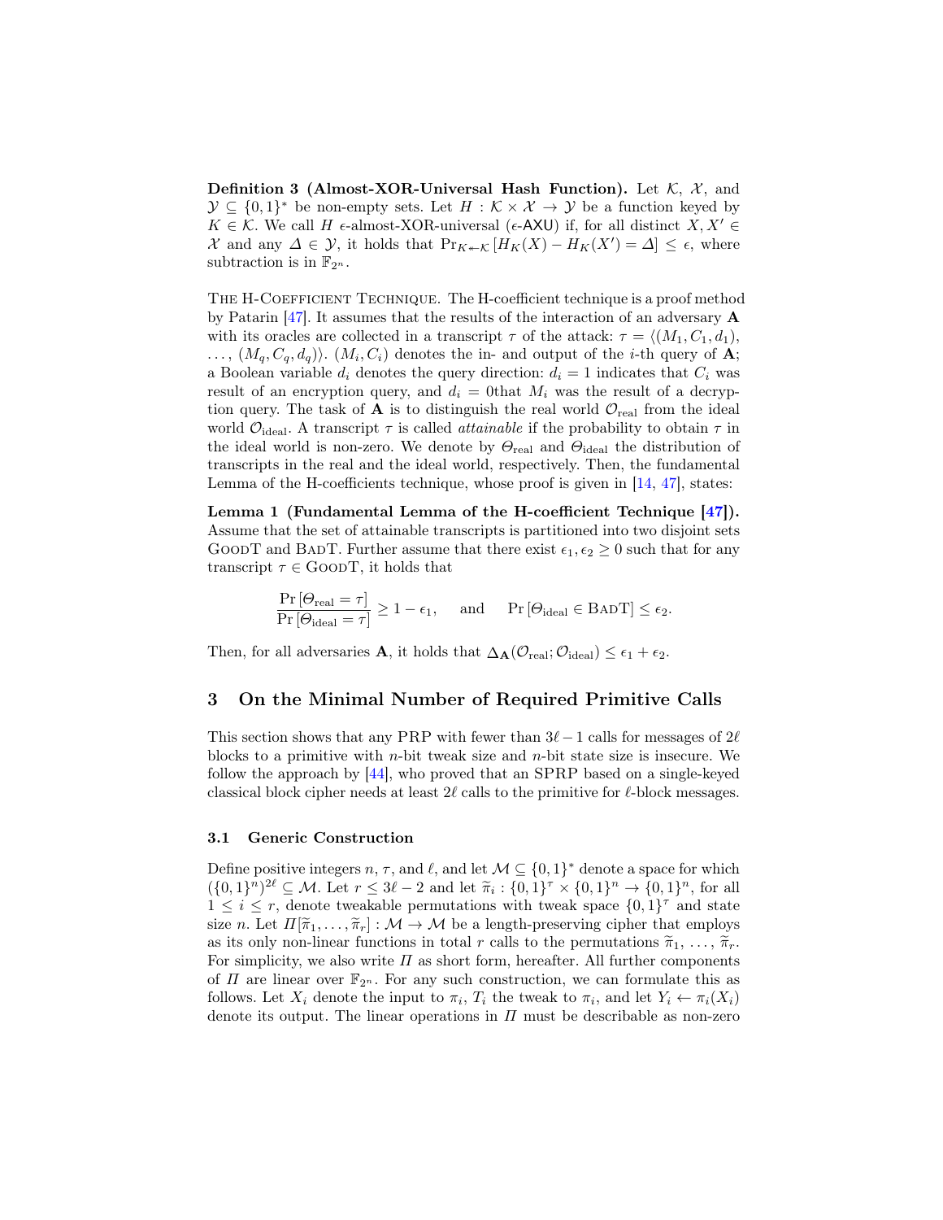**Definition 3 (Almost-XOR-Universal Hash Function).** Let $\mathcal{K}$, $\mathcal{X}$, and $\mathcal{Y} \subseteq \{0,1\}^*$ be non-empty sets. Let $H : \mathcal{K} \times \mathcal{X} \to \mathcal{Y}$ be a function keyed by $K \in \mathcal{K}$. We call $H$ $\epsilon$-almost-XOR-universal ($\epsilon$-AXU) if, for all distinct $X, X' \in \mathcal{X}$ and any $\Delta \in \mathcal{Y}$, it holds that $\Pr_{K \twoheadleftarrow \mathcal{K}}[H_K(X) - H_K(X') = \Delta] \leq \epsilon$, where subtraction is in $\mathbb{F}_{2^n}$.

The H-Coefficient Technique. The H-coefficient technique is a proof method by Patarin [47]. It assumes that the results of the interaction of an adversary $\mathbf{A}$ with its oracles are collected in a transcript $\tau$ of the attack: $\tau = \langle (M_1, C_1, d_1), \ldots, (M_q, C_q, d_q) \rangle$. $(M_i, C_i)$ denotes the in- and output of the $i$-th query of $\mathbf{A}$; a Boolean variable $d_i$ denotes the query direction: $d_i = 1$ indicates that $C_i$ was result of an encryption query, and $d_i = 0$that $M_i$ was the result of a decryption query. The task of $\mathbf{A}$ is to distinguish the real world $\mathcal{O}_{\text{real}}$ from the ideal world $\mathcal{O}_{\text{ideal}}$. A transcript $\tau$ is called *attainable* if the probability to obtain $\tau$ in the ideal world is non-zero. We denote by $\Theta_{\text{real}}$ and $\Theta_{\text{ideal}}$ the distribution of transcripts in the real and the ideal world, respectively. Then, the fundamental Lemma of the H-coefficients technique, whose proof is given in [14, 47], states:

**Lemma 1 (Fundamental Lemma of the H-coefficient Technique [47]).** Assume that the set of attainable transcripts is partitioned into two disjoint sets GoodT and BadT. Further assume that there exist $\epsilon_1, \epsilon_2 \geq 0$ such that for any transcript $\tau \in \text{GoodT}$, it holds that

$$\frac{\Pr[\Theta_{\text{real}} = \tau]}{\Pr[\Theta_{\text{ideal}} = \tau]} \geq 1 - \epsilon_1, \quad \text{and} \quad \Pr[\Theta_{\text{ideal}} \in \text{BadT}] \leq \epsilon_2.$$

Then, for all adversaries $\mathbf{A}$, it holds that $\Delta_{\mathbf{A}}(\mathcal{O}_{\text{real}}; \mathcal{O}_{\text{ideal}}) \leq \epsilon_1 + \epsilon_2$.

## 3 On the Minimal Number of Required Primitive Calls

This section shows that any PRP with fewer than $3\ell - 1$ calls for messages of $2\ell$ blocks to a primitive with $n$-bit tweak size and $n$-bit state size is insecure. We follow the approach by [44], who proved that an SPRP based on a single-keyed classical block cipher needs at least $2\ell$ calls to the primitive for $\ell$-block messages.

### 3.1 Generic Construction

Define positive integers $n$, $\tau$, and $\ell$, and let $\mathcal{M} \subseteq \{0,1\}^*$ denote a space for which $(\{0,1\}^n)^{2\ell} \subseteq \mathcal{M}$. Let $r \leq 3\ell - 2$ and let $\widetilde{\pi}_i : \{0,1\}^\tau \times \{0,1\}^n \to \{0,1\}^n$, for all $1 \leq i \leq r$, denote tweakable permutations with tweak space $\{0,1\}^\tau$ and state size $n$. Let $\Pi[\widetilde{\pi}_1, \ldots, \widetilde{\pi}_r] : \mathcal{M} \to \mathcal{M}$ be a length-preserving cipher that employs as its only non-linear functions in total $r$ calls to the permutations $\widetilde{\pi}_1, \ldots, \widetilde{\pi}_r$. For simplicity, we also write $\Pi$ as short form, hereafter. All further components of $\Pi$ are linear over $\mathbb{F}_{2^n}$. For any such construction, we can formulate this as follows. Let $X_i$ denote the input to $\pi_i$, $T_i$ the tweak to $\pi_i$, and let $Y_i \leftarrow \pi_i(X_i)$ denote its output. The linear operations in $\Pi$ must be describable as non-zero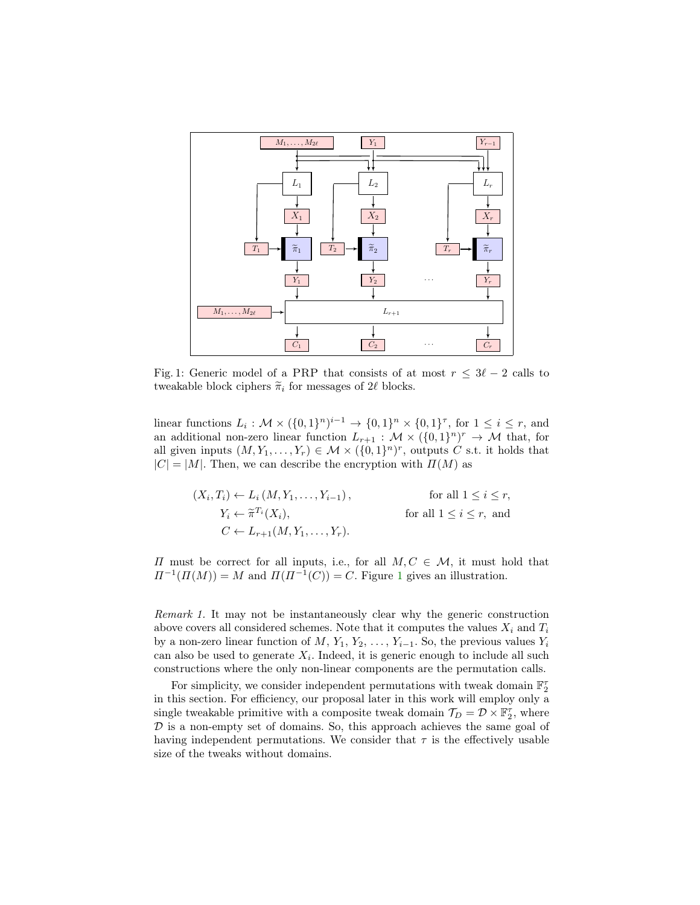Fig. 1: Generic model of a PRP that consists of at most $r \leq 3\ell - 2$ calls to tweakable block ciphers $\widetilde{\pi}_i$ for messages of $2\ell$ blocks.

linear functions $L_i : \mathcal{M} \times (\{0,1\}^n)^{i-1} \to \{0,1\}^n \times \{0,1\}^\tau$, for $1 \leq i \leq r$, and an additional non-zero linear function $L_{r+1} : \mathcal{M} \times (\{0,1\}^n)^r \to \mathcal{M}$ that, for all given inputs $(M, Y_1, \ldots, Y_r) \in \mathcal{M} \times (\{0,1\}^n)^r$, outputs $C$ s.t. it holds that $|C| = |M|$. Then, we can describe the encryption with $\Pi(M)$ as

$$
\begin{aligned}
(X_i, T_i) &\leftarrow L_i\left(M, Y_1, \ldots, Y_{i-1}\right), && \text{for all } 1 \leq i \leq r, \\
Y_i &\leftarrow \widetilde{\pi}^{T_i}(X_i), && \text{for all } 1 \leq i \leq r, \text{ and} \\
C &\leftarrow L_{r+1}(M, Y_1, \ldots, Y_r). &&
\end{aligned}
$$

$\Pi$ must be correct for all inputs, i.e., for all $M, C \in \mathcal{M}$, it must hold that $\Pi^{-1}(\Pi(M)) = M$ and $\Pi(\Pi^{-1}(C)) = C$. Figure 1 gives an illustration.

*Remark 1.* It may not be instantaneously clear why the generic construction above covers all considered schemes. Note that it computes the values $X_i$ and $T_i$ by a non-zero linear function of $M$, $Y_1$, $Y_2$, $\ldots$, $Y_{i-1}$. So, the previous values $Y_i$ can also be used to generate $X_i$. Indeed, it is generic enough to include all such constructions where the only non-linear components are the permutation calls.

For simplicity, we consider independent permutations with tweak domain $\mathbb{F}_2^\tau$ in this section. For efficiency, our proposal later in this work will employ only a single tweakable primitive with a composite tweak domain $\mathcal{T}_D = \mathcal{D} \times \mathbb{F}_2^\tau$, where $\mathcal{D}$ is a non-empty set of domains. So, this approach achieves the same goal of having independent permutations. We consider that $\tau$ is the effectively usable size of the tweaks without domains.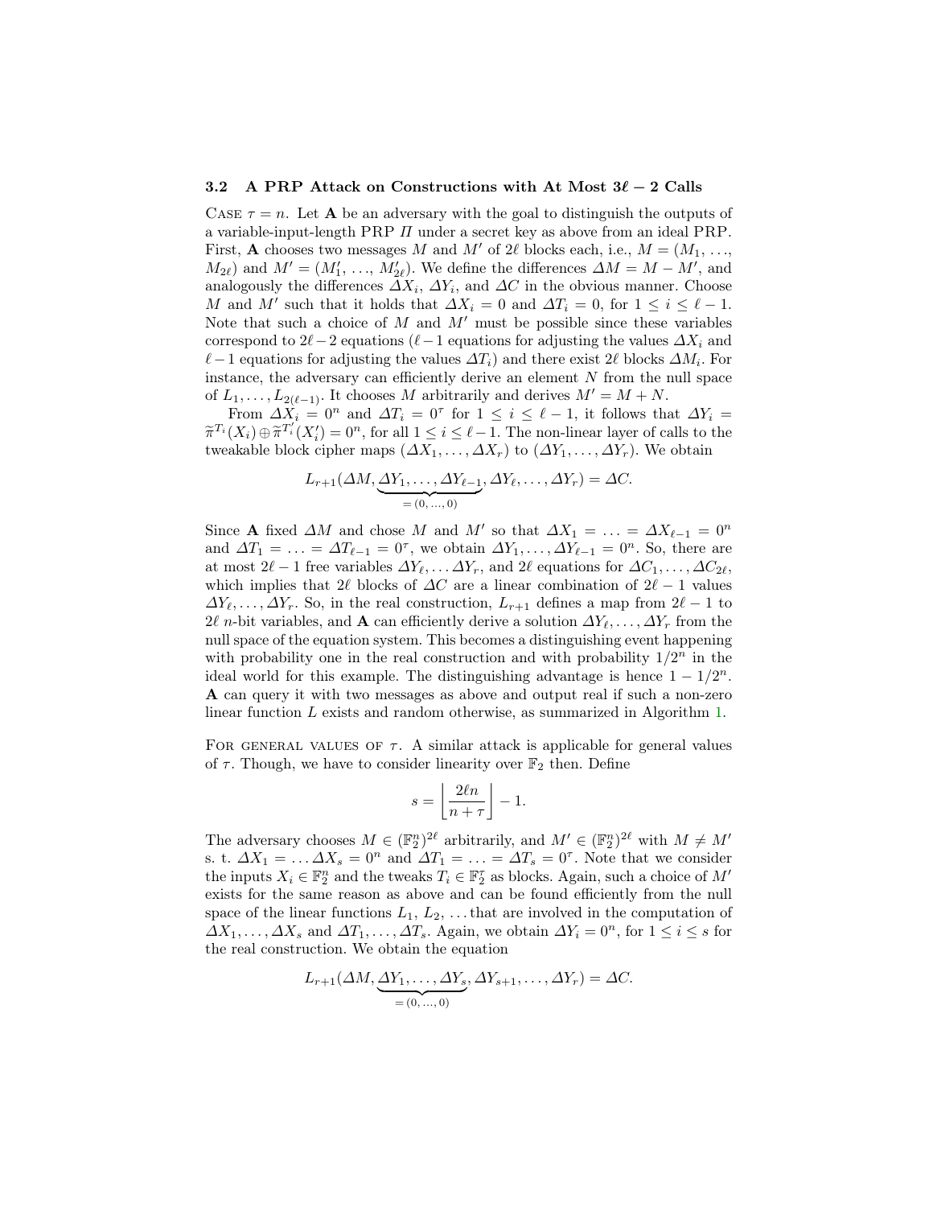### 3.2 A PRP Attack on Constructions with At Most $3\ell - 2$ Calls

Case $\tau = n$. Let $\mathbf{A}$ be an adversary with the goal to distinguish the outputs of a variable-input-length PRP $\Pi$ under a secret key as above from an ideal PRP. First, $\mathbf{A}$ chooses two messages $M$ and $M'$ of $2\ell$ blocks each, i.e., $M = (M_1, \ldots, M_{2\ell})$ and $M' = (M'_1, \ldots, M'_{2\ell})$. We define the differences $\Delta M = M - M'$, and analogously the differences $\Delta X_i$, $\Delta Y_i$, and $\Delta C$ in the obvious manner. Choose $M$ and $M'$ such that it holds that $\Delta X_i = 0$ and $\Delta T_i = 0$, for $1 \leq i \leq \ell - 1$. Note that such a choice of $M$ and $M'$ must be possible since these variables correspond to $2\ell - 2$ equations ($\ell - 1$ equations for adjusting the values $\Delta X_i$ and $\ell - 1$ equations for adjusting the values $\Delta T_i$) and there exist $2\ell$ blocks $\Delta M_i$. For instance, the adversary can efficiently derive an element $N$ from the null space of $L_1, \ldots, L_{2(\ell-1)}$. It chooses $M$ arbitrarily and derives $M' = M + N$.

From $\Delta X_i = 0^n$ and $\Delta T_i = 0^\tau$ for $1 \leq i \leq \ell - 1$, it follows that $\Delta Y_i = \widetilde{\pi}^{T_i}(X_i) \oplus \widetilde{\pi}^{T'_i}(X'_i) = 0^n$, for all $1 \leq i \leq \ell - 1$. The non-linear layer of calls to the tweakable block cipher maps $(\Delta X_1, \ldots, \Delta X_r)$ to $(\Delta Y_1, \ldots, \Delta Y_r)$. We obtain

$$L_{r+1}(\Delta M, \underbrace{\Delta Y_1, \ldots, \Delta Y_{\ell-1}}_{= (0, \ldots, 0)}, \Delta Y_\ell, \ldots, \Delta Y_r) = \Delta C.$$

Since $\mathbf{A}$ fixed $\Delta M$ and chose $M$ and $M'$ so that $\Delta X_1 = \ldots = \Delta X_{\ell-1} = 0^n$ and $\Delta T_1 = \ldots = \Delta T_{\ell-1} = 0^\tau$, we obtain $\Delta Y_1, \ldots, \Delta Y_{\ell-1} = 0^n$. So, there are at most $2\ell - 1$ free variables $\Delta Y_\ell, \ldots \Delta Y_r$, and $2\ell$ equations for $\Delta C_1, \ldots, \Delta C_{2\ell}$, which implies that $2\ell$ blocks of $\Delta C$ are a linear combination of $2\ell - 1$ values $\Delta Y_\ell, \ldots, \Delta Y_r$. So, in the real construction, $L_{r+1}$ defines a map from $2\ell - 1$ to $2\ell$ $n$-bit variables, and $\mathbf{A}$ can efficiently derive a solution $\Delta Y_\ell, \ldots, \Delta Y_r$ from the null space of the equation system. This becomes a distinguishing event happening with probability one in the real construction and with probability $1/2^n$ in the ideal world for this example. The distinguishing advantage is hence $1 - 1/2^n$. $\mathbf{A}$ can query it with two messages as above and output real if such a non-zero linear function $L$ exists and random otherwise, as summarized in Algorithm 1.

For general values of $\tau$. A similar attack is applicable for general values of $\tau$. Though, we have to consider linearity over $\mathbb{F}_2$ then. Define

$$s = \left\lfloor \frac{2\ell n}{n + \tau} \right\rfloor - 1.$$

The adversary chooses $M \in (\mathbb{F}_2^n)^{2\ell}$ arbitrarily, and $M' \in (\mathbb{F}_2^n)^{2\ell}$ with $M \neq M'$ s. t. $\Delta X_1 = \ldots \Delta X_s = 0^n$ and $\Delta T_1 = \ldots = \Delta T_s = 0^\tau$. Note that we consider the inputs $X_i \in \mathbb{F}_2^n$ and the tweaks $T_i \in \mathbb{F}_2^\tau$ as blocks. Again, such a choice of $M'$ exists for the same reason as above and can be found efficiently from the null space of the linear functions $L_1, L_2, \ldots$ that are involved in the computation of $\Delta X_1, \ldots, \Delta X_s$ and $\Delta T_1, \ldots, \Delta T_s$. Again, we obtain $\Delta Y_i = 0^n$, for $1 \leq i \leq s$ for the real construction. We obtain the equation

$$L_{r+1}(\Delta M, \underbrace{\Delta Y_1, \ldots, \Delta Y_s}_{= (0, \ldots, 0)}, \Delta Y_{s+1}, \ldots, \Delta Y_r) = \Delta C.$$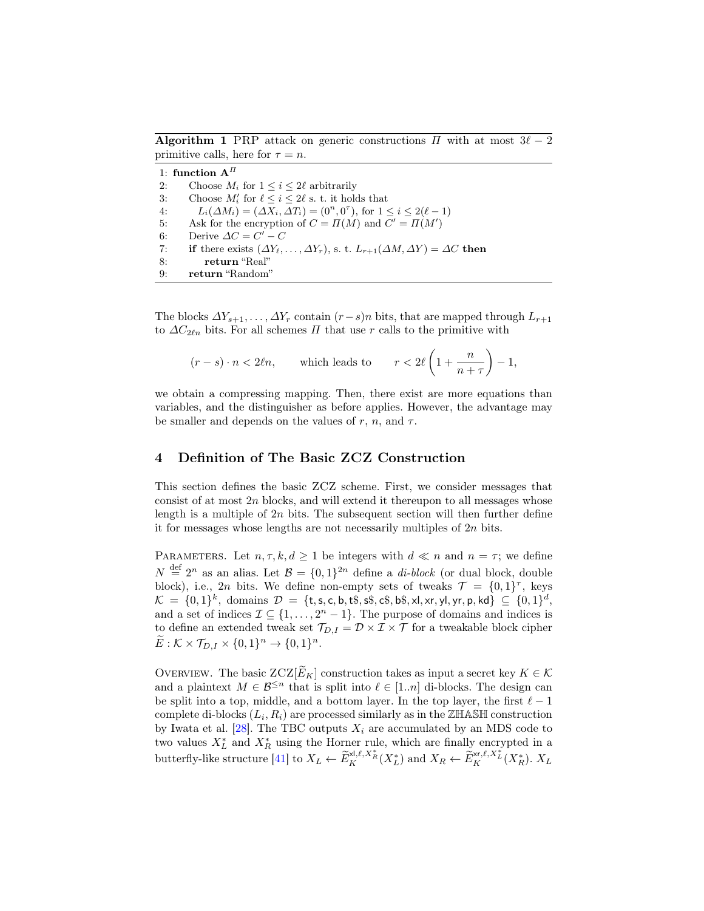**Algorithm 1** PRP attack on generic constructions $\Pi$ with at most $3\ell - 2$ primitive calls, here for $\tau = n$.

```
1: function A^Π
2:     Choose M_i for 1 ≤ i ≤ 2ℓ arbitrarily
3:     Choose M'_i for ℓ ≤ i ≤ 2ℓ s. t. it holds that
4:        L_i(ΔM_i) = (ΔX_i, ΔT_i) = (0^n, 0^τ), for 1 ≤ i ≤ 2(ℓ − 1)
5:     Ask for the encryption of C = Π(M) and C' = Π(M')
6:     Derive ΔC = C' − C
7:     if there exists (ΔY_ℓ, ..., ΔY_r), s. t. L_{r+1}(ΔM, ΔY) = ΔC then
8:         return "Real"
9:     return "Random"
```

The blocks $\Delta Y_{s+1}, \ldots, \Delta Y_r$ contain $(r-s)n$ bits, that are mapped through $L_{r+1}$ to $\Delta C_{2\ell n}$ bits. For all schemes $\Pi$ that use $r$ calls to the primitive with

$$(r-s) \cdot n < 2\ell n, \qquad \text{which leads to} \qquad r < 2\ell \left(1 + \frac{n}{n+\tau}\right) - 1,$$

we obtain a compressing mapping. Then, there exist are more equations than variables, and the distinguisher as before applies. However, the advantage may be smaller and depends on the values of $r$, $n$, and $\tau$.

## 4 Definition of The Basic ZCZ Construction

This section defines the basic ZCZ scheme. First, we consider messages that consist of at most $2n$ blocks, and will extend it thereupon to all messages whose length is a multiple of $2n$ bits. The subsequent section will then further define it for messages whose lengths are not necessarily multiples of $2n$ bits.

Parameters. Let $n, \tau, k, d \geq 1$ be integers with $d \ll n$ and $n = \tau$; we define $N \overset{\text{def}}{=} 2^n$ as an alias. Let $\mathcal{B} = \{0,1\}^{2n}$ define a *di-block* (or dual block, double block), i.e., $2n$ bits. We define non-empty sets of tweaks $\mathcal{T} = \{0,1\}^{\tau}$, keys $\mathcal{K} = \{0,1\}^k$, domains $\mathcal{D} = \{\mathsf{t}, \mathsf{s}, \mathsf{c}, \mathsf{b}, \mathsf{t\$}, \mathsf{s\$}, \mathsf{c\$}, \mathsf{b\$}, \mathsf{xl}, \mathsf{xr}, \mathsf{yl}, \mathsf{yr}, \mathsf{p}, \mathsf{kd}\} \subseteq \{0,1\}^d$, and a set of indices $\mathcal{I} \subseteq \{1, \ldots, 2^n - 1\}$. The purpose of domains and indices is to define an extended tweak set $\mathcal{T}_{D,I} = \mathcal{D} \times \mathcal{I} \times \mathcal{T}$ for a tweakable block cipher $\widetilde{E} : \mathcal{K} \times \mathcal{T}_{D,I} \times \{0,1\}^n \to \{0,1\}^n$.

Overview. The basic $\mathrm{ZCZ}[\widetilde{E}_K]$ construction takes as input a secret key $K \in \mathcal{K}$ and a plaintext $M \in \mathcal{B}^{\leq n}$ that is split into $\ell \in [1..n]$ di-blocks. The design can be split into a top, middle, and a bottom layer. In the top layer, the first $\ell - 1$ complete di-blocks $(L_i, R_i)$ are processed similarly as in the $\mathbb{ZHASH}$ construction by Iwata et al. [28]. The TBC outputs $X_i$ are accumulated by an MDS code to two values $X_L^*$ and $X_R^*$ using the Horner rule, which are finally encrypted in a butterfly-like structure [41] to $X_L \leftarrow \widetilde{E}_K^{\mathsf{xl}, \ell, X_R^*}(X_L^*)$ and $X_R \leftarrow \widetilde{E}_K^{\mathsf{xr}, \ell, X_L^*}(X_R^*)$. $X_L$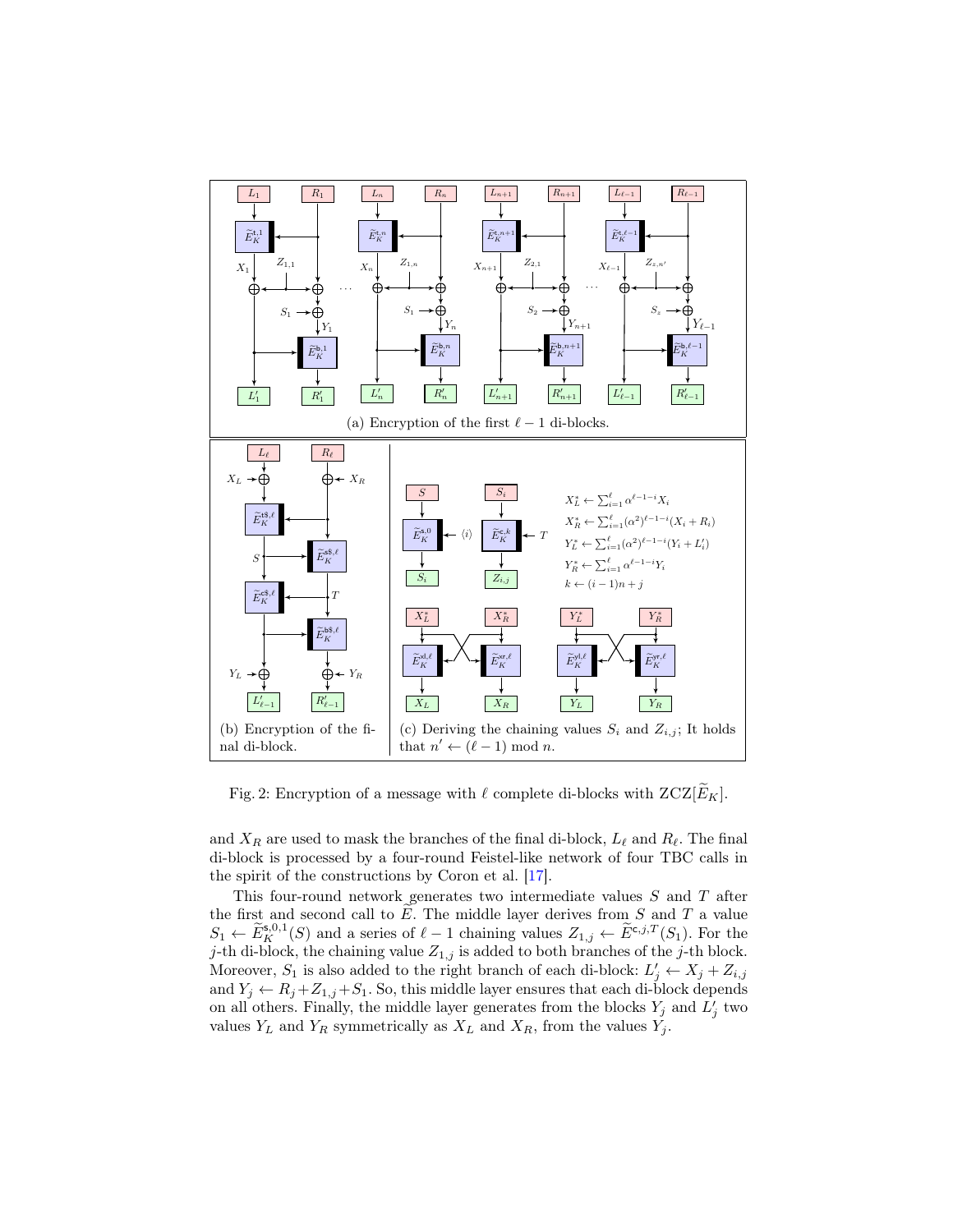(a) Encryption of the first $\ell - 1$ di-blocks.

(b) Encryption of the final di-block.

(c) Deriving the chaining values $S_i$ and $Z_{i,j}$; It holds that $n' \leftarrow (\ell - 1) \bmod n$.

$X_L^* \leftarrow \sum_{i=1}^{\ell} \alpha^{\ell-1-i} X_i$

$X_R^* \leftarrow \sum_{i=1}^{\ell} (\alpha^2)^{\ell-1-i} (X_i + R_i)$

$Y_L^* \leftarrow \sum_{i=1}^{\ell} (\alpha^2)^{\ell-1-i} (Y_i + L_i')$

$Y_R^* \leftarrow \sum_{i=1}^{\ell} \alpha^{\ell-1-i} Y_i$

$k \leftarrow (i-1)n + j$

Fig. 2: Encryption of a message with $\ell$ complete di-blocks with $\text{ZCZ}[\widetilde{E}_K]$.

and $X_R$ are used to mask the branches of the final di-block, $L_\ell$ and $R_\ell$. The final di-block is processed by a four-round Feistel-like network of four TBC calls in the spirit of the constructions by Coron et al. [17].

This four-round network generates two intermediate values $S$ and $T$ after the first and second call to $\widetilde{E}$. The middle layer derives from $S$ and $T$ a value $S_1 \leftarrow \widetilde{E}_K^{\mathsf{s},0,1}(S)$ and a series of $\ell - 1$ chaining values $Z_{1,j} \leftarrow \widetilde{E}^{\mathsf{c},j,T}(S_1)$. For the $j$-th di-block, the chaining value $Z_{1,j}$ is added to both branches of the $j$-th block. Moreover, $S_1$ is also added to the right branch of each di-block: $L_j' \leftarrow X_j + Z_{i,j}$ and $Y_j \leftarrow R_j + Z_{1,j} + S_1$. So, this middle layer ensures that each di-block depends on all others. Finally, the middle layer generates from the blocks $Y_j$ and $L_j'$ two values $Y_L$ and $Y_R$ symmetrically as $X_L$ and $X_R$, from the values $Y_j$.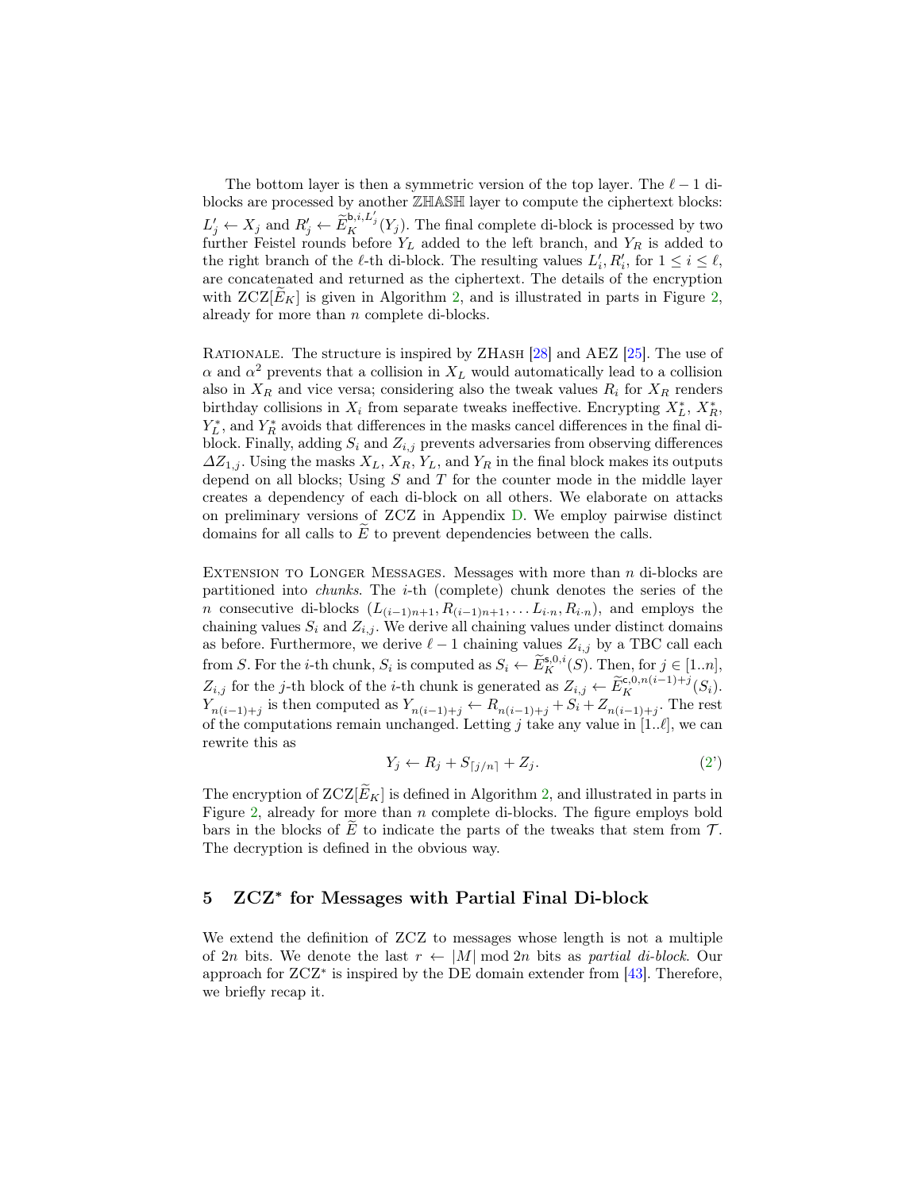The bottom layer is then a symmetric version of the top layer. The $\ell - 1$ di-blocks are processed by another $\mathbb{ZHASH}$ layer to compute the ciphertext blocks: $L'_j \leftarrow X_j$ and $R'_j \leftarrow \widetilde{E}_K^{\mathsf{b},i,L'_j}(Y_j)$. The final complete di-block is processed by two further Feistel rounds before $Y_L$ added to the left branch, and $Y_R$ is added to the right branch of the $\ell$-th di-block. The resulting values $L'_i, R'_i$, for $1 \leq i \leq \ell$, are concatenated and returned as the ciphertext. The details of the encryption with $\mathrm{ZCZ}[\widetilde{E}_K]$ is given in Algorithm 2, and is illustrated in parts in Figure 2, already for more than $n$ complete di-blocks.

Rationale. The structure is inspired by ZHash [28] and AEZ [25]. The use of $\alpha$ and $\alpha^2$ prevents that a collision in $X_L$ would automatically lead to a collision also in $X_R$ and vice versa; considering also the tweak values $R_i$ for $X_R$ renders birthday collisions in $X_i$ from separate tweaks ineffective. Encrypting $X_L^*$, $X_R^*$, $Y_L^*$, and $Y_R^*$ avoids that differences in the masks cancel differences in the final di-block. Finally, adding $S_i$ and $Z_{i,j}$ prevents adversaries from observing differences $\Delta Z_{1,j}$. Using the masks $X_L$, $X_R$, $Y_L$, and $Y_R$ in the final block makes its outputs depend on all blocks; Using $S$ and $T$ for the counter mode in the middle layer creates a dependency of each di-block on all others. We elaborate on attacks on preliminary versions of ZCZ in Appendix D. We employ pairwise distinct domains for all calls to $\widetilde{E}$ to prevent dependencies between the calls.

Extension to Longer Messages. Messages with more than $n$ di-blocks are partitioned into *chunks*. The $i$-th (complete) chunk denotes the series of the $n$ consecutive di-blocks $(L_{(i-1)n+1}, R_{(i-1)n+1}, \ldots L_{i \cdot n}, R_{i \cdot n})$, and employs the chaining values $S_i$ and $Z_{i,j}$. We derive all chaining values under distinct domains as before. Furthermore, we derive $\ell - 1$ chaining values $Z_{i,j}$ by a TBC call each from $S$. For the $i$-th chunk, $S_i$ is computed as $S_i \leftarrow \widetilde{E}_K^{\mathsf{s},0,i}(S)$. Then, for $j \in [1..n]$, $Z_{i,j}$ for the $j$-th block of the $i$-th chunk is generated as $Z_{i,j} \leftarrow \widetilde{E}_K^{\mathsf{c},0,n(i-1)+j}(S_i)$. $Y_{n(i-1)+j}$ is then computed as $Y_{n(i-1)+j} \leftarrow R_{n(i-1)+j} + S_i + Z_{n(i-1)+j}$. The rest of the computations remain unchanged. Letting $j$ take any value in $[1..\ell]$, we can rewrite this as

$$Y_j \leftarrow R_j + S_{\lceil j/n \rceil} + Z_j. \tag{2'}$$

The encryption of $\mathrm{ZCZ}[\widetilde{E}_K]$ is defined in Algorithm 2, and illustrated in parts in Figure 2, already for more than $n$ complete di-blocks. The figure employs bold bars in the blocks of $\widetilde{E}$ to indicate the parts of the tweaks that stem from $\mathcal{T}$. The decryption is defined in the obvious way.

## 5 ZCZ* for Messages with Partial Final Di-block

We extend the definition of ZCZ to messages whose length is not a multiple of $2n$ bits. We denote the last $r \leftarrow |M| \bmod 2n$ bits as *partial di-block*. Our approach for ZCZ* is inspired by the DE domain extender from [43]. Therefore, we briefly recap it.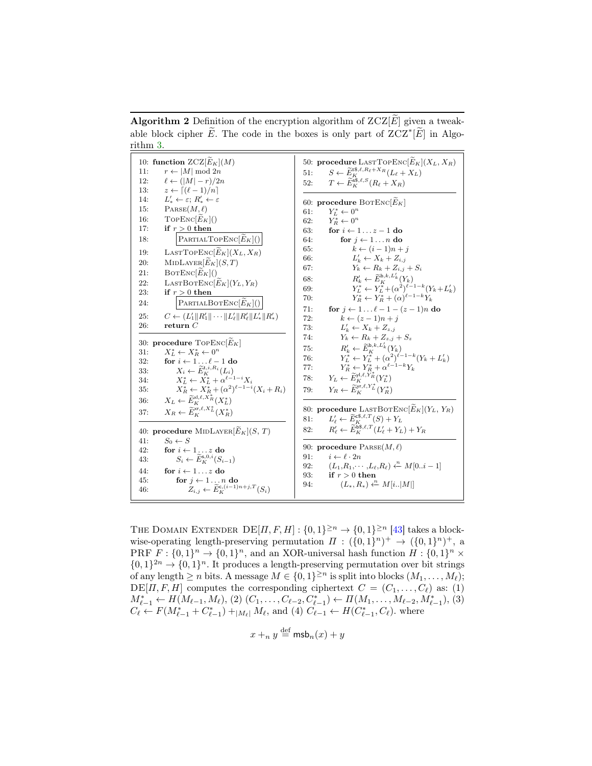**Algorithm 2** Definition of the encryption algorithm of $\text{ZCZ}[\widetilde{E}]$ given a tweakable block cipher $\widetilde{E}$. The code in the boxes is only part of $\text{ZCZ}^*[\widetilde{E}]$ in Algorithm 3.

```
10: function ZCZ[Ẽ_K](M)
11:     r ← |M| mod 2n
12:     ℓ ← (|M| − r)/2n
13:     z ← ⌈(ℓ − 1)/n⌉
14:     L'_* ← ε; R'_* ← ε
15:     Parse(M, ℓ)
16:     TopEnc[Ẽ_K]()
17:     if r > 0 then
18:         [ PartialTopEnc[Ẽ_K]() ]
19:     LastTopEnc[Ẽ_K](X_L, X_R)
20:     MidLayer[Ẽ_K](S, T)
21:     BotEnc[Ẽ_K]()
22:     LastBotEnc[Ẽ_K](Y_L, Y_R)
23:     if r > 0 then
24:         [ PartialBotEnc[Ẽ_K]() ]
25:     C ← (L'_1‖R'_1‖ ··· ‖L'_ℓ‖R'_ℓ‖L'_*‖R'_*)
26:     return C

30: procedure TopEnc[Ẽ_K]
31:     X*_L ← X*_R ← 0^n
32:     for i ← 1 ... ℓ − 1 do
33:         X_i ← Ẽ_K^{t,i,R_i}(L_i)
34:         X*_L ← X*_L + α^{ℓ−1−i} X_i
35:         X*_R ← X*_R + (α^2)^{ℓ−1−i}(X_i + R_i)
36:     X_L ← Ẽ_K^{xl,ℓ,X*_R}(X*_L)
37:     X_R ← Ẽ_K^{xr,ℓ,X*_L}(X*_R)

40: procedure MidLayer[Ẽ_K](S, T)
41:     S_0 ← S
42:     for i ← 1 ... z do
43:         S_i ← Ẽ_K^{s,0,i}(S_{i−1})
44:     for i ← 1 ... z do
45:         for j ← 1 ... n do
46:             Z_{i,j} ← Ẽ_K^{c,(i−1)n+j,T}(S_i)

50: procedure LastTopEnc[Ẽ_K](X_L, X_R)
51:     S ← Ẽ_K^{t$,ℓ,R_ℓ+X_R}(L_ℓ + X_L)
52:     T ← Ẽ_K^{s$,ℓ,S}(R_ℓ + X_R)

60: procedure BotEnc[Ẽ_K]
61:     Y*_L ← 0^n
62:     Y*_R ← 0^n
63:     for i ← 1 ... z − 1 do
64:         for j ← 1 ... n do
65:             k ← (i − 1)n + j
66:             L'_k ← X_k + Z_{i,j}
67:             Y_k ← R_k + Z_{i,j} + S_i
68:             R'_k ← Ẽ_K^{b,k,L'_k}(Y_k)
69:             Y*_L ← Y*_L + (α^2)^{ℓ−1−k}(Y_k + L'_k)
70:             Y*_R ← Y*_R + (α)^{ℓ−1−k} Y_k
71:     for j ← 1 ... ℓ − 1 − (z − 1)n do
72:         k ← (z − 1)n + j
73:         L'_k ← X_k + Z_{z,j}
74:         Y_k ← R_k + Z_{z,j} + S_z
75:         R'_k ← Ẽ_K^{b,k,L'_k}(Y_k)
76:         Y*_L ← Y*_L + (α^2)^{ℓ−1−k}(Y_k + L'_k)
77:         Y*_R ← Y*_R + α^{ℓ−1−k} Y_k
78:     Y_L ← Ẽ_K^{yl,ℓ,Y*_R}(Y*_L)
79:     Y_R ← Ẽ_K^{yr,ℓ,Y*_L}(Y*_R)

80: procedure LastBotEnc[Ẽ_K](Y_L, Y_R)
81:     L'_ℓ ← Ẽ_K^{c$,ℓ,T}(S) + Y_L
82:     R'_ℓ ← Ẽ_K^{b$,ℓ,T}(L'_ℓ + Y_L) + Y_R

90: procedure Parse(M, ℓ)
91:     i ← ℓ · 2n
92:     (L_1, R_1, ··· , L_ℓ, R_ℓ) ←^n M[0..i − 1]
93:     if r > 0 then
94:         (L_*, R_*) ←^n M[i..|M|]
```

**The Domain Extender** $\text{DE}[\Pi, F, H] : \{0,1\}^{\geq n} \to \{0,1\}^{\geq n}$ [43] takes a block-wise-operating length-preserving permutation $\Pi : (\{0,1\}^n)^+ \to (\{0,1\}^n)^+$, a PRF $F : \{0,1\}^n \to \{0,1\}^n$, and an XOR-universal hash function $H : \{0,1\}^n \times \{0,1\}^{2n} \to \{0,1\}^n$. It produces a length-preserving permutation over bit strings of any length $\geq n$ bits. A message $M \in \{0,1\}^{\geq n}$ is split into blocks $(M_1, \ldots, M_\ell)$; $\text{DE}[\Pi, F, H]$ computes the corresponding ciphertext $C = (C_1, \ldots, C_\ell)$ as: (1) $M^*_{\ell-1} \leftarrow H(M_{\ell-1}, M_\ell)$, (2) $(C_1, \ldots, C_{\ell-2}, C^*_{\ell-1}) \leftarrow \Pi(M_1, \ldots, M_{\ell-2}, M^*_{\ell-1})$, (3) $C_\ell \leftarrow F(M^*_{\ell-1} + C^*_{\ell-1}) +_{|M_\ell|} M_\ell$, and (4) $C_{\ell-1} \leftarrow H(C^*_{\ell-1}, C_\ell)$. where

$$x +_n y \stackrel{\text{def}}{=} \mathsf{msb}_n(x) + y$$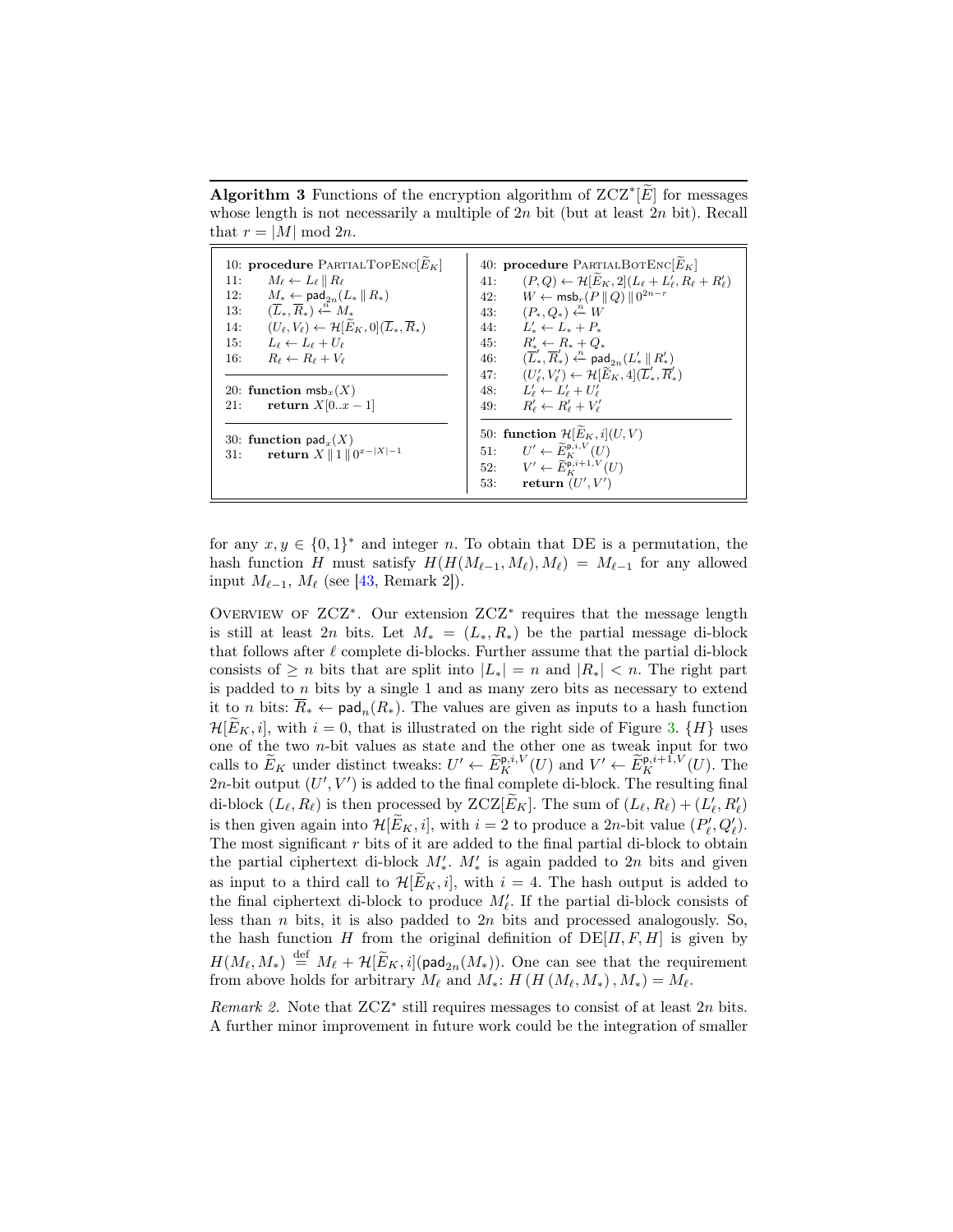**Algorithm 3** Functions of the encryption algorithm of $\text{ZCZ}^*[\widetilde{E}]$ for messages whose length is not necessarily a multiple of $2n$ bit (but at least $2n$ bit). Recall that $r = |M| \bmod 2n$.

```
10: procedure PartialTopEnc[Ẽ_K]
11:     M_ℓ ← L_ℓ ‖ R_ℓ
12:     M_* ← pad_2n(L_* ‖ R_*)
13:     (L̄_*, R̄_*) ←n M_*
14:     (U_ℓ, V_ℓ) ← H[Ẽ_K, 0](L̄_*, R̄_*)
15:     L_ℓ ← L_ℓ + U_ℓ
16:     R_ℓ ← R_ℓ + V_ℓ

20: function msb_x(X)
21:     return X[0..x − 1]

30: function pad_x(X)
31:     return X ‖ 1 ‖ 0^(x−|X|−1)

40: procedure PartialBotEnc[Ẽ_K]
41:     (P, Q) ← H[Ẽ_K, 2](L_ℓ + L'_ℓ, R_ℓ + R'_ℓ)
42:     W ← msb_r(P ‖ Q) ‖ 0^(2n−r)
43:     (P_*, Q_*) ←n W
44:     L'_* ← L_* + P_*
45:     R'_* ← R_* + Q_*
46:     (L̄'_*, R̄'_*) ←n pad_2n(L'_* ‖ R'_*)
47:     (U'_ℓ, V'_ℓ) ← H[Ẽ_K, 4](L̄'_*, R̄'_*)
48:     L'_ℓ ← L'_ℓ + U'_ℓ
49:     R'_ℓ ← R'_ℓ + V'_ℓ

50: function H[Ẽ_K, i](U, V)
51:     U' ← Ẽ_K^(p,i,V)(U)
52:     V' ← Ẽ_K^(p,i+1,V)(U)
53:     return (U', V')
```

for any $x, y \in \{0,1\}^*$ and integer $n$. To obtain that DE is a permutation, the hash function $H$ must satisfy $H(H(M_{\ell-1}, M_\ell), M_\ell) = M_{\ell-1}$ for any allowed input $M_{\ell-1}$, $M_\ell$ (see [43, Remark 2]).

Overview of $\text{ZCZ}^*$. Our extension $\text{ZCZ}^*$ requires that the message length is still at least $2n$ bits. Let $M_* = (L_*, R_*)$ be the partial message di-block that follows after $\ell$ complete di-blocks. Further assume that the partial di-block consists of $\geq n$ bits that are split into $|L_*| = n$ and $|R_*| < n$. The right part is padded to $n$ bits by a single 1 and as many zero bits as necessary to extend it to $n$ bits: $\overline{R}_* \leftarrow \mathsf{pad}_n(R_*)$. The values are given as inputs to a hash function $\mathcal{H}[\widetilde{E}_K, i]$, with $i = 0$, that is illustrated on the right side of Figure 3. $\{H\}$ uses one of the two $n$-bit values as state and the other one as tweak input for two calls to $\widetilde{E}_K$ under distinct tweaks: $U' \leftarrow \widetilde{E}_K^{\mathsf{p},i,V}(U)$ and $V' \leftarrow \widetilde{E}_K^{\mathsf{p},i+1,V}(U)$. The $2n$-bit output $(U', V')$ is added to the final complete di-block. The resulting final di-block $(L_\ell, R_\ell)$ is then processed by $\text{ZCZ}[\widetilde{E}_K]$. The sum of $(L_\ell, R_\ell) + (L'_\ell, R'_\ell)$ is then given again into $\mathcal{H}[\widetilde{E}_K, i]$, with $i = 2$ to produce a $2n$-bit value $(P'_\ell, Q'_\ell)$. The most significant $r$ bits of it are added to the final partial di-block to obtain the partial ciphertext di-block $M'_*$. $M'_*$ is again padded to $2n$ bits and given as input to a third call to $\mathcal{H}[\widetilde{E}_K, i]$, with $i = 4$. The hash output is added to the final ciphertext di-block to produce $M'_\ell$. If the partial di-block consists of less than $n$ bits, it is also padded to $2n$ bits and processed analogously. So, the hash function $H$ from the original definition of $\text{DE}[\Pi, F, H]$ is given by $H(M_\ell, M_*) \stackrel{\text{def}}{=} M_\ell + \mathcal{H}[\widetilde{E}_K, i](\mathsf{pad}_{2n}(M_*))$. One can see that the requirement from above holds for arbitrary $M_\ell$ and $M_*$: $H(H(M_\ell, M_*), M_*) = M_\ell$.

*Remark 2.* Note that $\text{ZCZ}^*$ still requires messages to consist of at least $2n$ bits. A further minor improvement in future work could be the integration of smaller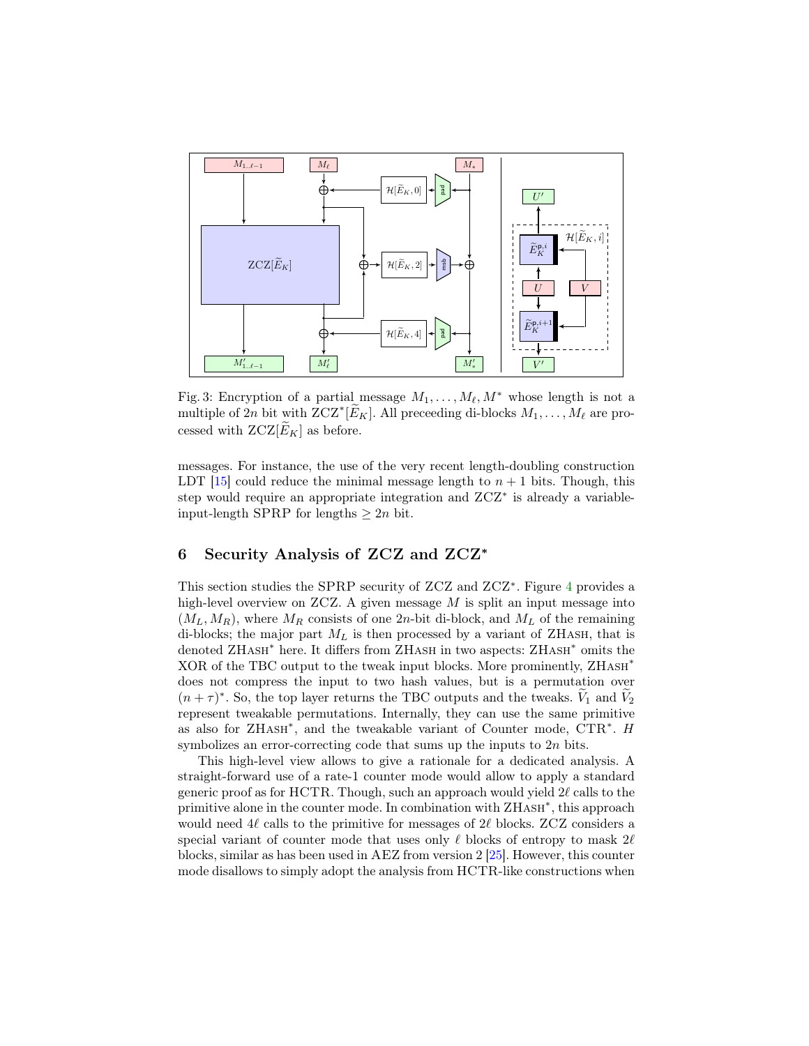Fig. 3: Encryption of a partial message $M_1, \ldots, M_\ell, M^*$ whose length is not a multiple of $2n$ bit with $\text{ZCZ}^*[\widetilde{E}_K]$. All preceeding di-blocks $M_1, \ldots, M_\ell$ are processed with $\text{ZCZ}[\widetilde{E}_K]$ as before.

messages. For instance, the use of the very recent length-doubling construction LDT [15] could reduce the minimal message length to $n+1$ bits. Though, this step would require an appropriate integration and $\text{ZCZ}^*$ is already a variable-input-length SPRP for lengths $\geq 2n$ bit.

## 6 Security Analysis of ZCZ and ZCZ*

This section studies the SPRP security of ZCZ and $\text{ZCZ}^*$. Figure 4 provides a high-level overview on ZCZ. A given message $M$ is split an input message into $(M_L, M_R)$, where $M_R$ consists of one $2n$-bit di-block, and $M_L$ of the remaining di-blocks; the major part $M_L$ is then processed by a variant of ZHash, that is denoted $\text{ZHash}^*$ here. It differs from ZHash in two aspects: $\text{ZHash}^*$ omits the XOR of the TBC output to the tweak input blocks. More prominently, $\text{ZHash}^*$ does not compress the input to two hash values, but is a permutation over $(n+\tau)^*$. So, the top layer returns the TBC outputs and the tweaks. $\widetilde{V}_1$ and $\widetilde{V}_2$ represent tweakable permutations. Internally, they can use the same primitive as also for $\text{ZHash}^*$, and the tweakable variant of Counter mode, $\text{CTR}^*$. $H$ symbolizes an error-correcting code that sums up the inputs to $2n$ bits.

This high-level view allows to give a rationale for a dedicated analysis. A straight-forward use of a rate-1 counter mode would allow to apply a standard generic proof as for HCTR. Though, such an approach would yield $2\ell$ calls to the primitive alone in the counter mode. In combination with $\text{ZHash}^*$, this approach would need $4\ell$ calls to the primitive for messages of $2\ell$ blocks. ZCZ considers a special variant of counter mode that uses only $\ell$ blocks of entropy to mask $2\ell$ blocks, similar as has been used in AEZ from version 2 [25]. However, this counter mode disallows to simply adopt the analysis from HCTR-like constructions when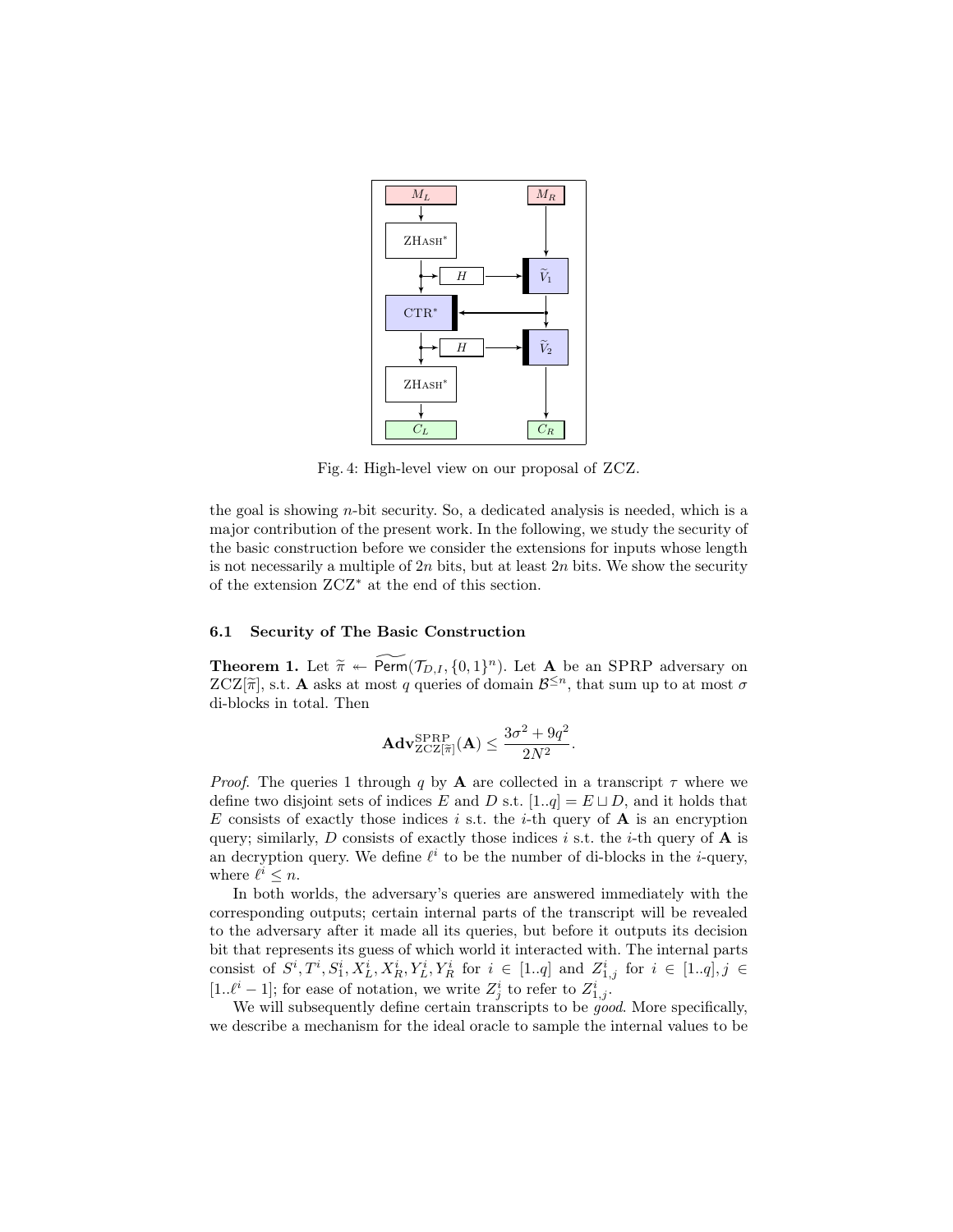Fig. 4: High-level view on our proposal of ZCZ.

the goal is showing $n$-bit security. So, a dedicated analysis is needed, which is a major contribution of the present work. In the following, we study the security of the basic construction before we consider the extensions for inputs whose length is not necessarily a multiple of $2n$ bits, but at least $2n$ bits. We show the security of the extension ZCZ* at the end of this section.

### 6.1 Security of The Basic Construction

**Theorem 1.** Let $\widetilde{\pi} \twoheadleftarrow \widetilde{\mathsf{Perm}}(\mathcal{T}_{D,I}, \{0,1\}^n)$. Let $\mathbf{A}$ be an SPRP adversary on $\mathrm{ZCZ}[\widetilde{\pi}]$, s.t. $\mathbf{A}$ asks at most $q$ queries of domain $\mathcal{B}^{\leq n}$, that sum up to at most $\sigma$ di-blocks in total. Then

$$\mathbf{Adv}^{\mathrm{SPRP}}_{\mathrm{ZCZ}[\widetilde{\pi}]}(\mathbf{A}) \leq \frac{3\sigma^2 + 9q^2}{2N^2}.$$

*Proof.* The queries 1 through $q$ by $\mathbf{A}$ are collected in a transcript $\tau$ where we define two disjoint sets of indices $E$ and $D$ s.t. $[1..q] = E \sqcup D$, and it holds that $E$ consists of exactly those indices $i$ s.t. the $i$-th query of $\mathbf{A}$ is an encryption query; similarly, $D$ consists of exactly those indices $i$ s.t. the $i$-th query of $\mathbf{A}$ is an decryption query. We define $\ell^i$ to be the number of di-blocks in the $i$-query, where $\ell^i \leq n$.

In both worlds, the adversary's queries are answered immediately with the corresponding outputs; certain internal parts of the transcript will be revealed to the adversary after it made all its queries, but before it outputs its decision bit that represents its guess of which world it interacted with. The internal parts consist of $S^i, T^i, S^i_1, X^i_L, X^i_R, Y^i_L, Y^i_R$ for $i \in [1..q]$ and $Z^i_{1,j}$ for $i \in [1..q], j \in [1..\ell^i - 1]$; for ease of notation, we write $Z^i_j$ to refer to $Z^i_{1,j}$.

We will subsequently define certain transcripts to be *good*. More specifically, we describe a mechanism for the ideal oracle to sample the internal values to be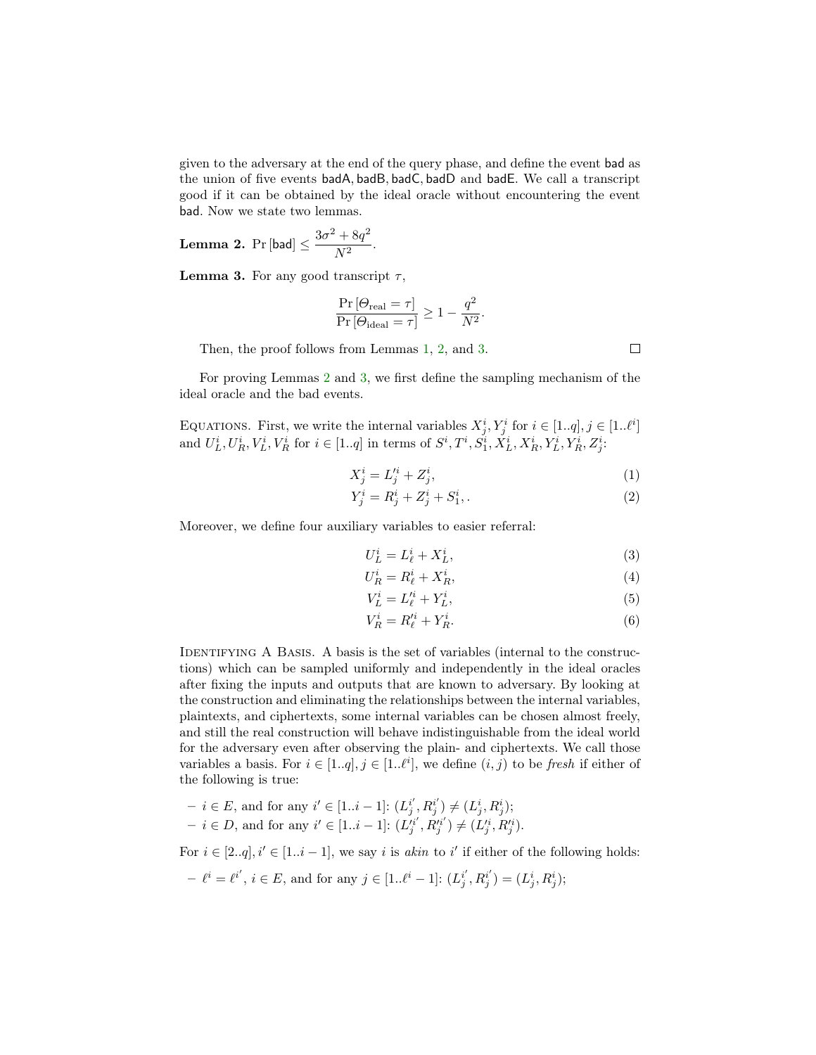given to the adversary at the end of the query phase, and define the event $\mathsf{bad}$ as the union of five events $\mathsf{badA}, \mathsf{badB}, \mathsf{badC}, \mathsf{badD}$ and $\mathsf{badE}$. We call a transcript good if it can be obtained by the ideal oracle without encountering the event $\mathsf{bad}$. Now we state two lemmas.

**Lemma 2.** $\Pr[\mathsf{bad}] \leq \dfrac{3\sigma^2 + 8q^2}{N^2}$.

**Lemma 3.** For any good transcript $\tau$,

$$\frac{\Pr[\Theta_{\text{real}} = \tau]}{\Pr[\Theta_{\text{ideal}} = \tau]} \geq 1 - \frac{q^2}{N^2}.$$

Then, the proof follows from Lemmas 1, 2, and 3. □

For proving Lemmas 2 and 3, we first define the sampling mechanism of the ideal oracle and the bad events.

Equations. First, we write the internal variables $X_j^i, Y_j^i$ for $i \in [1..q], j \in [1..\ell^i]$ and $U_L^i, U_R^i, V_L^i, V_R^i$ for $i \in [1..q]$ in terms of $S^i, T^i, S_1^i, X_L^i, X_R^i, Y_L^i, Y_R^i, Z_j^i$:

$$X_j^i = L_j'^i + Z_j^i, \tag{1}$$

$$Y_j^i = R_j^i + Z_j^i + S_1^i, . \tag{2}$$

Moreover, we define four auxiliary variables to easier referral:

$$U_L^i = L_\ell^i + X_L^i, \tag{3}$$

$$U_R^i = R_\ell^i + X_R^i, \tag{4}$$

$$V_L^i = L_\ell'^i + Y_L^i, \tag{5}$$

$$V_R^i = R_\ell'^i + Y_R^i. \tag{6}$$

Identifying A Basis. A basis is the set of variables (internal to the constructions) which can be sampled uniformly and independently in the ideal oracles after fixing the inputs and outputs that are known to adversary. By looking at the construction and eliminating the relationships between the internal variables, plaintexts, and ciphertexts, some internal variables can be chosen almost freely, and still the real construction will behave indistinguishable from the ideal world for the adversary even after observing the plain- and ciphertexts. We call those variables a basis. For $i \in [1..q], j \in [1..\ell^i]$, we define $(i, j)$ to be *fresh* if either of the following is true:

- $i \in E$, and for any $i' \in [1..i-1]$: $(L_j^{i'}, R_j^{i'}) \neq (L_j^i, R_j^i)$;
- $i \in D$, and for any $i' \in [1..i-1]$: $(L_j'^{i'}, R_j'^{i'}) \neq (L_j'^i, R_j'^i)$.

For $i \in [2..q], i' \in [1..i-1]$, we say $i$ is *akin* to $i'$ if either of the following holds:

- $\ell^i = \ell^{i'}$, $i \in E$, and for any $j \in [1..\ell^i - 1]$: $(L_j^{i'}, R_j^{i'}) = (L_j^i, R_j^i)$;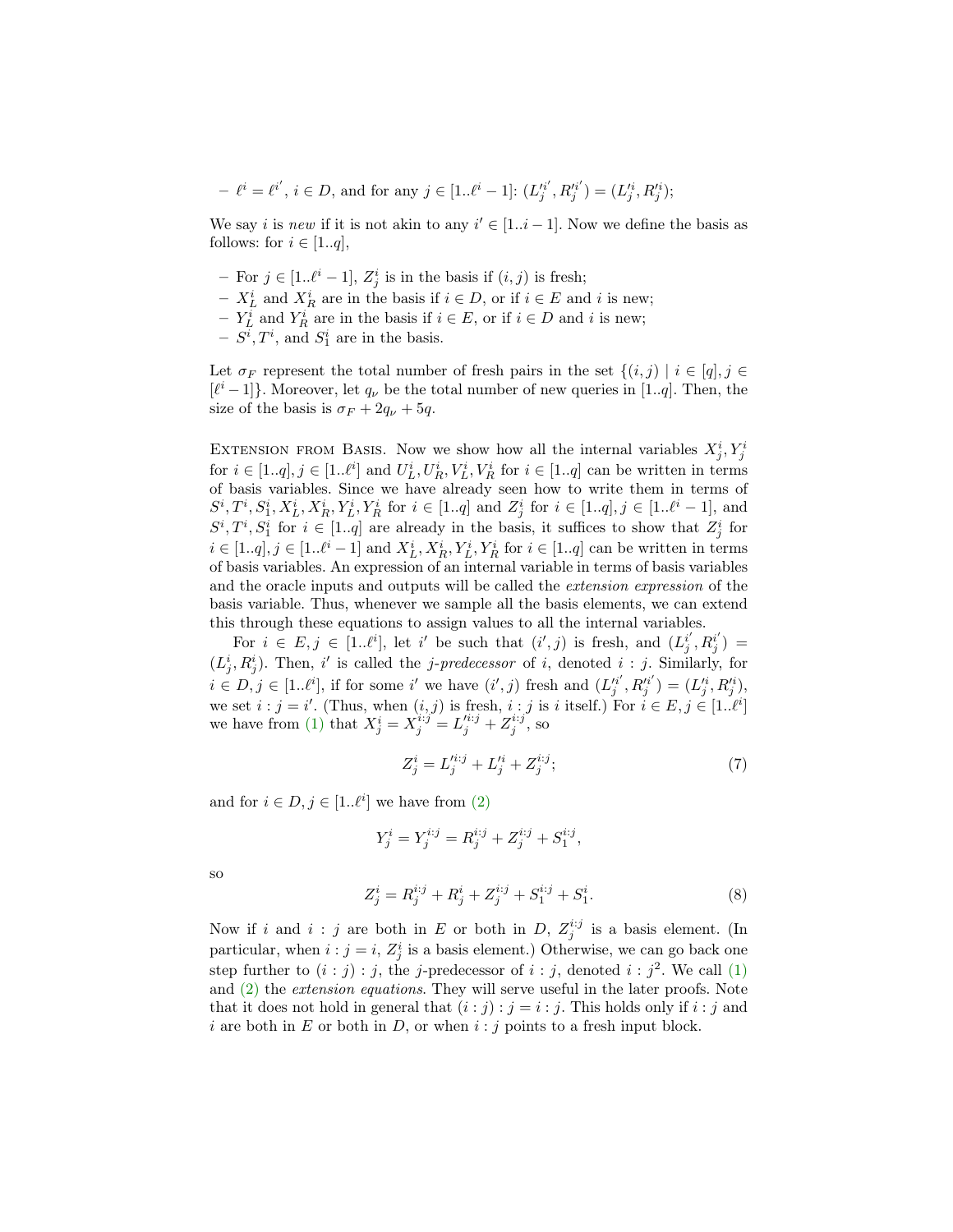– $\ell^i = \ell^{i'}$, $i \in D$, and for any $j \in [1..\ell^i - 1]$: $(L'^{i'}_j, R'^{i'}_j) = (L'^i_j, R'^i_j)$;

We say $i$ is *new* if it is not akin to any $i' \in [1..i-1]$. Now we define the basis as follows: for $i \in [1..q]$,

- For $j \in [1..\ell^i - 1]$, $Z^i_j$ is in the basis if $(i, j)$ is fresh;
- $X^i_L$ and $X^i_R$ are in the basis if $i \in D$, or if $i \in E$ and $i$ is new;
- $Y^i_L$ and $Y^i_R$ are in the basis if $i \in E$, or if $i \in D$ and $i$ is new;
- $S^i, T^i$, and $S^i_1$ are in the basis.

Let $\sigma_F$ represent the total number of fresh pairs in the set $\{(i,j) \mid i \in [q], j \in [\ell^i - 1]\}$. Moreover, let $q_\nu$ be the total number of new queries in $[1..q]$. Then, the size of the basis is $\sigma_F + 2q_\nu + 5q$.

Extension from Basis. Now we show how all the internal variables $X^i_j, Y^i_j$ for $i \in [1..q], j \in [1..\ell^i]$ and $U^i_L, U^i_R, V^i_L, V^i_R$ for $i \in [1..q]$ can be written in terms of basis variables. Since we have already seen how to write them in terms of $S^i, T^i, S^i_1, X^i_L, X^i_R, Y^i_L, Y^i_R$ for $i \in [1..q]$ and $Z^i_j$ for $i \in [1..q], j \in [1..\ell^i - 1]$, and $S^i, T^i, S^i_1$ for $i \in [1..q]$ are already in the basis, it suffices to show that $Z^i_j$ for $i \in [1..q], j \in [1..\ell^i - 1]$ and $X^i_L, X^i_R, Y^i_L, Y^i_R$ for $i \in [1..q]$ can be written in terms of basis variables. An expression of an internal variable in terms of basis variables and the oracle inputs and outputs will be called the *extension expression* of the basis variable. Thus, whenever we sample all the basis elements, we can extend this through these equations to assign values to all the internal variables.

For $i \in E, j \in [1..\ell^i]$, let $i'$ be such that $(i', j)$ is fresh, and $(L^{i'}_j, R^{i'}_j) = (L^i_j, R^i_j)$. Then, $i'$ is called the *$j$-predecessor* of $i$, denoted $i : j$. Similarly, for $i \in D, j \in [1..\ell^i]$, if for some $i'$ we have $(i', j)$ fresh and $(L'^{i'}_j, R'^{i'}_j) = (L'^i_j, R'^i_j)$, we set $i : j = i'$. (Thus, when $(i, j)$ is fresh, $i : j$ is $i$ itself.) For $i \in E, j \in [1..\ell^i]$ we have from (1) that $X^i_j = X^{i:j}_j = L'^{i:j}_j + Z^{i:j}_j$, so

$$Z^i_j = L'^{i:j}_j + L'^i_j + Z^{i:j}_j; \tag{7}$$

and for $i \in D, j \in [1..\ell^i]$ we have from (2)

$$Y^i_j = Y^{i:j}_j = R^{i:j}_j + Z^{i:j}_j + S^{i:j}_1,$$

so

$$Z^i_j = R^{i:j}_j + R^i_j + Z^{i:j}_j + S^{i:j}_1 + S^i_1. \tag{8}$$

Now if $i$ and $i : j$ are both in $E$ or both in $D$, $Z^{i:j}_j$ is a basis element. (In particular, when $i : j = i$, $Z^i_j$ is a basis element.) Otherwise, we can go back one step further to $(i : j) : j$, the $j$-predecessor of $i : j$, denoted $i : j^2$. We call (1) and (2) the *extension equations*. They will serve useful in the later proofs. Note that it does not hold in general that $(i : j) : j = i : j$. This holds only if $i : j$ and $i$ are both in $E$ or both in $D$, or when $i : j$ points to a fresh input block.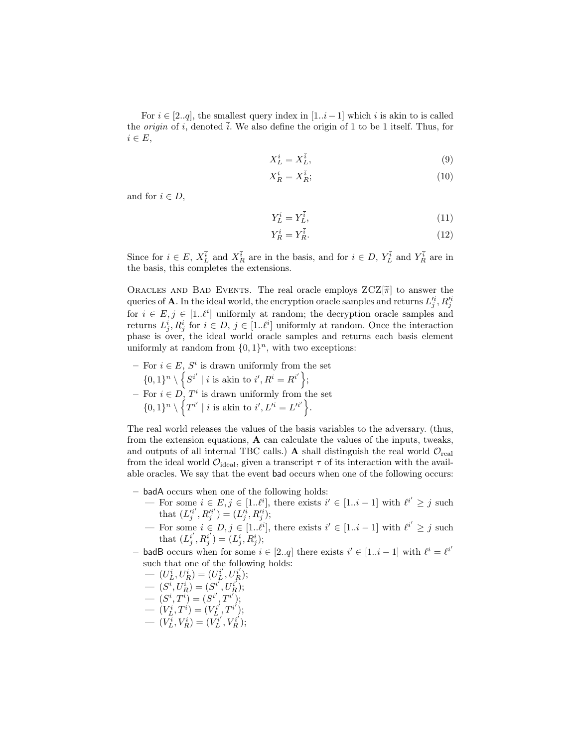For $i \in [2..q]$, the smallest query index in $[1..i-1]$ which $i$ is akin to is called the *origin* of $i$, denoted $\bar{i}$. We also define the origin of 1 to be 1 itself. Thus, for $i \in E$,

$$X_L^i = X_L^{\bar{i}}, \tag{9}$$

$$X_R^i = X_R^{\bar{i}}; \tag{10}$$

and for $i \in D$,

$$Y_L^i = Y_L^{\bar{i}}, \tag{11}$$

$$Y_R^i = Y_R^{\bar{i}}. \tag{12}$$

Since for $i \in E$, $X_L^{\bar{i}}$ and $X_R^{\bar{i}}$ are in the basis, and for $i \in D$, $Y_L^{\bar{i}}$ and $Y_R^{\bar{i}}$ are in the basis, this completes the extensions.

Oracles and Bad Events. The real oracle employs $\mathrm{ZCZ}[\widetilde{\pi}]$ to answer the queries of $\mathbf{A}$. In the ideal world, the encryption oracle samples and returns $L_j'^i, R_j'^i$ for $i \in E, j \in [1..\ell^i]$ uniformly at random; the decryption oracle samples and returns $L_j^i, R_j^i$ for $i \in D$, $j \in [1..\ell^i]$ uniformly at random. Once the interaction phase is over, the ideal world oracle samples and returns each basis element uniformly at random from $\{0,1\}^n$, with two exceptions:

- For $i \in E$, $S^i$ is drawn uniformly from the set $\{0,1\}^n \setminus \left\{ S^{i'} \mid i \text{ is akin to } i', R^i = R^{i'} \right\}$;
- For $i \in D$, $T^i$ is drawn uniformly from the set $\{0,1\}^n \setminus \left\{ T^{i'} \mid i \text{ is akin to } i', L'^i = L'^{i'} \right\}$.

The real world releases the values of the basis variables to the adversary. (thus, from the extension equations, $\mathbf{A}$ can calculate the values of the inputs, tweaks, and outputs of all internal TBC calls.) $\mathbf{A}$ shall distinguish the real world $\mathcal{O}_{\text{real}}$ from the ideal world $\mathcal{O}_{\text{ideal}}$, given a transcript $\tau$ of its interaction with the available oracles. We say that the event $\mathsf{bad}$ occurs when one of the following occurs:

- $\mathsf{badA}$ occurs when one of the following holds:
  - For some $i \in E, j \in [1..\ell^i]$, there exists $i' \in [1..i-1]$ with $\ell^{i'} \geq j$ such that $(L_j'^{i'}, R_j'^{i'}) = (L_j'^i, R_j'^i)$;
  - For some $i \in D, j \in [1..\ell^i]$, there exists $i' \in [1..i-1]$ with $\ell^{i'} \geq j$ such that $(L_j^{i'}, R_j^{i'}) = (L_j^i, R_j^i)$;
- $\mathsf{badB}$ occurs when for some $i \in [2..q]$ there exists $i' \in [1..i-1]$ with $\ell^i = \ell^{i'}$ such that one of the following holds:
  - $(U_L^i, U_R^i) = (U_L^{i'}, U_R^{i'})$;
  - $(S^i, U_R^i) = (S^{i'}, U_R^{i'})$;
  - $(S^i, T^i) = (S^{i'}, T^{i'})$;
  - $(V_L^i, T^i) = (V_L^{i'}, T^{i'})$;
  - $(V_L^i, V_R^i) = (V_L^{i'}, V_R^{i'})$;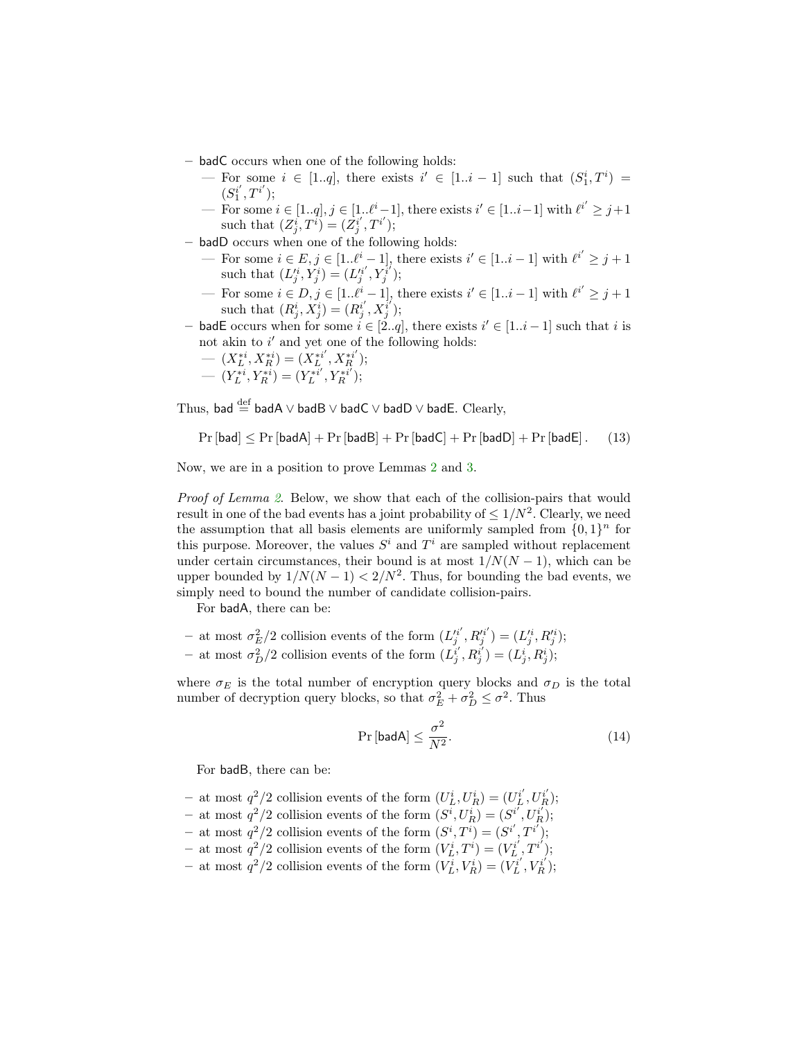- $\mathsf{badC}$ occurs when one of the following holds:
  - — For some $i \in [1..q]$, there exists $i' \in [1..i-1]$ such that $(S_1^i, T^i) = (S_1^{i'}, T^{i'})$;
  - — For some $i \in [1..q], j \in [1..\ell^i - 1]$, there exists $i' \in [1..i-1]$ with $\ell^{i'} \geq j+1$ such that $(Z_j^i, T^i) = (Z_j^{i'}, T^{i'})$;
- $\mathsf{badD}$ occurs when one of the following holds:
  - — For some $i \in E, j \in [1..\ell^i - 1]$, there exists $i' \in [1..i-1]$ with $\ell^{i'} \geq j+1$ such that $(L_j'^i, Y_j^i) = (L_j'^{i'}, Y_j^{i'})$;
  - — For some $i \in D, j \in [1..\ell^i - 1]$, there exists $i' \in [1..i-1]$ with $\ell^{i'} \geq j+1$ such that $(R_j^i, X_j^i) = (R_j^{i'}, X_j^{i'})$;
- $\mathsf{badE}$ occurs when for some $i \in [2..q]$, there exists $i' \in [1..i-1]$ such that $i$ is not akin to $i'$ and yet one of the following holds:
  - — $(X_L^{*i}, X_R^{*i}) = (X_L^{*i'}, X_R^{*i'})$;
  - — $(Y_L^{*i}, Y_R^{*i}) = (Y_L^{*i'}, Y_R^{*i'})$;

Thus, $\mathsf{bad} \overset{\text{def}}{=} \mathsf{badA} \vee \mathsf{badB} \vee \mathsf{badC} \vee \mathsf{badD} \vee \mathsf{badE}$. Clearly,

$$\Pr[\mathsf{bad}] \leq \Pr[\mathsf{badA}] + \Pr[\mathsf{badB}] + \Pr[\mathsf{badC}] + \Pr[\mathsf{badD}] + \Pr[\mathsf{badE}]. \qquad (13)$$

Now, we are in a position to prove Lemmas 2 and 3.

*Proof of Lemma 2.* Below, we show that each of the collision-pairs that would result in one of the bad events has a joint probability of $\leq 1/N^2$. Clearly, we need the assumption that all basis elements are uniformly sampled from $\{0,1\}^n$ for this purpose. Moreover, the values $S^i$ and $T^i$ are sampled without replacement under certain circumstances, their bound is at most $1/N(N-1)$, which can be upper bounded by $1/N(N-1) < 2/N^2$. Thus, for bounding the bad events, we simply need to bound the number of candidate collision-pairs.

For $\mathsf{badA}$, there can be:

- at most $\sigma_E^2/2$ collision events of the form $(L_j'^{i'}, R_j'^{i'}) = (L_j'^i, R_j'^i)$;
- at most $\sigma_D^2/2$ collision events of the form $(L_j^{i'}, R_j^{i'}) = (L_j^i, R_j^i)$;

where $\sigma_E$ is the total number of encryption query blocks and $\sigma_D$ is the total number of decryption query blocks, so that $\sigma_E^2 + \sigma_D^2 \leq \sigma^2$. Thus

$$\Pr[\mathsf{badA}] \leq \frac{\sigma^2}{N^2}. \qquad (14)$$

For $\mathsf{badB}$, there can be:

- at most $q^2/2$ collision events of the form $(U_L^i, U_R^i) = (U_L^{i'}, U_R^{i'})$;
- at most $q^2/2$ collision events of the form $(S^i, U_R^i) = (S^{i'}, U_R^{i'})$;
- at most $q^2/2$ collision events of the form $(S^i, T^i) = (S^{i'}, T^{i'})$;
- at most $q^2/2$ collision events of the form $(V_L^i, T^i) = (V_L^{i'}, T^{i'})$;
- at most $q^2/2$ collision events of the form $(V_L^i, V_R^i) = (V_L^{i'}, V_R^{i'})$;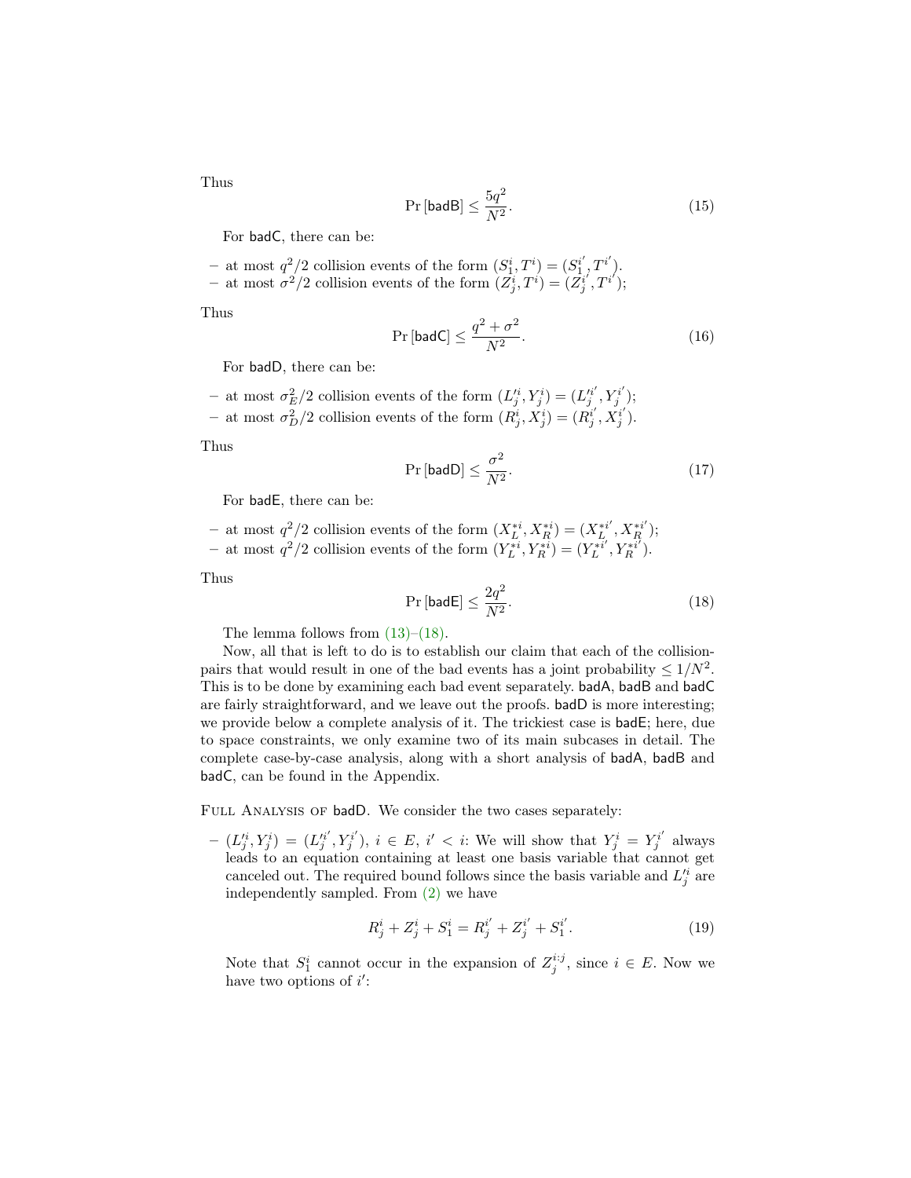Thus

$$\Pr[\mathsf{badB}] \leq \frac{5q^2}{N^2}. \tag{15}$$

For $\mathsf{badC}$, there can be:

- at most $q^2/2$ collision events of the form $(S_1^i, T^i) = (S_1^{i'}, T^{i'})$.
- at most $\sigma^2/2$ collision events of the form $(Z_j^i, T^i) = (Z_j^{i'}, T^{i'})$;

Thus

$$\Pr[\mathsf{badC}] \leq \frac{q^2 + \sigma^2}{N^2}. \tag{16}$$

For $\mathsf{badD}$, there can be:

- at most $\sigma_E^2/2$ collision events of the form $(L_j'^i, Y_j^i) = (L_j'^{i'}, Y_j^{i'})$;
- at most $\sigma_D^2/2$ collision events of the form $(R_j^i, X_j^i) = (R_j^{i'}, X_j^{i'})$.

Thus

$$\Pr[\mathsf{badD}] \leq \frac{\sigma^2}{N^2}. \tag{17}$$

For $\mathsf{badE}$, there can be:

- at most $q^2/2$ collision events of the form $(X_L^{*i}, X_R^{*i}) = (X_L^{*i'}, X_R^{*i'})$;
- at most $q^2/2$ collision events of the form $(Y_L^{*i}, Y_R^{*i}) = (Y_L^{*i'}, Y_R^{*i'})$.

Thus

$$\Pr[\mathsf{badE}] \leq \frac{2q^2}{N^2}. \tag{18}$$

The lemma follows from (13)–(18).

Now, all that is left to do is to establish our claim that each of the collision-pairs that would result in one of the bad events has a joint probability $\leq 1/N^2$. This is to be done by examining each bad event separately. $\mathsf{badA}$, $\mathsf{badB}$ and $\mathsf{badC}$ are fairly straightforward, and we leave out the proofs. $\mathsf{badD}$ is more interesting; we provide below a complete analysis of it. The trickiest case is $\mathsf{badE}$; here, due to space constraints, we only examine two of its main subcases in detail. The complete case-by-case analysis, along with a short analysis of $\mathsf{badA}$, $\mathsf{badB}$ and $\mathsf{badC}$, can be found in the Appendix.

Full Analysis of $\mathsf{badD}$. We consider the two cases separately:

- $(L_j'^i, Y_j^i) = (L_j'^{i'}, Y_j^{i'})$, $i \in E$, $i' < i$: We will show that $Y_j^i = Y_j^{i'}$ always leads to an equation containing at least one basis variable that cannot get canceled out. The required bound follows since the basis variable and $L_j'^i$ are independently sampled. From (2) we have

$$R_j^i + Z_j^i + S_1^i = R_j^{i'} + Z_j^{i'} + S_1^{i'}. \tag{19}$$

Note that $S_1^i$ cannot occur in the expansion of $Z_j^{i:j}$, since $i \in E$. Now we have two options of $i'$: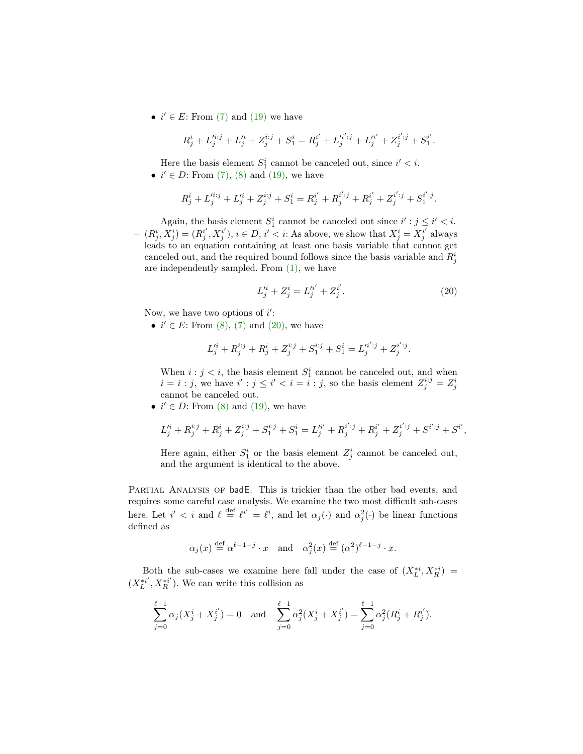- $i' \in E$: From (7) and (19) we have

$$R^i_j + L'^{i:j}_j + L'^i_j + Z^{i:j}_j + S^i_1 = R^{i'}_j + L'^{i':j}_j + L'^{i'}_j + Z^{i':j}_j + S^{i'}_1.$$

Here the basis element $S^i_1$ cannot be canceled out, since $i' < i$.

- $i' \in D$: From (7), (8) and (19), we have

$$R^i_j + L'^{i:j}_j + L'^i_j + Z^{i:j}_j + S^i_1 = R^{i'}_j + R^{i':j}_j + R^{i'}_j + Z^{i':j}_j + S^{i':j}_1.$$

Again, the basis element $S^i_1$ cannot be canceled out since $i' : j \leq i' < i$.

– $(R^i_j, X^i_j) = (R^{i'}_j, X^{i'}_j)$, $i \in D$, $i' < i$: As above, we show that $X^i_j = X^{i'}_j$ always leads to an equation containing at least one basis variable that cannot get canceled out, and the required bound follows since the basis variable and $R^i_j$ are independently sampled. From (1), we have

$$L'^i_j + Z^i_j = L'^{i'}_j + Z^{i'}_j. \tag{20}$$

Now, we have two options of $i'$:

- $i' \in E$: From (8), (7) and (20), we have

$$L'^i_j + R^{i:j}_j + R^i_j + Z^{i:j}_j + S^{i:j}_1 + S^i_1 = L'^{i':j}_j + Z^{i':j}_j.$$

When $i : j < i$, the basis element $S^i_1$ cannot be canceled out, and when $i = i : j$, we have $i' : j \leq i' < i = i : j$, so the basis element $Z^{i:j}_j = Z^i_j$ cannot be canceled out.

- $i' \in D$: From (8) and (19), we have

$$L'^i_j + R^{i:j}_j + R^i_j + Z^{i:j}_j + S^{i:j}_1 + S^i_1 = L'^{i'}_j + R^{i':j}_j + R^{i'}_j + Z^{i':j}_j + S^{i':j} + S^{i'},$$

Here again, either $S^i_1$ or the basis element $Z^i_j$ cannot be canceled out, and the argument is identical to the above.

**Partial Analysis of badE.** This is trickier than the other bad events, and requires some careful case analysis. We examine the two most difficult sub-cases here. Let $i' < i$ and $\ell \stackrel{\text{def}}{=} \ell^{i'} = \ell^i$, and let $\alpha_j(\cdot)$ and $\alpha^2_j(\cdot)$ be linear functions defined as

$$\alpha_j(x) \stackrel{\text{def}}{=} \alpha^{\ell-1-j} \cdot x \quad \text{and} \quad \alpha^2_j(x) \stackrel{\text{def}}{=} (\alpha^2)^{\ell-1-j} \cdot x.$$

Both the sub-cases we examine here fall under the case of $(X^{*i}_L, X^{*i}_R) = (X^{*i'}_L, X^{*i'}_R)$. We can write this collision as

$$\sum_{j=0}^{\ell-1} \alpha_j(X^i_j + X^{i'}_j) = 0 \quad \text{and} \quad \sum_{j=0}^{\ell-1} \alpha^2_j(X^i_j + X^{i'}_j) = \sum_{j=0}^{\ell-1} \alpha^2_j(R^i_j + R^{i'}_j).$$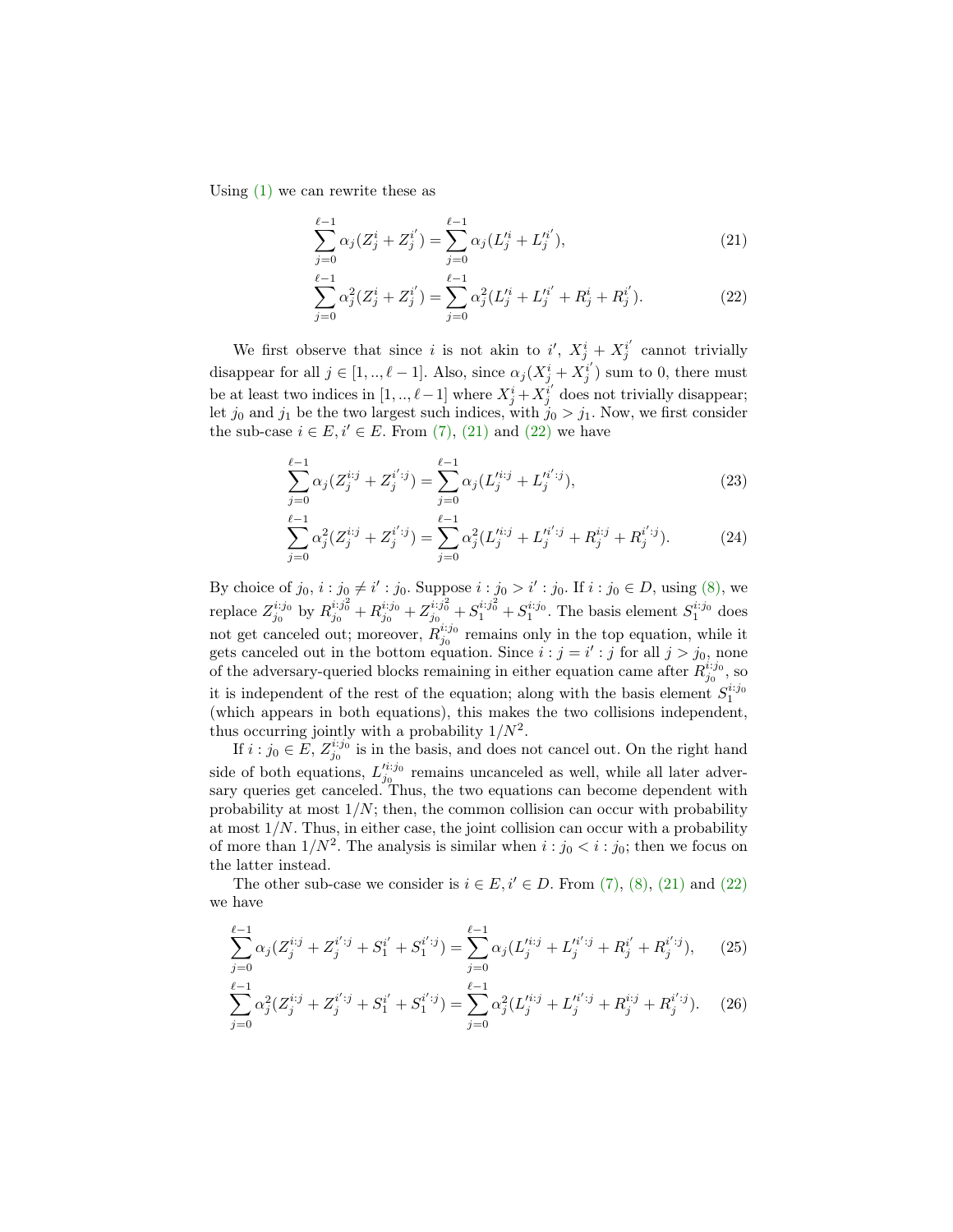Using (1) we can rewrite these as

$$\sum_{j=0}^{\ell-1} \alpha_j (Z_j^i + Z_j^{i'}) = \sum_{j=0}^{\ell-1} \alpha_j (L_j'^i + L_j'^{i'}), \tag{21}$$

$$\sum_{j=0}^{\ell-1} \alpha_j^2 (Z_j^i + Z_j^{i'}) = \sum_{j=0}^{\ell-1} \alpha_j^2 (L_j'^i + L_j'^{i'} + R_j^i + R_j^{i'}). \tag{22}$$

We first observe that since $i$ is not akin to $i'$, $X_j^i + X_j^{i'}$ cannot trivially disappear for all $j \in [1, .., \ell - 1]$. Also, since $\alpha_j(X_j^i + X_j^{i'})$ sum to 0, there must be at least two indices in $[1, .., \ell - 1]$ where $X_j^i + X_j^{i'}$ does not trivially disappear; let $j_0$ and $j_1$ be the two largest such indices, with $j_0 > j_1$. Now, we first consider the sub-case $i \in E, i' \in E$. From (7), (21) and (22) we have

$$\sum_{j=0}^{\ell-1} \alpha_j (Z_j^{i:j} + Z_j^{i':j}) = \sum_{j=0}^{\ell-1} \alpha_j (L_j'^{i:j} + L_j'^{i':j}), \tag{23}$$

$$\sum_{j=0}^{\ell-1} \alpha_j^2 (Z_j^{i:j} + Z_j^{i':j}) = \sum_{j=0}^{\ell-1} \alpha_j^2 (L_j'^{i:j} + L_j'^{i':j} + R_j^{i:j} + R_j^{i':j}). \tag{24}$$

By choice of $j_0$, $i : j_0 \neq i' : j_0$. Suppose $i : j_0 > i' : j_0$. If $i : j_0 \in D$, using (8), we replace $Z_{j_0}^{i:j_0}$ by $R_{j_0}^{i:j_0^2} + R_{j_0}^{i:j_0} + Z_{j_0}^{i:j_0^2} + S_1^{i:j_0^2} + S_1^{i:j_0}$. The basis element $S_1^{i:j_0}$ does not get canceled out; moreover, $R_{j_0}^{i:j_0}$ remains only in the top equation, while it gets canceled out in the bottom equation. Since $i : j = i' : j$ for all $j > j_0$, none of the adversary-queried blocks remaining in either equation came after $R_{j_0}^{i:j_0}$, so it is independent of the rest of the equation; along with the basis element $S_1^{i:j_0}$ (which appears in both equations), this makes the two collisions independent, thus occurring jointly with a probability $1/N^2$.

If $i : j_0 \in E$, $Z_{j_0}^{i:j_0}$ is in the basis, and does not cancel out. On the right hand side of both equations, $L_{j_0}'^{i:j_0}$ remains uncanceled as well, while all later adversary queries get canceled. Thus, the two equations can become dependent with probability at most $1/N$; then, the common collision can occur with probability at most $1/N$. Thus, in either case, the joint collision can occur with a probability of more than $1/N^2$. The analysis is similar when $i : j_0 < i : j_0$; then we focus on the latter instead.

The other sub-case we consider is $i \in E, i' \in D$. From (7), (8), (21) and (22) we have

$$\sum_{j=0}^{\ell-1} \alpha_j (Z_j^{i:j} + Z_j^{i':j} + S_1^{i'} + S_1^{i':j}) = \sum_{j=0}^{\ell-1} \alpha_j (L_j'^{i:j} + L_j'^{i':j} + R_j^{i'} + R_j^{i':j}), \tag{25}$$

$$\sum_{j=0}^{\ell-1} \alpha_j^2 (Z_j^{i:j} + Z_j^{i':j} + S_1^{i'} + S_1^{i':j}) = \sum_{j=0}^{\ell-1} \alpha_j^2 (L_j'^{i:j} + L_j'^{i':j} + R_j^{i:j} + R_j^{i':j}). \tag{26}$$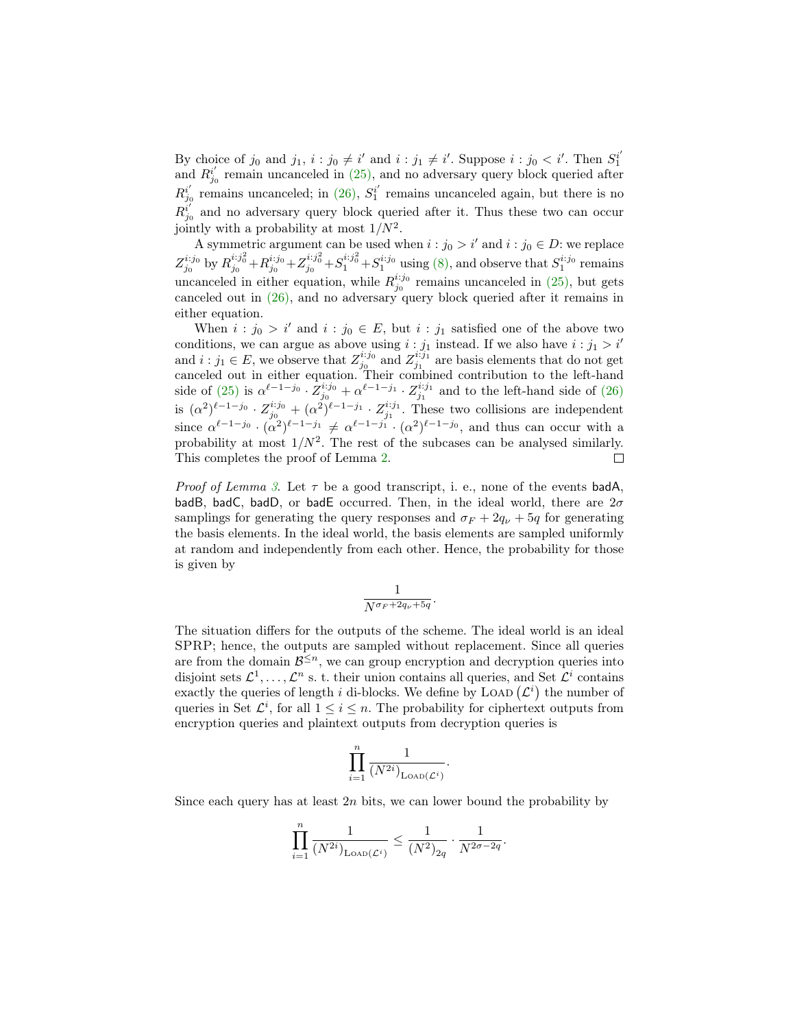By choice of $j_0$ and $j_1$, $i : j_0 \neq i'$ and $i : j_1 \neq i'$. Suppose $i : j_0 < i'$. Then $S_1^{i'}$ and $R_{j_0}^{i'}$ remain uncanceled in (25), and no adversary query block queried after $R_{j_0}^{i'}$ remains uncanceled; in (26), $S_1^{i'}$ remains uncanceled again, but there is no $R_{j_0}^{i'}$ and no adversary query block queried after it. Thus these two can occur jointly with a probability at most $1/N^2$.

A symmetric argument can be used when $i : j_0 > i'$ and $i : j_0 \in D$: we replace $Z_{j_0}^{i:j_0}$ by $R_{j_0}^{i:j_0^2} + R_{j_0}^{i:j_0} + Z_{j_0}^{i:j_0^2} + S_1^{i:j_0^2} + S_1^{i:j_0}$ using (8), and observe that $S_1^{i:j_0}$ remains uncanceled in either equation, while $R_{j_0}^{i:j_0}$ remains uncanceled in (25), but gets canceled out in (26), and no adversary query block queried after it remains in either equation.

When $i : j_0 > i'$ and $i : j_0 \in E$, but $i : j_1$ satisfied one of the above two conditions, we can argue as above using $i : j_1$ instead. If we also have $i : j_1 > i'$ and $i : j_1 \in E$, we observe that $Z_{j_0}^{i:j_0}$ and $Z_{j_1}^{i:j_1}$ are basis elements that do not get canceled out in either equation. Their combined contribution to the left-hand side of (25) is $\alpha^{\ell-1-j_0} \cdot Z_{j_0}^{i:j_0} + \alpha^{\ell-1-j_1} \cdot Z_{j_1}^{i:j_1}$ and to the left-hand side of (26) is $(\alpha^2)^{\ell-1-j_0} \cdot Z_{j_0}^{i:j_0} + (\alpha^2)^{\ell-1-j_1} \cdot Z_{j_1}^{i:j_1}$. These two collisions are independent since $\alpha^{\ell-1-j_0} \cdot (\alpha^2)^{\ell-1-j_1} \neq \alpha^{\ell-1-j_1} \cdot (\alpha^2)^{\ell-1-j_0}$, and thus can occur with a probability at most $1/N^2$. The rest of the subcases can be analysed similarly. This completes the proof of Lemma 2. □

*Proof of Lemma 3.* Let $\tau$ be a good transcript, i. e., none of the events badA, badB, badC, badD, or badE occurred. Then, in the ideal world, there are $2\sigma$ samplings for generating the query responses and $\sigma_F + 2q_\nu + 5q$ for generating the basis elements. In the ideal world, the basis elements are sampled uniformly at random and independently from each other. Hence, the probability for those is given by

$$\frac{1}{N^{\sigma_F + 2q_\nu + 5q}}.$$

The situation differs for the outputs of the scheme. The ideal world is an ideal SPRP; hence, the outputs are sampled without replacement. Since all queries are from the domain $\mathcal{B}^{\leq n}$, we can group encryption and decryption queries into disjoint sets $\mathcal{L}^1, \ldots, \mathcal{L}^n$ s. t. their union contains all queries, and Set $\mathcal{L}^i$ contains exactly the queries of length $i$ di-blocks. We define by $\textsc{Load}\left(\mathcal{L}^i\right)$ the number of queries in Set $\mathcal{L}^i$, for all $1 \leq i \leq n$. The probability for ciphertext outputs from encryption queries and plaintext outputs from decryption queries is

$$\prod_{i=1}^{n} \frac{1}{(N^{2i})_{\textsc{Load}(\mathcal{L}^i)}}.$$

Since each query has at least $2n$ bits, we can lower bound the probability by

$$\prod_{i=1}^{n} \frac{1}{(N^{2i})_{\textsc{Load}(\mathcal{L}^i)}} \leq \frac{1}{(N^2)_{2q}} \cdot \frac{1}{N^{2\sigma - 2q}}.$$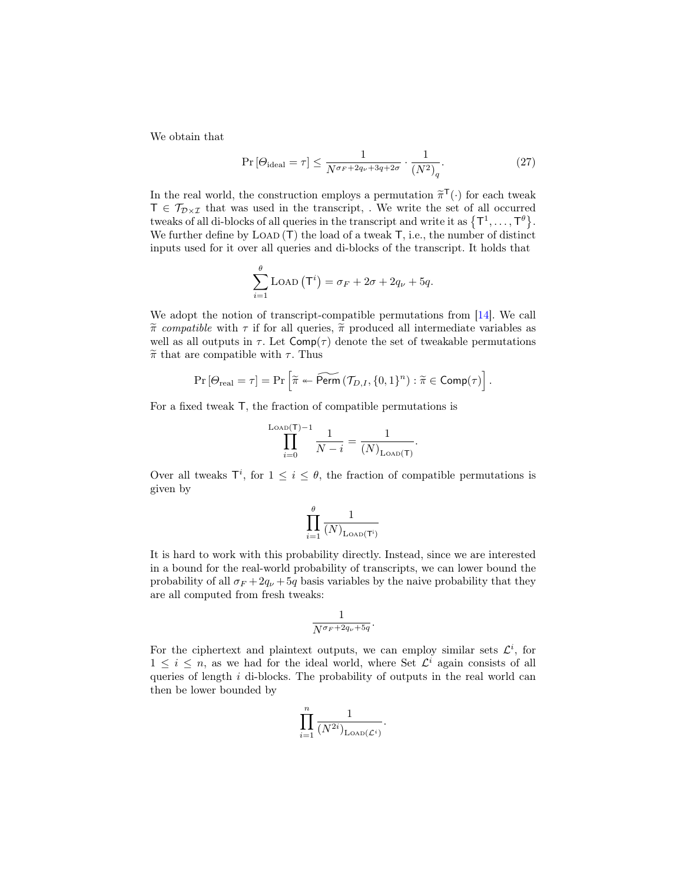We obtain that

$$\Pr[\Theta_{\text{ideal}} = \tau] \leq \frac{1}{N^{\sigma_F + 2q_\nu + 3q + 2\sigma}} \cdot \frac{1}{(N^2)_q}. \tag{27}$$

In the real world, the construction employs a permutation $\widetilde{\pi}^{\mathsf{T}}(\cdot)$ for each tweak $\mathsf{T} \in \mathcal{T}_{\mathcal{D}\times\mathcal{I}}$ that was used in the transcript, . We write the set of all occurred tweaks of all di-blocks of all queries in the transcript and write it as $\{\mathsf{T}^1, \ldots, \mathsf{T}^\theta\}$. We further define by $\text{LOAD}(\mathsf{T})$ the load of a tweak $\mathsf{T}$, i.e., the number of distinct inputs used for it over all queries and di-blocks of the transcript. It holds that

$$\sum_{i=1}^{\theta} \text{LOAD}(\mathsf{T}^i) = \sigma_F + 2\sigma + 2q_\nu + 5q.$$

We adopt the notion of transcript-compatible permutations from [14]. We call $\widetilde{\pi}$ *compatible* with $\tau$ if for all queries, $\widetilde{\pi}$ produced all intermediate variables as well as all outputs in $\tau$. Let $\mathsf{Comp}(\tau)$ denote the set of tweakable permutations $\widetilde{\pi}$ that are compatible with $\tau$. Thus

$$\Pr[\Theta_{\text{real}} = \tau] = \Pr\left[\widetilde{\pi} \twoheadleftarrow \widetilde{\mathsf{Perm}}(\mathcal{T}_{D,I}, \{0,1\}^n) : \widetilde{\pi} \in \mathsf{Comp}(\tau)\right].$$

For a fixed tweak $\mathsf{T}$, the fraction of compatible permutations is

$$\prod_{i=0}^{\text{LOAD}(\mathsf{T})-1} \frac{1}{N-i} = \frac{1}{(N)_{\text{LOAD}(\mathsf{T})}}.$$

Over all tweaks $\mathsf{T}^i$, for $1 \leq i \leq \theta$, the fraction of compatible permutations is given by

$$\prod_{i=1}^{\theta} \frac{1}{(N)_{\text{LOAD}(\mathsf{T}^i)}}$$

It is hard to work with this probability directly. Instead, since we are interested in a bound for the real-world probability of transcripts, we can lower bound the probability of all $\sigma_F + 2q_\nu + 5q$ basis variables by the naive probability that they are all computed from fresh tweaks:

$$\frac{1}{N^{\sigma_F + 2q_\nu + 5q}}.$$

For the ciphertext and plaintext outputs, we can employ similar sets $\mathcal{L}^i$, for $1 \leq i \leq n$, as we had for the ideal world, where Set $\mathcal{L}^i$ again consists of all queries of length $i$ di-blocks. The probability of outputs in the real world can then be lower bounded by

$$\prod_{i=1}^{n} \frac{1}{(N^{2i})_{\text{LOAD}(\mathcal{L}^i)}}.$$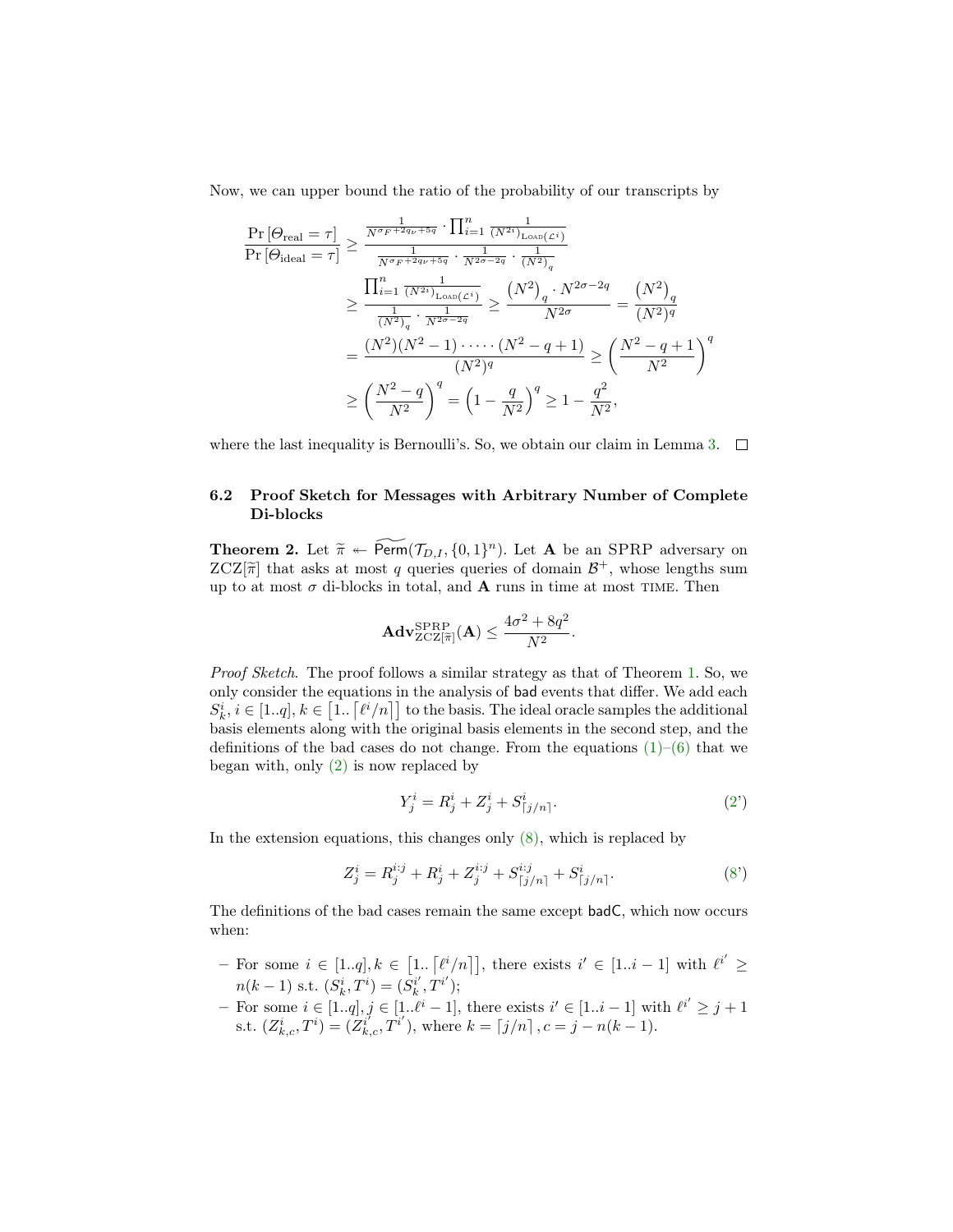Now, we can upper bound the ratio of the probability of our transcripts by

$$
\begin{aligned}
\frac{\Pr[\Theta_{\text{real}} = \tau]}{\Pr[\Theta_{\text{ideal}} = \tau]} &\geq \frac{\frac{1}{N^{\sigma F + 2q\nu + 5q}} \cdot \prod_{i=1}^{n} \frac{1}{(N^{2i})_{\textsc{Load}(\mathcal{L}^i)}}}{\frac{1}{N^{\sigma F + 2q\nu + 5q}} \cdot \frac{1}{N^{2\sigma - 2q}} \cdot \frac{1}{(N^2)_q}} \\
&\geq \frac{\prod_{i=1}^{n} \frac{1}{(N^{2i})_{\textsc{Load}(\mathcal{L}^i)}}}{\frac{1}{(N^2)_q} \cdot \frac{1}{N^{2\sigma - 2q}}} \geq \frac{(N^2)_q \cdot N^{2\sigma - 2q}}{N^{2\sigma}} = \frac{(N^2)_q}{(N^2)^q} \\
&= \frac{(N^2)(N^2 - 1) \cdot \cdots \cdot (N^2 - q + 1)}{(N^2)^q} \geq \left( \frac{N^2 - q + 1}{N^2} \right)^q \\
&\geq \left( \frac{N^2 - q}{N^2} \right)^q = \left( 1 - \frac{q}{N^2} \right)^q \geq 1 - \frac{q^2}{N^2},
\end{aligned}
$$

where the last inequality is Bernoulli's. So, we obtain our claim in Lemma 3. □

### 6.2 Proof Sketch for Messages with Arbitrary Number of Complete Di-blocks

**Theorem 2.** Let $\widetilde{\pi} \twoheadleftarrow \widetilde{\mathsf{Perm}}(\mathcal{T}_{D,I}, \{0,1\}^n)$. Let $\mathbf{A}$ be an SPRP adversary on $\mathrm{ZCZ}[\widetilde{\pi}]$ that asks at most $q$ queries queries of domain $\mathcal{B}^+$, whose lengths sum up to at most $\sigma$ di-blocks in total, and $\mathbf{A}$ runs in time at most TIME. Then

$$\mathbf{Adv}^{\mathrm{SPRP}}_{\mathrm{ZCZ}[\widetilde{\pi}]}(\mathbf{A}) \leq \frac{4\sigma^2 + 8q^2}{N^2}.$$

*Proof Sketch.* The proof follows a similar strategy as that of Theorem 1. So, we only consider the equations in the analysis of $\mathsf{bad}$ events that differ. We add each $S^i_k, i \in [1..q], k \in \left[1..\left\lceil \ell^i/n \right\rceil\right]$ to the basis. The ideal oracle samples the additional basis elements along with the original basis elements in the second step, and the definitions of the bad cases do not change. From the equations (1)–(6) that we began with, only (2) is now replaced by

$$Y^i_j = R^i_j + Z^i_j + S^i_{\lceil j/n \rceil}. \tag{2'}$$

In the extension equations, this changes only (8), which is replaced by

$$Z^i_j = R^{i:j}_j + R^i_j + Z^{i:j}_j + S^{i:j}_{\lceil j/n \rceil} + S^i_{\lceil j/n \rceil}. \tag{8'}$$

The definitions of the bad cases remain the same except $\mathsf{badC}$, which now occurs when:

- For some $i \in [1..q], k \in \left[1..\left\lceil \ell^i/n \right\rceil\right]$, there exists $i' \in [1..i-1]$ with $\ell^{i'} \geq n(k-1)$ s.t. $(S^i_k, T^i) = (S^{i'}_k, T^{i'})$;
- For some $i \in [1..q], j \in [1..\ell^i - 1]$, there exists $i' \in [1..i-1]$ with $\ell^{i'} \geq j+1$ s.t. $(Z^i_{k,c}, T^i) = (Z^{i'}_{k,c}, T^{i'})$, where $k = \lceil j/n \rceil, c = j - n(k-1)$.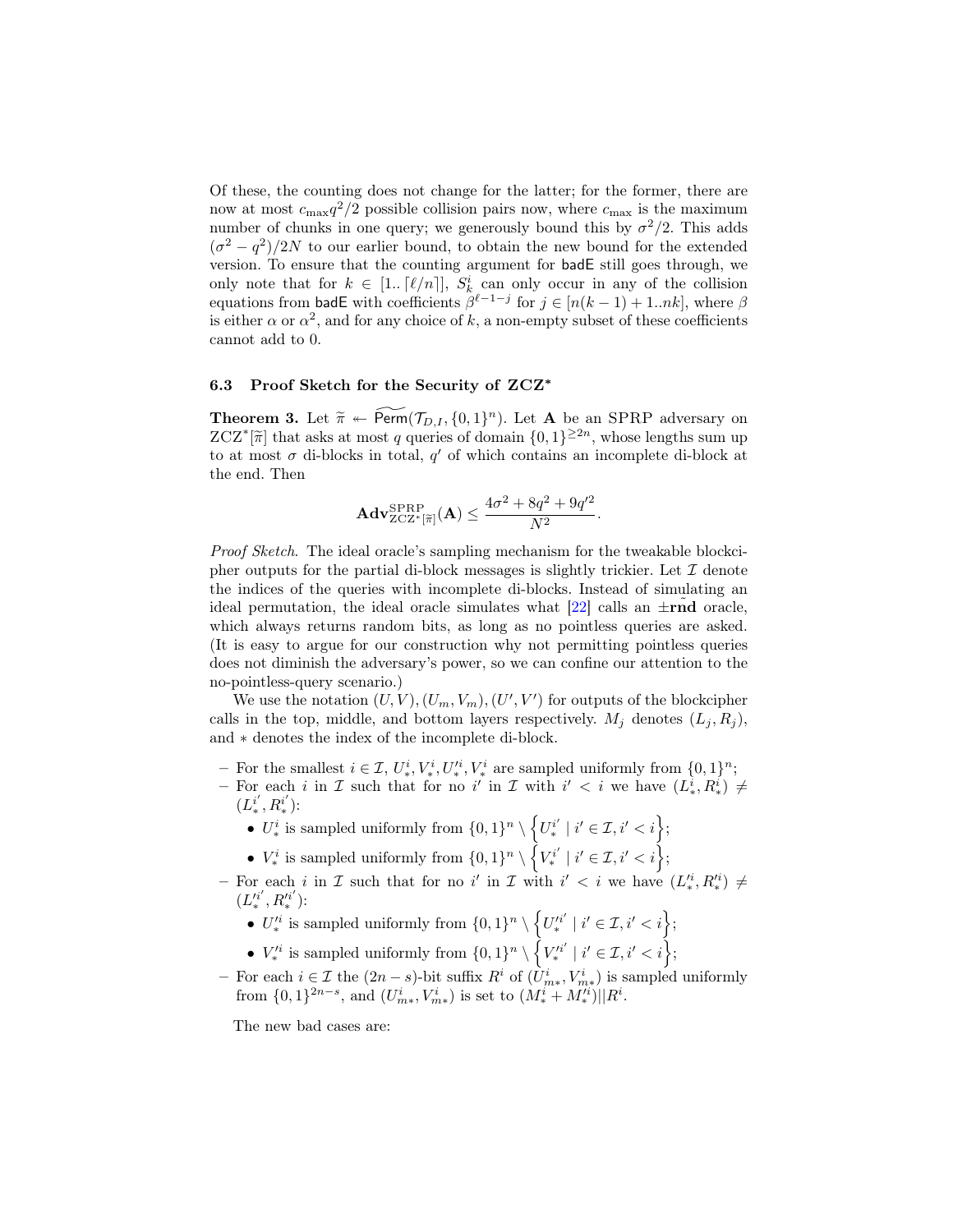Of these, the counting does not change for the latter; for the former, there are now at most $c_{\max}q^2/2$ possible collision pairs now, where $c_{\max}$ is the maximum number of chunks in one query; we generously bound this by $\sigma^2/2$. This adds $(\sigma^2 - q^2)/2N$ to our earlier bound, to obtain the new bound for the extended version. To ensure that the counting argument for $\mathsf{badE}$ still goes through, we only note that for $k \in [1..\lceil \ell/n \rceil]$, $S_k^i$ can only occur in any of the collision equations from $\mathsf{badE}$ with coefficients $\beta^{\ell-1-j}$ for $j \in [n(k-1)+1..nk]$, where $\beta$ is either $\alpha$ or $\alpha^2$, and for any choice of $k$, a non-empty subset of these coefficients cannot add to 0.

### 6.3 Proof Sketch for the Security of ZCZ*

**Theorem 3.** Let $\widetilde{\pi} \twoheadleftarrow \widetilde{\mathsf{Perm}}(\mathcal{T}_{D,I}, \{0,1\}^n)$. Let $\mathbf{A}$ be an SPRP adversary on $\mathrm{ZCZ}^*[\widetilde{\pi}]$ that asks at most $q$ queries of domain $\{0,1\}^{\geq 2n}$, whose lengths sum up to at most $\sigma$ di-blocks in total, $q'$ of which contains an incomplete di-block at the end. Then

$$\mathbf{Adv}^{\mathrm{SPRP}}_{\mathrm{ZCZ}^*[\widetilde{\pi}]}(\mathbf{A}) \leq \frac{4\sigma^2 + 8q^2 + 9q'^2}{N^2}.$$

*Proof Sketch.* The ideal oracle's sampling mechanism for the tweakable blockcipher outputs for the partial di-block messages is slightly trickier. Let $\mathcal{I}$ denote the indices of the queries with incomplete di-blocks. Instead of simulating an ideal permutation, the ideal oracle simulates what [22] calls an $\pm\widetilde{\mathbf{rnd}}$ oracle, which always returns random bits, as long as no pointless queries are asked. (It is easy to argue for our construction why not permitting pointless queries does not diminish the adversary's power, so we can confine our attention to the no-pointless-query scenario.)

We use the notation $(U, V), (U_m, V_m), (U', V')$ for outputs of the blockcipher calls in the top, middle, and bottom layers respectively. $M_j$ denotes $(L_j, R_j)$, and $*$ denotes the index of the incomplete di-block.

- For the smallest $i \in \mathcal{I}$, $U_*^i, V_*^i, U_*'^i, V_*^i$ are sampled uniformly from $\{0,1\}^n$;
- For each $i$ in $\mathcal{I}$ such that for no $i'$ in $\mathcal{I}$ with $i' < i$ we have $(L_*^i, R_*^i) \neq (L_*^{i'}, R_*^{i'})$:
  - $U_*^i$ is sampled uniformly from $\{0,1\}^n \setminus \left\{ U_*^{i'} \mid i' \in \mathcal{I}, i' < i \right\}$;
  - $V_*^i$ is sampled uniformly from $\{0,1\}^n \setminus \left\{ V_*^{i'} \mid i' \in \mathcal{I}, i' < i \right\}$;
- For each $i$ in $\mathcal{I}$ such that for no $i'$ in $\mathcal{I}$ with $i' < i$ we have $(L_*'^i, R_*'^i) \neq (L_*'^{i'}, R_*'^{i'})$:
  - $U_*'^i$ is sampled uniformly from $\{0,1\}^n \setminus \left\{ U_*'^{i'} \mid i' \in \mathcal{I}, i' < i \right\}$;
  - $V_*'^i$ is sampled uniformly from $\{0,1\}^n \setminus \left\{ V_*'^{i'} \mid i' \in \mathcal{I}, i' < i \right\}$;
- For each $i \in \mathcal{I}$ the $(2n-s)$-bit suffix $R^i$ of $(U_{m*}^i, V_{m*}^i)$ is sampled uniformly from $\{0,1\}^{2n-s}$, and $(U_{m*}^i, V_{m*}^i)$ is set to $(M_*^i + M_*'^i) || R^i$.

The new bad cases are: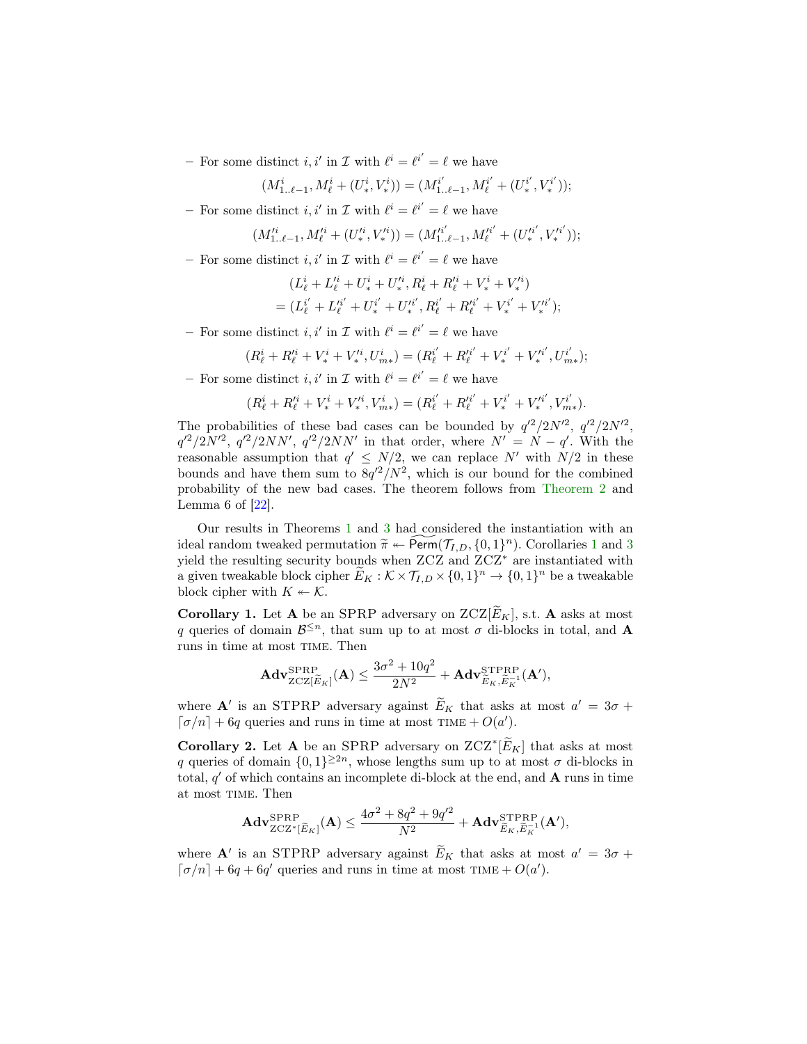– For some distinct $i, i'$ in $\mathcal{I}$ with $\ell^i = \ell^{i'} = \ell$ we have

$$(M^i_{1..\ell-1}, M^i_\ell + (U^i_*, V^i_*)) = (M^{i'}_{1..\ell-1}, M^{i'}_\ell + (U^{i'}_*, V^{i'}_*));$$

– For some distinct $i, i'$ in $\mathcal{I}$ with $\ell^i = \ell^{i'} = \ell$ we have

$$(M'^i_{1..\ell-1}, M'^i_\ell + (U'^i_*, V'^i_*)) = (M'^{i'}_{1..\ell-1}, M'^{i'}_\ell + (U'^{i'}_*, V'^{i'}_*));$$

– For some distinct $i, i'$ in $\mathcal{I}$ with $\ell^i = \ell^{i'} = \ell$ we have

$$\begin{aligned}
&(L^i_\ell + L'^i_\ell + U^i_* + U'^i_*, R^i_\ell + R'^i_\ell + V^i_* + V'^i_*) \\
&= (L^{i'}_\ell + L'^{i'}_\ell + U^{i'}_* + U'^{i'}_*, R^{i'}_\ell + R'^{i'}_\ell + V^{i'}_* + V'^{i'}_*);
\end{aligned}$$

– For some distinct $i, i'$ in $\mathcal{I}$ with $\ell^i = \ell^{i'} = \ell$ we have

$$(R^i_\ell + R'^i_\ell + V^i_* + V'^i_*, U^i_{m*}) = (R^{i'}_\ell + R'^{i'}_\ell + V^{i'}_* + V'^{i'}_*, U^{i'}_{m*});$$

– For some distinct $i, i'$ in $\mathcal{I}$ with $\ell^i = \ell^{i'} = \ell$ we have

$$(R^i_\ell + R'^i_\ell + V^i_* + V'^i_*, V^i_{m*}) = (R^{i'}_\ell + R'^{i'}_\ell + V^{i'}_* + V'^{i'}_*, V^{i'}_{m*}).$$

The probabilities of these bad cases can be bounded by $q'^2/2N'^2$, $q'^2/2N'^2$, $q'^2/2N'^2$, $q'^2/2NN'$, $q'^2/2NN'$ in that order, where $N' = N - q'$. With the reasonable assumption that $q' \leq N/2$, we can replace $N'$ with $N/2$ in these bounds and have them sum to $8q'^2/N^2$, which is our bound for the combined probability of the new bad cases. The theorem follows from Theorem 2 and Lemma 6 of [22].

Our results in Theorems 1 and 3 had considered the instantiation with an ideal random tweaked permutation $\widetilde{\pi} \twoheadleftarrow \widetilde{\mathsf{Perm}}(\mathcal{T}_{I,D}, \{0,1\}^n)$. Corollaries 1 and 3 yield the resulting security bounds when ZCZ and ZCZ* are instantiated with a given tweakable block cipher $\widetilde{E}_K : \mathcal{K} \times \mathcal{T}_{I,D} \times \{0,1\}^n \to \{0,1\}^n$ be a tweakable block cipher with $K \twoheadleftarrow \mathcal{K}$.

**Corollary 1.** Let $\mathbf{A}$ be an SPRP adversary on $\mathrm{ZCZ}[\widetilde{E}_K]$, s.t. $\mathbf{A}$ asks at most $q$ queries of domain $\mathcal{B}^{\leq n}$, that sum up to at most $\sigma$ di-blocks in total, and $\mathbf{A}$ runs in time at most TIME. Then

$$\mathbf{Adv}^{\mathrm{SPRP}}_{\mathrm{ZCZ}[\widetilde{E}_K]}(\mathbf{A}) \leq \frac{3\sigma^2 + 10q^2}{2N^2} + \mathbf{Adv}^{\mathrm{STPRP}}_{\widetilde{E}_K, \widetilde{E}_K^{-1}}(\mathbf{A}'),$$

where $\mathbf{A}'$ is an STPRP adversary against $\widetilde{E}_K$ that asks at most $a' = 3\sigma + \lceil \sigma/n \rceil + 6q$ queries and runs in time at most $\text{TIME} + O(a')$.

**Corollary 2.** Let $\mathbf{A}$ be an SPRP adversary on $\mathrm{ZCZ}^*[\widetilde{E}_K]$ that asks at most $q$ queries of domain $\{0,1\}^{\geq 2n}$, whose lengths sum up to at most $\sigma$ di-blocks in total, $q'$ of which contains an incomplete di-block at the end, and $\mathbf{A}$ runs in time at most TIME. Then

$$\mathbf{Adv}^{\mathrm{SPRP}}_{\mathrm{ZCZ}^*[\widetilde{E}_K]}(\mathbf{A}) \leq \frac{4\sigma^2 + 8q^2 + 9q'^2}{N^2} + \mathbf{Adv}^{\mathrm{STPRP}}_{\widetilde{E}_K, \widetilde{E}_K^{-1}}(\mathbf{A}'),$$

where $\mathbf{A}'$ is an STPRP adversary against $\widetilde{E}_K$ that asks at most $a' = 3\sigma + \lceil \sigma/n \rceil + 6q + 6q'$ queries and runs in time at most $\text{TIME} + O(a')$.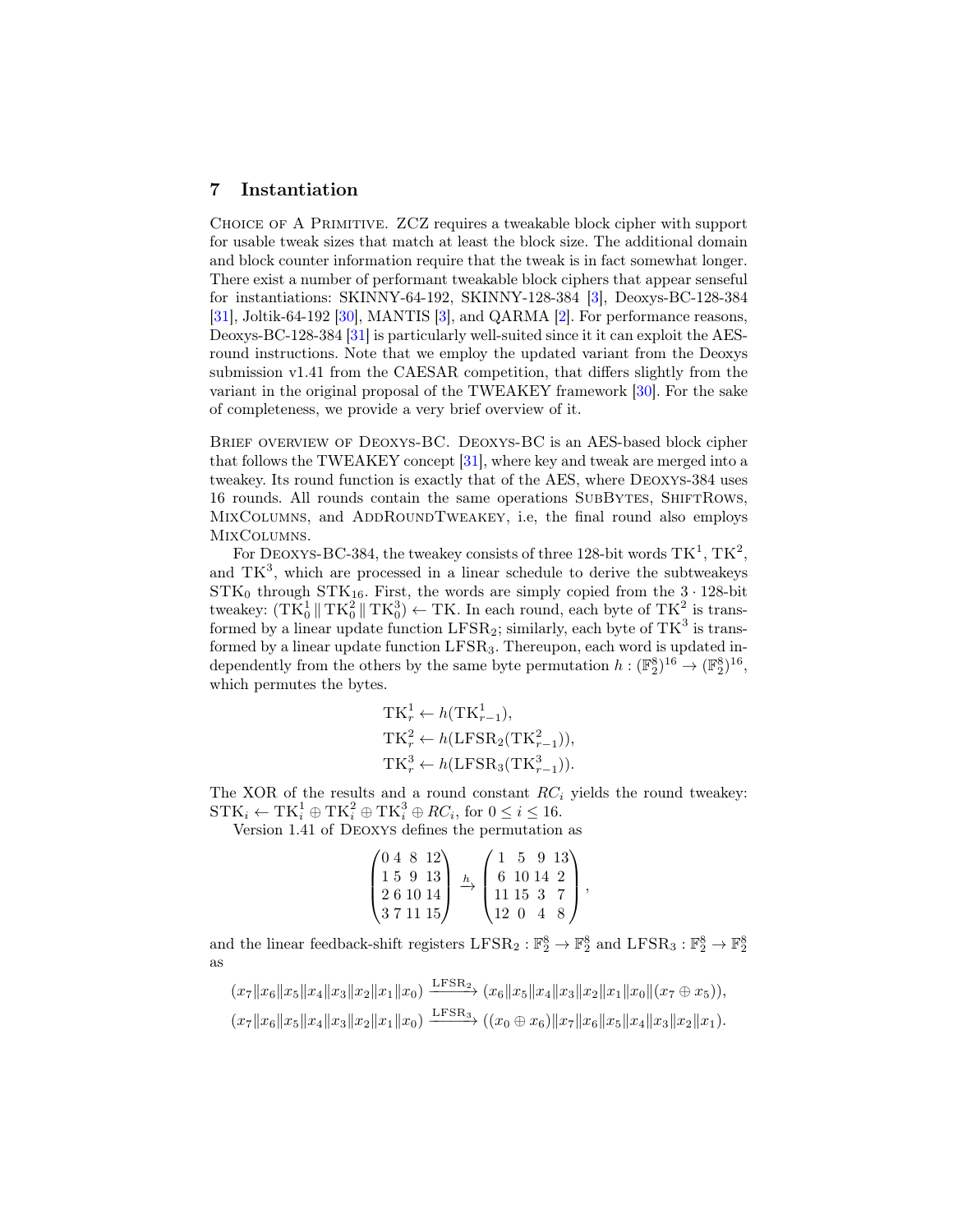## 7 Instantiation

Choice of a Primitive. ZCZ requires a tweakable block cipher with support for usable tweak sizes that match at least the block size. The additional domain and block counter information require that the tweak is in fact somewhat longer. There exist a number of performant tweakable block ciphers that appear senseful for instantiations: SKINNY-64-192, SKINNY-128-384 [3], Deoxys-BC-128-384 [31], Joltik-64-192 [30], MANTIS [3], and QARMA [2]. For performance reasons, Deoxys-BC-128-384 [31] is particularly well-suited since it it can exploit the AES-round instructions. Note that we employ the updated variant from the Deoxys submission v1.41 from the CAESAR competition, that differs slightly from the variant in the original proposal of the TWEAKEY framework [30]. For the sake of completeness, we provide a very brief overview of it.

Brief overview of Deoxys-BC. Deoxys-BC is an AES-based block cipher that follows the TWEAKEY concept [31], where key and tweak are merged into a tweakey. Its round function is exactly that of the AES, where Deoxys-384 uses 16 rounds. All rounds contain the same operations SubBytes, ShiftRows, MixColumns, and AddRoundTweakey, i.e, the final round also employs MixColumns.

For Deoxys-BC-384, the tweakey consists of three 128-bit words $\mathrm{TK}^1$, $\mathrm{TK}^2$, and $\mathrm{TK}^3$, which are processed in a linear schedule to derive the subtweakeys $\mathrm{STK}_0$ through $\mathrm{STK}_{16}$. First, the words are simply copied from the $3 \cdot 128$-bit tweakey: $(\mathrm{TK}^1_0 \,\|\, \mathrm{TK}^2_0 \,\|\, \mathrm{TK}^3_0) \leftarrow \mathrm{TK}$. In each round, each byte of $\mathrm{TK}^2$ is transformed by a linear update function $\mathrm{LFSR}_2$; similarly, each byte of $\mathrm{TK}^3$ is transformed by a linear update function $\mathrm{LFSR}_3$. Thereupon, each word is updated independently from the others by the same byte permutation $h : (\mathbb{F}_2^8)^{16} \to (\mathbb{F}_2^8)^{16}$, which permutes the bytes.

$$
\begin{aligned}
\mathrm{TK}^1_r &\leftarrow h(\mathrm{TK}^1_{r-1}),\\
\mathrm{TK}^2_r &\leftarrow h(\mathrm{LFSR}_2(\mathrm{TK}^2_{r-1})),\\
\mathrm{TK}^3_r &\leftarrow h(\mathrm{LFSR}_3(\mathrm{TK}^3_{r-1})).
\end{aligned}
$$

The XOR of the results and a round constant $RC_i$ yields the round tweakey: $\mathrm{STK}_i \leftarrow \mathrm{TK}^1_i \oplus \mathrm{TK}^2_i \oplus \mathrm{TK}^3_i \oplus RC_i$, for $0 \le i \le 16$.

Version 1.41 of Deoxys defines the permutation as

$$
\begin{pmatrix}
0 & 4 & 8 & 12\\
1 & 5 & 9 & 13\\
2 & 6 & 10 & 14\\
3 & 7 & 11 & 15
\end{pmatrix}
\xrightarrow{h}
\begin{pmatrix}
1 & 5 & 9 & 13\\
6 & 10 & 14 & 2\\
11 & 15 & 3 & 7\\
12 & 0 & 4 & 8
\end{pmatrix},
$$

and the linear feedback-shift registers $\mathrm{LFSR}_2 : \mathbb{F}_2^8 \to \mathbb{F}_2^8$ and $\mathrm{LFSR}_3 : \mathbb{F}_2^8 \to \mathbb{F}_2^8$ as

$$
\begin{aligned}
(x_7\|x_6\|x_5\|x_4\|x_3\|x_2\|x_1\|x_0) &\xrightarrow{\mathrm{LFSR}_2} (x_6\|x_5\|x_4\|x_3\|x_2\|x_1\|x_0\|(x_7 \oplus x_5)),\\
(x_7\|x_6\|x_5\|x_4\|x_3\|x_2\|x_1\|x_0) &\xrightarrow{\mathrm{LFSR}_3} ((x_0 \oplus x_6)\|x_7\|x_6\|x_5\|x_4\|x_3\|x_2\|x_1).
\end{aligned}
$$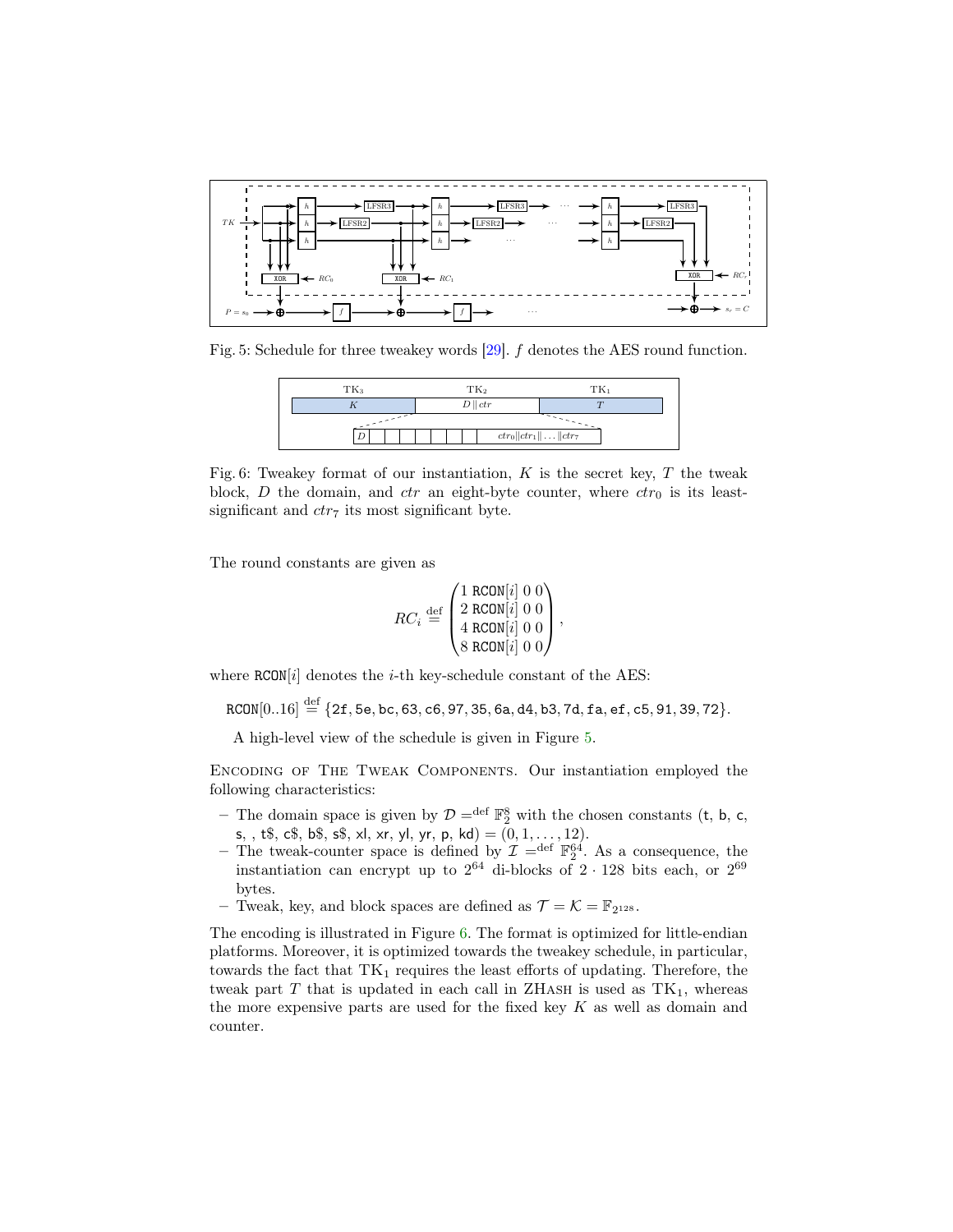Fig. 5: Schedule for three tweakey words [29]. $f$ denotes the AES round function.

Fig. 6: Tweakey format of our instantiation, $K$ is the secret key, $T$ the tweak block, $D$ the domain, and $ctr$ an eight-byte counter, where $ctr_0$ is its least-significant and $ctr_7$ its most significant byte.

The round constants are given as

$$RC_i \stackrel{\text{def}}{=} \begin{pmatrix} 1 \ \texttt{RCON}[i] \ 0 \ 0 \\ 2 \ \texttt{RCON}[i] \ 0 \ 0 \\ 4 \ \texttt{RCON}[i] \ 0 \ 0 \\ 8 \ \texttt{RCON}[i] \ 0 \ 0 \end{pmatrix},$$

where $\texttt{RCON}[i]$ denotes the $i$-th key-schedule constant of the AES:

$$\texttt{RCON}[0..16] \stackrel{\text{def}}{=} \{\texttt{2f}, \texttt{5e}, \texttt{bc}, \texttt{63}, \texttt{c6}, \texttt{97}, \texttt{35}, \texttt{6a}, \texttt{d4}, \texttt{b3}, \texttt{7d}, \texttt{fa}, \texttt{ef}, \texttt{c5}, \texttt{91}, \texttt{39}, \texttt{72}\}.$$

A high-level view of the schedule is given in Figure 5.

Encoding of The Tweak Components. Our instantiation employed the following characteristics:

- The domain space is given by $\mathcal{D} =^{\text{def}} \mathbb{F}_2^8$ with the chosen constants ($\mathsf{t}$, $\mathsf{b}$, $\mathsf{c}$, $\mathsf{s}$, , $\mathsf{t\$}$, $\mathsf{c\$}$, $\mathsf{b\$}$, $\mathsf{s\$}$, $\mathsf{xl}$, $\mathsf{xr}$, $\mathsf{yl}$, $\mathsf{yr}$, $\mathsf{p}$, $\mathsf{kd}$) $= (0, 1, \ldots, 12)$.
- The tweak-counter space is defined by $\mathcal{I} =^{\text{def}} \mathbb{F}_2^{64}$. As a consequence, the instantiation can encrypt up to $2^{64}$ di-blocks of $2 \cdot 128$ bits each, or $2^{69}$ bytes.
- Tweak, key, and block spaces are defined as $\mathcal{T} = \mathcal{K} = \mathbb{F}_{2^{128}}$.

The encoding is illustrated in Figure 6. The format is optimized for little-endian platforms. Moreover, it is optimized towards the tweakey schedule, in particular, towards the fact that $\text{TK}_1$ requires the least efforts of updating. Therefore, the tweak part $T$ that is updated in each call in ZHash is used as $\text{TK}_1$, whereas the more expensive parts are used for the fixed key $K$ as well as domain and counter.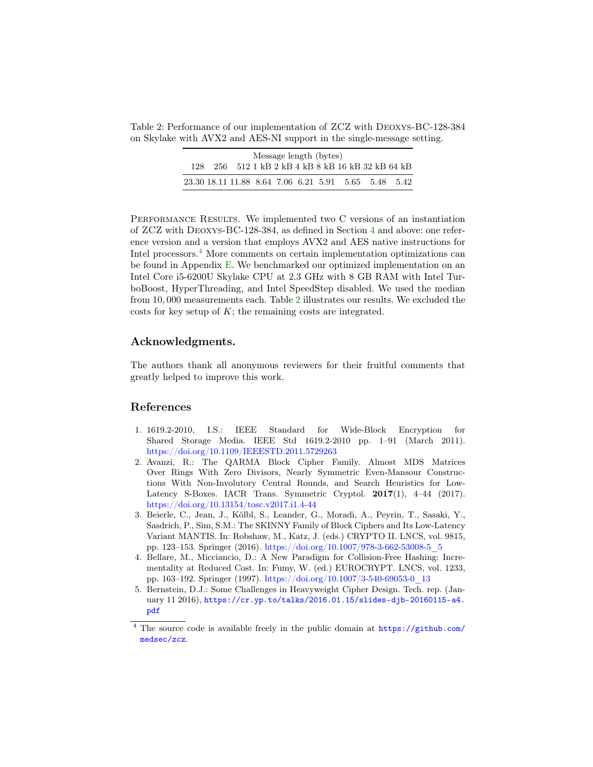Table 2: Performance of our implementation of ZCZ with Deoxys-BC-128-384 on Skylake with AVX2 and AES-NI support in the single-message setting.

| Message length (bytes) | | | | | | | | | |
|---|---|---|---|---|---|---|---|---|---|
| 128 | 256 | 512 | 1 kB | 2 kB | 4 kB | 8 kB | 16 kB | 32 kB | 64 kB |
| 23.30 | 18.11 | 11.88 | 8.64 | 7.06 | 6.21 | 5.91 | 5.65 | 5.48 | 5.42 |

Performance Results. We implemented two C versions of an instantiation of ZCZ with Deoxys-BC-128-384, as defined in Section 4 and above: one reference version and a version that employs AVX2 and AES native instructions for Intel processors.[4] More comments on certain implementation optimizations can be found in Appendix E. We benchmarked our optimized implementation on an Intel Core i5-6200U Skylake CPU at 2.3 GHz with 8 GB RAM with Intel TurboBoost, HyperThreading, and Intel SpeedStep disabled. We used the median from 10,000 measurements each. Table 2 illustrates our results. We excluded the costs for key setup of $K$; the remaining costs are integrated.

## Acknowledgments.

The authors thank all anonymous reviewers for their fruitful comments that greatly helped to improve this work.

## References

1. 1619.2-2010, I.S.: IEEE Standard for Wide-Block Encryption for Shared Storage Media. IEEE Std 1619.2-2010 pp. 1–91 (March 2011). https://doi.org/10.1109/IEEESTD.2011.5729263
2. Avanzi, R.: The QARMA Block Cipher Family. Almost MDS Matrices Over Rings With Zero Divisors, Nearly Symmetric Even-Mansour Constructions With Non-Involutory Central Rounds, and Search Heuristics for Low-Latency S-Boxes. IACR Trans. Symmetric Cryptol. **2017**(1), 4–44 (2017). https://doi.org/10.13154/tosc.v2017.i1.4-44
3. Beierle, C., Jean, J., Kölbl, S., Leander, G., Moradi, A., Peyrin, T., Sasaki, Y., Sasdrich, P., Sim, S.M.: The SKINNY Family of Block Ciphers and Its Low-Latency Variant MANTIS. In: Robshaw, M., Katz, J. (eds.) CRYPTO II. LNCS, vol. 9815, pp. 123–153. Springer (2016). https://doi.org/10.1007/978-3-662-53008-5_5
4. Bellare, M., Micciancio, D.: A New Paradigm for Collision-Free Hashing: Incrementality at Reduced Cost. In: Fumy, W. (ed.) EUROCRYPT. LNCS, vol. 1233, pp. 163–192. Springer (1997). https://doi.org/10.1007/3-540-69053-0_13
5. Bernstein, D.J.: Some Challenges in Heavyweight Cipher Design. Tech. rep. (January 11 2016), https://cr.yp.to/talks/2016.01.15/slides-djb-20160115-a4.pdf

[4] The source code is available freely in the public domain at https://github.com/medsec/zcz.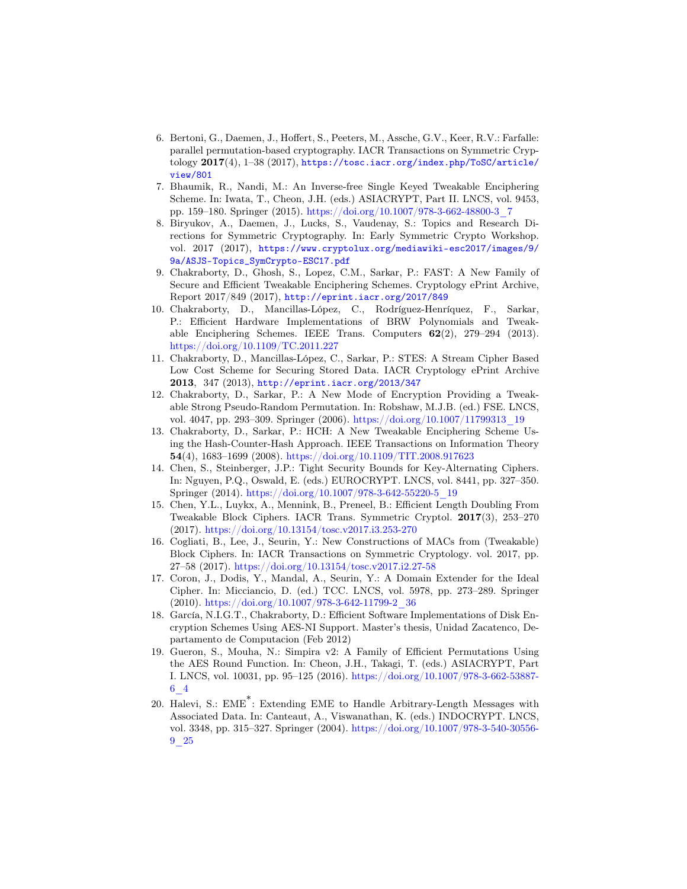6. Bertoni, G., Daemen, J., Hoffert, S., Peeters, M., Assche, G.V., Keer, R.V.: Farfalle: parallel permutation-based cryptography. IACR Transactions on Symmetric Cryptology **2017**(4), 1–38 (2017), https://tosc.iacr.org/index.php/ToSC/article/view/801
7. Bhaumik, R., Nandi, M.: An Inverse-free Single Keyed Tweakable Enciphering Scheme. In: Iwata, T., Cheon, J.H. (eds.) ASIACRYPT, Part II. LNCS, vol. 9453, pp. 159–180. Springer (2015). https://doi.org/10.1007/978-3-662-48800-3_7
8. Biryukov, A., Daemen, J., Lucks, S., Vaudenay, S.: Topics and Research Directions for Symmetric Cryptography. In: Early Symmetric Crypto Workshop. vol. 2017 (2017), https://www.cryptolux.org/mediawiki-esc2017/images/9/9a/ASJS-Topics_SymCrypto-ESC17.pdf
9. Chakraborty, D., Ghosh, S., Lopez, C.M., Sarkar, P.: FAST: A New Family of Secure and Efficient Tweakable Enciphering Schemes. Cryptology ePrint Archive, Report 2017/849 (2017), http://eprint.iacr.org/2017/849
10. Chakraborty, D., Mancillas-López, C., Rodríguez-Henríquez, F., Sarkar, P.: Efficient Hardware Implementations of BRW Polynomials and Tweakable Enciphering Schemes. IEEE Trans. Computers **62**(2), 279–294 (2013). https://doi.org/10.1109/TC.2011.227
11. Chakraborty, D., Mancillas-López, C., Sarkar, P.: STES: A Stream Cipher Based Low Cost Scheme for Securing Stored Data. IACR Cryptology ePrint Archive **2013**, 347 (2013), http://eprint.iacr.org/2013/347
12. Chakraborty, D., Sarkar, P.: A New Mode of Encryption Providing a Tweakable Strong Pseudo-Random Permutation. In: Robshaw, M.J.B. (ed.) FSE. LNCS, vol. 4047, pp. 293–309. Springer (2006). https://doi.org/10.1007/11799313_19
13. Chakraborty, D., Sarkar, P.: HCH: A New Tweakable Enciphering Scheme Using the Hash-Counter-Hash Approach. IEEE Transactions on Information Theory **54**(4), 1683–1699 (2008). https://doi.org/10.1109/TIT.2008.917623
14. Chen, S., Steinberger, J.P.: Tight Security Bounds for Key-Alternating Ciphers. In: Nguyen, P.Q., Oswald, E. (eds.) EUROCRYPT. LNCS, vol. 8441, pp. 327–350. Springer (2014). https://doi.org/10.1007/978-3-642-55220-5_19
15. Chen, Y.L., Luykx, A., Mennink, B., Preneel, B.: Efficient Length Doubling From Tweakable Block Ciphers. IACR Trans. Symmetric Cryptol. **2017**(3), 253–270 (2017). https://doi.org/10.13154/tosc.v2017.i3.253-270
16. Cogliati, B., Lee, J., Seurin, Y.: New Constructions of MACs from (Tweakable) Block Ciphers. In: IACR Transactions on Symmetric Cryptology. vol. 2017, pp. 27–58 (2017). https://doi.org/10.13154/tosc.v2017.i2.27-58
17. Coron, J., Dodis, Y., Mandal, A., Seurin, Y.: A Domain Extender for the Ideal Cipher. In: Micciancio, D. (ed.) TCC. LNCS, vol. 5978, pp. 273–289. Springer (2010). https://doi.org/10.1007/978-3-642-11799-2_36
18. García, N.I.G.T., Chakraborty, D.: Efficient Software Implementations of Disk Encryption Schemes Using AES-NI Support. Master's thesis, Unidad Zacatenco, Departamento de Computacion (Feb 2012)
19. Gueron, S., Mouha, N.: Simpira v2: A Family of Efficient Permutations Using the AES Round Function. In: Cheon, J.H., Takagi, T. (eds.) ASIACRYPT, Part I. LNCS, vol. 10031, pp. 95–125 (2016). https://doi.org/10.1007/978-3-662-53887-6_4
20. Halevi, S.: EME$^*$: Extending EME to Handle Arbitrary-Length Messages with Associated Data. In: Canteaut, A., Viswanathan, K. (eds.) INDOCRYPT. LNCS, vol. 3348, pp. 315–327. Springer (2004). https://doi.org/10.1007/978-3-540-30556-9_25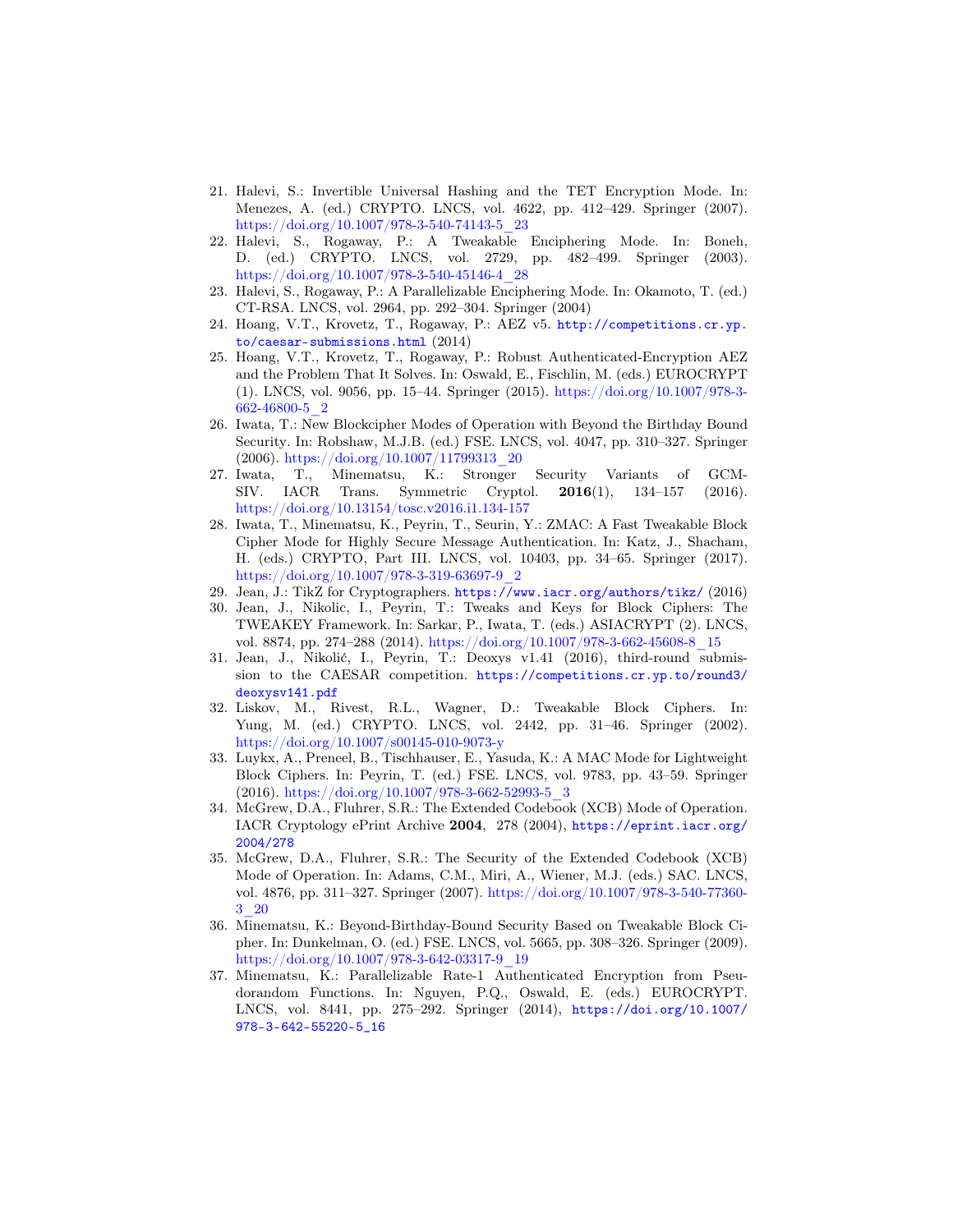21. Halevi, S.: Invertible Universal Hashing and the TET Encryption Mode. In: Menezes, A. (ed.) CRYPTO. LNCS, vol. 4622, pp. 412–429. Springer (2007). https://doi.org/10.1007/978-3-540-74143-5_23
22. Halevi, S., Rogaway, P.: A Tweakable Enciphering Mode. In: Boneh, D. (ed.) CRYPTO. LNCS, vol. 2729, pp. 482–499. Springer (2003). https://doi.org/10.1007/978-3-540-45146-4_28
23. Halevi, S., Rogaway, P.: A Parallelizable Enciphering Mode. In: Okamoto, T. (ed.) CT-RSA. LNCS, vol. 2964, pp. 292–304. Springer (2004)
24. Hoang, V.T., Krovetz, T., Rogaway, P.: AEZ v5. http://competitions.cr.yp.to/caesar-submissions.html (2014)
25. Hoang, V.T., Krovetz, T., Rogaway, P.: Robust Authenticated-Encryption AEZ and the Problem That It Solves. In: Oswald, E., Fischlin, M. (eds.) EUROCRYPT (1). LNCS, vol. 9056, pp. 15–44. Springer (2015). https://doi.org/10.1007/978-3-662-46800-5_2
26. Iwata, T.: New Blockcipher Modes of Operation with Beyond the Birthday Bound Security. In: Robshaw, M.J.B. (ed.) FSE. LNCS, vol. 4047, pp. 310–327. Springer (2006). https://doi.org/10.1007/11799313_20
27. Iwata, T., Minematsu, K.: Stronger Security Variants of GCM-SIV. IACR Trans. Symmetric Cryptol. **2016**(1), 134–157 (2016). https://doi.org/10.13154/tosc.v2016.i1.134-157
28. Iwata, T., Minematsu, K., Peyrin, T., Seurin, Y.: ZMAC: A Fast Tweakable Block Cipher Mode for Highly Secure Message Authentication. In: Katz, J., Shacham, H. (eds.) CRYPTO, Part III. LNCS, vol. 10403, pp. 34–65. Springer (2017). https://doi.org/10.1007/978-3-319-63697-9_2
29. Jean, J.: TikZ for Cryptographers. https://www.iacr.org/authors/tikz/ (2016)
30. Jean, J., Nikolic, I., Peyrin, T.: Tweaks and Keys for Block Ciphers: The TWEAKEY Framework. In: Sarkar, P., Iwata, T. (eds.) ASIACRYPT (2). LNCS, vol. 8874, pp. 274–288 (2014). https://doi.org/10.1007/978-3-662-45608-8_15
31. Jean, J., Nikolić, I., Peyrin, T.: Deoxys v1.41 (2016), third-round submission to the CAESAR competition. https://competitions.cr.yp.to/round3/deoxysv141.pdf
32. Liskov, M., Rivest, R.L., Wagner, D.: Tweakable Block Ciphers. In: Yung, M. (ed.) CRYPTO. LNCS, vol. 2442, pp. 31–46. Springer (2002). https://doi.org/10.1007/s00145-010-9073-y
33. Luykx, A., Preneel, B., Tischhauser, E., Yasuda, K.: A MAC Mode for Lightweight Block Ciphers. In: Peyrin, T. (ed.) FSE. LNCS, vol. 9783, pp. 43–59. Springer (2016). https://doi.org/10.1007/978-3-662-52993-5_3
34. McGrew, D.A., Fluhrer, S.R.: The Extended Codebook (XCB) Mode of Operation. IACR Cryptology ePrint Archive **2004**, 278 (2004), https://eprint.iacr.org/2004/278
35. McGrew, D.A., Fluhrer, S.R.: The Security of the Extended Codebook (XCB) Mode of Operation. In: Adams, C.M., Miri, A., Wiener, M.J. (eds.) SAC. LNCS, vol. 4876, pp. 311–327. Springer (2007). https://doi.org/10.1007/978-3-540-77360-3_20
36. Minematsu, K.: Beyond-Birthday-Bound Security Based on Tweakable Block Cipher. In: Dunkelman, O. (ed.) FSE. LNCS, vol. 5665, pp. 308–326. Springer (2009). https://doi.org/10.1007/978-3-642-03317-9_19
37. Minematsu, K.: Parallelizable Rate-1 Authenticated Encryption from Pseudorandom Functions. In: Nguyen, P.Q., Oswald, E. (eds.) EUROCRYPT. LNCS, vol. 8441, pp. 275–292. Springer (2014), https://doi.org/10.1007/978-3-642-55220-5_16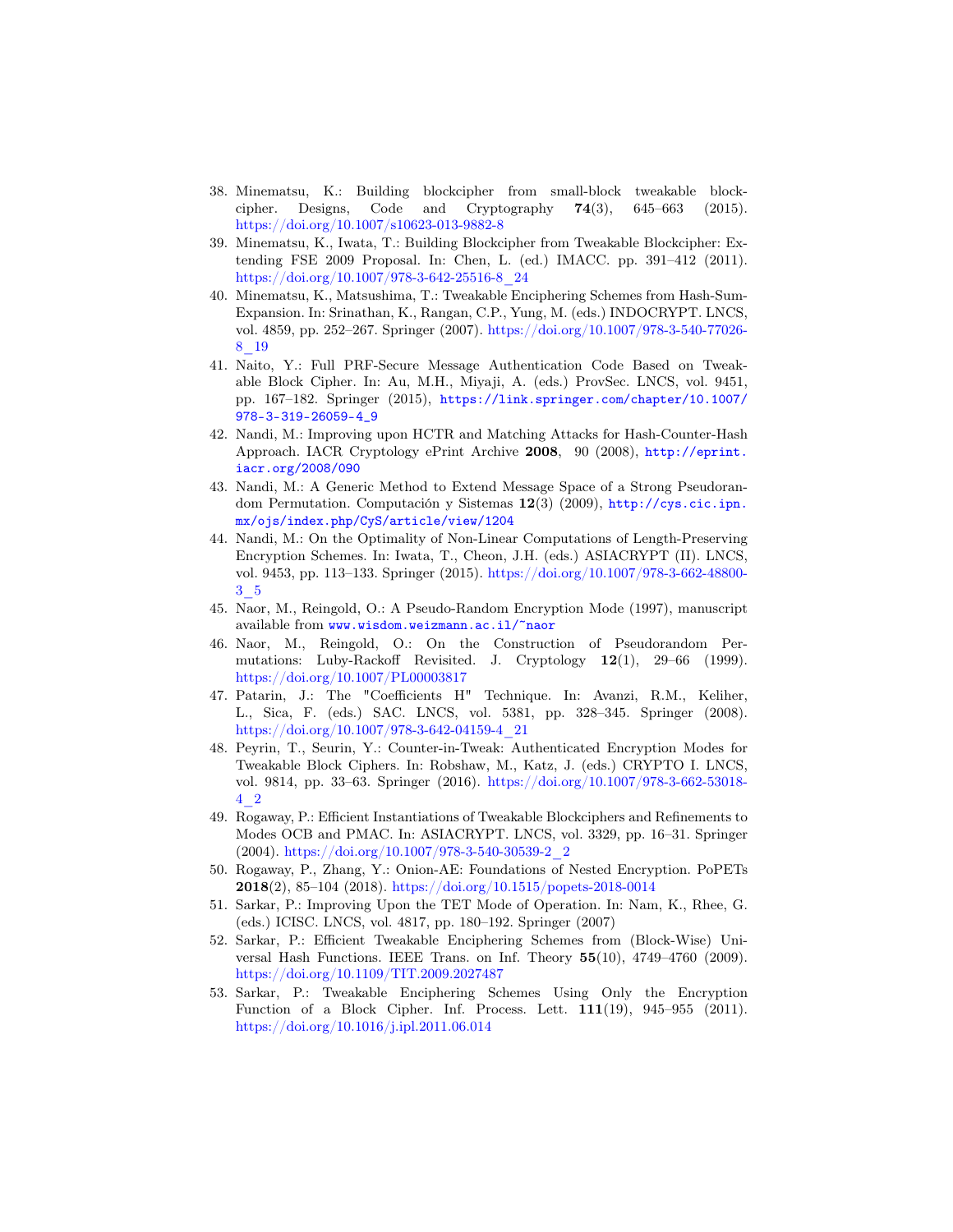38. Minematsu, K.: Building blockcipher from small-block tweakable blockcipher. Designs, Code and Cryptography **74**(3), 645–663 (2015). https://doi.org/10.1007/s10623-013-9882-8
39. Minematsu, K., Iwata, T.: Building Blockcipher from Tweakable Blockcipher: Extending FSE 2009 Proposal. In: Chen, L. (ed.) IMACC. pp. 391–412 (2011). https://doi.org/10.1007/978-3-642-25516-8_24
40. Minematsu, K., Matsushima, T.: Tweakable Enciphering Schemes from Hash-Sum-Expansion. In: Srinathan, K., Rangan, C.P., Yung, M. (eds.) INDOCRYPT. LNCS, vol. 4859, pp. 252–267. Springer (2007). https://doi.org/10.1007/978-3-540-77026-8_19
41. Naito, Y.: Full PRF-Secure Message Authentication Code Based on Tweakable Block Cipher. In: Au, M.H., Miyaji, A. (eds.) ProvSec. LNCS, vol. 9451, pp. 167–182. Springer (2015), https://link.springer.com/chapter/10.1007/978-3-319-26059-4_9
42. Nandi, M.: Improving upon HCTR and Matching Attacks for Hash-Counter-Hash Approach. IACR Cryptology ePrint Archive **2008**, 90 (2008), http://eprint.iacr.org/2008/090
43. Nandi, M.: A Generic Method to Extend Message Space of a Strong Pseudorandom Permutation. Computación y Sistemas **12**(3) (2009), http://cys.cic.ipn.mx/ojs/index.php/CyS/article/view/1204
44. Nandi, M.: On the Optimality of Non-Linear Computations of Length-Preserving Encryption Schemes. In: Iwata, T., Cheon, J.H. (eds.) ASIACRYPT (II). LNCS, vol. 9453, pp. 113–133. Springer (2015). https://doi.org/10.1007/978-3-662-48800-3_5
45. Naor, M., Reingold, O.: A Pseudo-Random Encryption Mode (1997), manuscript available from www.wisdom.weizmann.ac.il/~naor
46. Naor, M., Reingold, O.: On the Construction of Pseudorandom Permutations: Luby-Rackoff Revisited. J. Cryptology **12**(1), 29–66 (1999). https://doi.org/10.1007/PL00003817
47. Patarin, J.: The "Coefficients H" Technique. In: Avanzi, R.M., Keliher, L., Sica, F. (eds.) SAC. LNCS, vol. 5381, pp. 328–345. Springer (2008). https://doi.org/10.1007/978-3-642-04159-4_21
48. Peyrin, T., Seurin, Y.: Counter-in-Tweak: Authenticated Encryption Modes for Tweakable Block Ciphers. In: Robshaw, M., Katz, J. (eds.) CRYPTO I. LNCS, vol. 9814, pp. 33–63. Springer (2016). https://doi.org/10.1007/978-3-662-53018-4_2
49. Rogaway, P.: Efficient Instantiations of Tweakable Blockciphers and Refinements to Modes OCB and PMAC. In: ASIACRYPT. LNCS, vol. 3329, pp. 16–31. Springer (2004). https://doi.org/10.1007/978-3-540-30539-2_2
50. Rogaway, P., Zhang, Y.: Onion-AE: Foundations of Nested Encryption. PoPETs **2018**(2), 85–104 (2018). https://doi.org/10.1515/popets-2018-0014
51. Sarkar, P.: Improving Upon the TET Mode of Operation. In: Nam, K., Rhee, G. (eds.) ICISC. LNCS, vol. 4817, pp. 180–192. Springer (2007)
52. Sarkar, P.: Efficient Tweakable Enciphering Schemes from (Block-Wise) Universal Hash Functions. IEEE Trans. on Inf. Theory **55**(10), 4749–4760 (2009). https://doi.org/10.1109/TIT.2009.2027487
53. Sarkar, P.: Tweakable Enciphering Schemes Using Only the Encryption Function of a Block Cipher. Inf. Process. Lett. **111**(19), 945–955 (2011). https://doi.org/10.1016/j.ipl.2011.06.014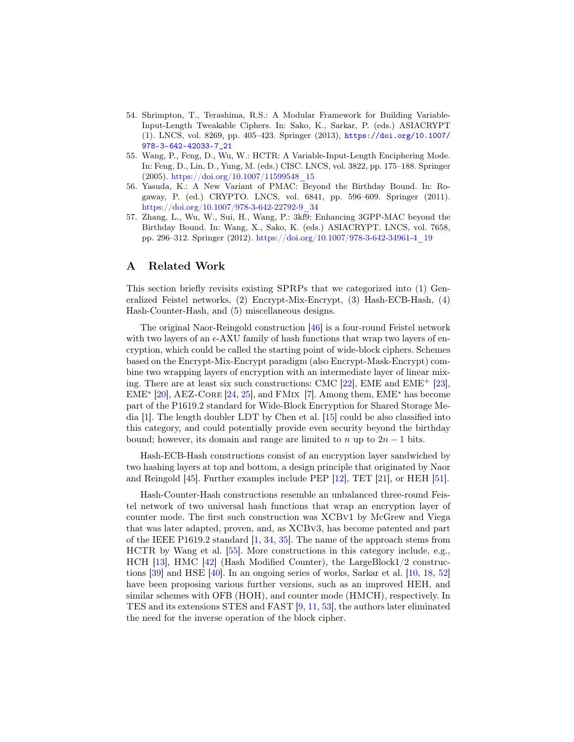54. Shrimpton, T., Terashima, R.S.: A Modular Framework for Building Variable-Input-Length Tweakable Ciphers. In: Sako, K., Sarkar, P. (eds.) ASIACRYPT (1). LNCS, vol. 8269, pp. 405–423. Springer (2013), https://doi.org/10.1007/978-3-642-42033-7_21
55. Wang, P., Feng, D., Wu, W.: HCTR: A Variable-Input-Length Enciphering Mode. In: Feng, D., Lin, D., Yung, M. (eds.) CISC. LNCS, vol. 3822, pp. 175–188. Springer (2005). https://doi.org/10.1007/11599548_15
56. Yasuda, K.: A New Variant of PMAC: Beyond the Birthday Bound. In: Rogaway, P. (ed.) CRYPTO. LNCS, vol. 6841, pp. 596–609. Springer (2011). https://doi.org/10.1007/978-3-642-22792-9_34
57. Zhang, L., Wu, W., Sui, H., Wang, P.: 3kf9: Enhancing 3GPP-MAC beyond the Birthday Bound. In: Wang, X., Sako, K. (eds.) ASIACRYPT. LNCS, vol. 7658, pp. 296–312. Springer (2012). https://doi.org/10.1007/978-3-642-34961-4_19

# A Related Work

This section briefly revisits existing SPRPs that we categorized into (1) Generalized Feistel networks, (2) Encrypt-Mix-Encrypt, (3) Hash-ECB-Hash, (4) Hash-Counter-Hash, and (5) miscellaneous designs.

The original Naor-Reingold construction [46] is a four-round Feistel network with two layers of an $\epsilon$-AXU family of hash functions that wrap two layers of encryption, which could be called the starting point of wide-block ciphers. Schemes based on the Encrypt-Mix-Encrypt paradigm (also Encrypt-Mask-Encrypt) combine two wrapping layers of encryption with an intermediate layer of linear mixing. There are at least six such constructions: CMC [22], EME and EME$^+$ [23], EME$^*$ [20], AEZ-Core [24, 25], and FMix [7]. Among them, EME$^*$ has become part of the P1619.2 standard for Wide-Block Encryption for Shared Storage Media [1]. The length doubler LDT by Chen et al. [15] could be also classified into this category, and could potentially provide even security beyond the birthday bound; however, its domain and range are limited to $n$ up to $2n - 1$ bits.

Hash-ECB-Hash constructions consist of an encryption layer sandwiched by two hashing layers at top and bottom, a design principle that originated by Naor and Reingold [45]. Further examples include PEP [12], TET [21], or HEH [51].

Hash-Counter-Hash constructions resemble an unbalanced three-round Feistel network of two universal hash functions that wrap an encryption layer of counter mode. The first such construction was XCBv1 by McGrew and Viega that was later adapted, proven, and, as XCBv3, has become patented and part of the IEEE P1619.2 standard [1, 34, 35]. The name of the approach stems from HCTR by Wang et al. [55]. More constructions in this category include, e.g., HCH [13], HMC [42] (Hash Modified Counter), the LargeBlock1/2 constructions [39] and HSE [40]. In an ongoing series of works, Sarkar et al. [10, 18, 52] have been proposing various further versions, such as an improved HEH, and similar schemes with OFB (HOH), and counter mode (HMCH), respectively. In TES and its extensions STES and FAST [9, 11, 53], the authors later eliminated the need for the inverse operation of the block cipher.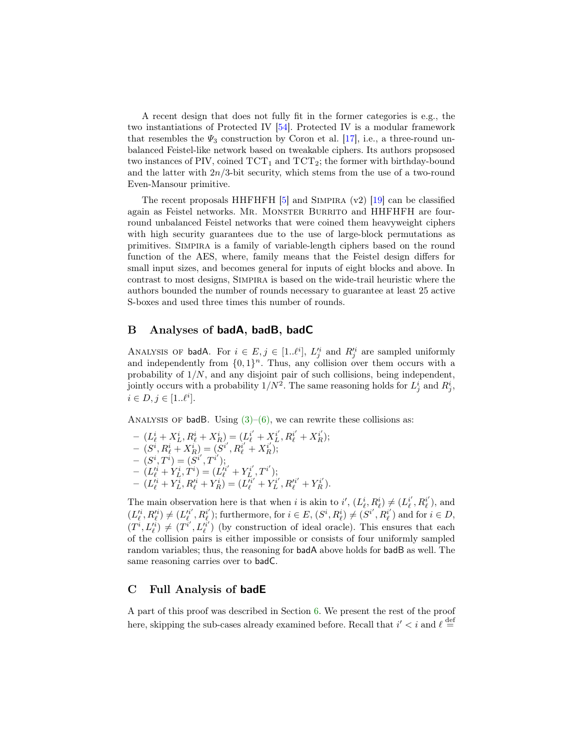A recent design that does not fully fit in the former categories is e.g., the two instantiations of Protected IV [54]. Protected IV is a modular framework that resembles the $\Psi_3$ construction by Coron et al. [17], i.e., a three-round unbalanced Feistel-like network based on tweakable ciphers. Its authors propsosed two instances of PIV, coined $\mathrm{TCT}_1$ and $\mathrm{TCT}_2$; the former with birthday-bound and the latter with $2n/3$-bit security, which stems from the use of a two-round Even-Mansour primitive.

The recent proposals HHFHFH [5] and Simpira (v2) [19] can be classified again as Feistel networks. Mr. Monster Burrito and HHFHFH are four-round unbalanced Feistel networks that were coined them heavyweight ciphers with high security guarantees due to the use of large-block permutations as primitives. Simpira is a family of variable-length ciphers based on the round function of the AES, where, family means that the Feistel design differs for small input sizes, and becomes general for inputs of eight blocks and above. In contrast to most designs, Simpira is based on the wide-trail heuristic where the authors bounded the number of rounds necessary to guarantee at least 25 active S-boxes and used three times this number of rounds.

## B Analyses of badA, badB, badC

Analysis of badA. For $i \in E, j \in [1..\ell^i]$, $L'^i_j$ and $R'^i_j$ are sampled uniformly and independently from $\{0,1\}^n$. Thus, any collision over them occurs with a probability of $1/N$, and any disjoint pair of such collisions, being independent, jointly occurs with a probability $1/N^2$. The same reasoning holds for $L^i_j$ and $R^i_j$, $i \in D, j \in [1..\ell^i]$.

Analysis of badB. Using (3)–(6), we can rewrite these collisions as:

- $(L^i_\ell + X^i_L, R^i_\ell + X^i_R) = (L^{i'}_\ell + X^{i'}_L, R^{i'}_\ell + X^{i'}_R)$;
- $(S^i, R^i_\ell + X^i_R) = (S^{i'}, R^{i'}_\ell + X^{i'}_R)$;
- $(S^i, T^i) = (S^{i'}, T^{i'})$;
- $(L'^i_\ell + Y^i_L, T^i) = (L'^{i'}_\ell + Y^{i'}_L, T^{i'})$;
- $(L'^i_\ell + Y^i_L, R'^i_\ell + Y^i_R) = (L'^{i'}_\ell + Y^{i'}_L, R'^{i'}_\ell + Y^{i'}_R)$.

The main observation here is that when $i$ is akin to $i'$, $(L^i_\ell, R^i_\ell) \neq (L^{i'}_\ell, R^{i'}_\ell)$, and $(L'^i_\ell, R'^i_\ell) \neq (L'^{i'}_\ell, R'^{i'}_\ell)$; furthermore, for $i \in E$, $(S^i, R^i_\ell) \neq (S^{i'}, R^{i'}_\ell)$ and for $i \in D$, $(T^i, L'^i_\ell) \neq (T^{i'}, L'^{i'}_\ell)$ (by construction of ideal oracle). This ensures that each of the collision pairs is either impossible or consists of four uniformly sampled random variables; thus, the reasoning for badA above holds for badB as well. The same reasoning carries over to badC.

## C Full Analysis of badE

A part of this proof was described in Section 6. We present the rest of the proof here, skipping the sub-cases already examined before. Recall that $i' < i$ and $\ell \stackrel{\text{def}}{=}$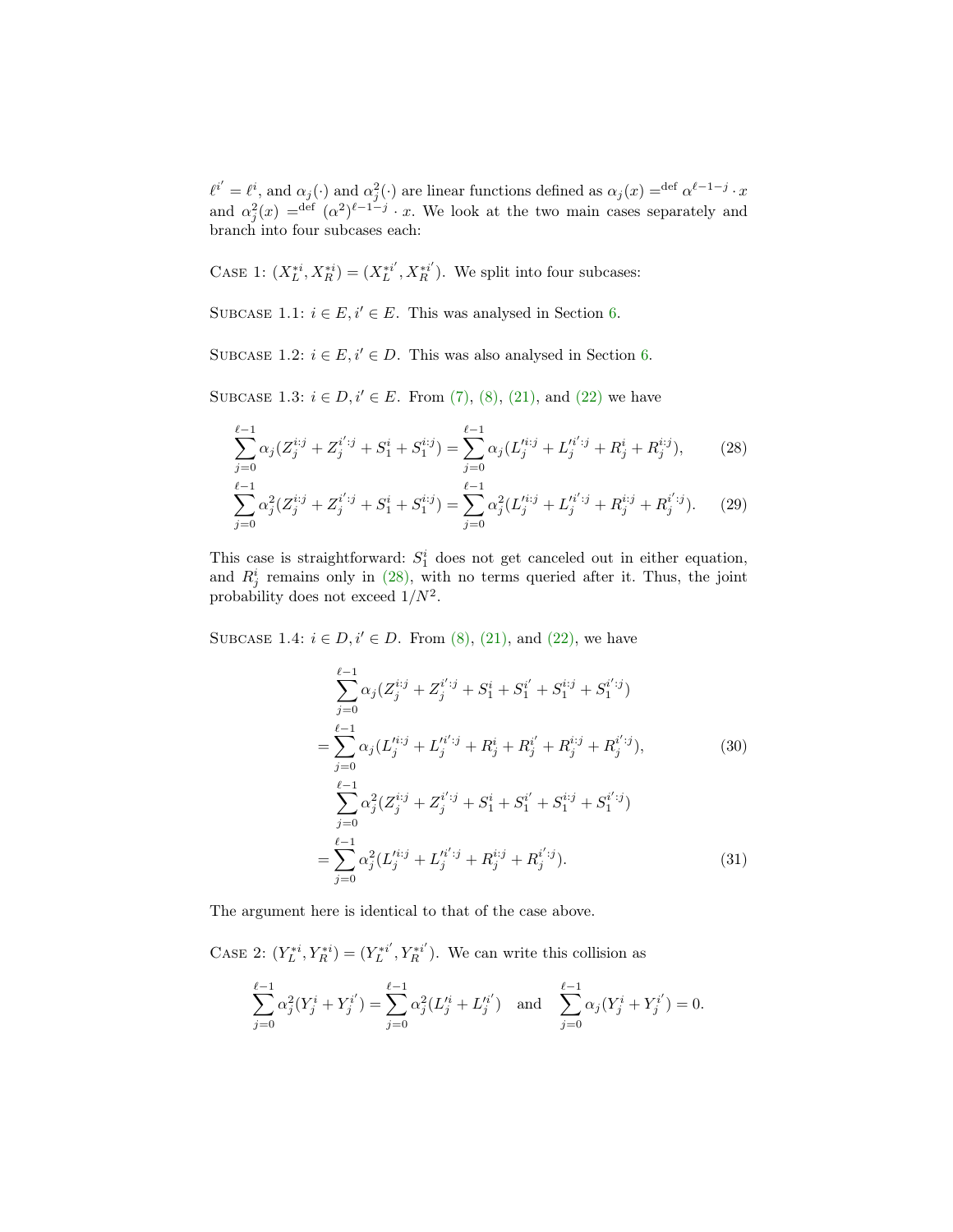$\ell^{i'} = \ell^i$, and $\alpha_j(\cdot)$ and $\alpha_j^2(\cdot)$ are linear functions defined as $\alpha_j(x) =^{\text{def}} \alpha^{\ell-1-j} \cdot x$ and $\alpha_j^2(x) =^{\text{def}} (\alpha^2)^{\ell-1-j} \cdot x$. We look at the two main cases separately and branch into four subcases each:

Case 1: $(X_L^{*i}, X_R^{*i}) = (X_L^{*i'}, X_R^{*i'})$. We split into four subcases:

Subcase 1.1: $i \in E, i' \in E$. This was analysed in Section 6.

Subcase 1.2: $i \in E, i' \in D$. This was also analysed in Section 6.

Subcase 1.3: $i \in D, i' \in E$. From (7), (8), (21), and (22) we have

$$\sum_{j=0}^{\ell-1} \alpha_j(Z_j^{i:j} + Z_j^{i':j} + S_1^i + S_1^{i:j}) = \sum_{j=0}^{\ell-1} \alpha_j(L_j'^{i:j} + L_j'^{i':j} + R_j^i + R_j^{i:j}), \tag{28}$$

$$\sum_{j=0}^{\ell-1} \alpha_j^2(Z_j^{i:j} + Z_j^{i':j} + S_1^i + S_1^{i:j}) = \sum_{j=0}^{\ell-1} \alpha_j^2(L_j'^{i:j} + L_j'^{i':j} + R_j^{i:j} + R_j^{i':j}). \tag{29}$$

This case is straightforward: $S_1^i$ does not get canceled out in either equation, and $R_j^i$ remains only in (28), with no terms queried after it. Thus, the joint probability does not exceed $1/N^2$.

Subcase 1.4: $i \in D, i' \in D$. From (8), (21), and (22), we have

$$\begin{aligned}
&\sum_{j=0}^{\ell-1} \alpha_j(Z_j^{i:j} + Z_j^{i':j} + S_1^i + S_1^{i'} + S_1^{i:j} + S_1^{i':j}) \\
&= \sum_{j=0}^{\ell-1} \alpha_j(L_j'^{i:j} + L_j'^{i':j} + R_j^i + R_j^{i'} + R_j^{i:j} + R_j^{i':j}),
\end{aligned} \tag{30}$$

$$\begin{aligned}
&\sum_{j=0}^{\ell-1} \alpha_j^2(Z_j^{i:j} + Z_j^{i':j} + S_1^i + S_1^{i'} + S_1^{i:j} + S_1^{i':j}) \\
&= \sum_{j=0}^{\ell-1} \alpha_j^2(L_j'^{i:j} + L_j'^{i':j} + R_j^{i:j} + R_j^{i':j}).
\end{aligned} \tag{31}$$

The argument here is identical to that of the case above.

Case 2: $(Y_L^{*i}, Y_R^{*i}) = (Y_L^{*i'}, Y_R^{*i'})$. We can write this collision as

$$\sum_{j=0}^{\ell-1} \alpha_j^2(Y_j^i + Y_j^{i'}) = \sum_{j=0}^{\ell-1} \alpha_j^2(L_j'^i + L_j'^{i'}) \quad \text{and} \quad \sum_{j=0}^{\ell-1} \alpha_j(Y_j^i + Y_j^{i'}) = 0.$$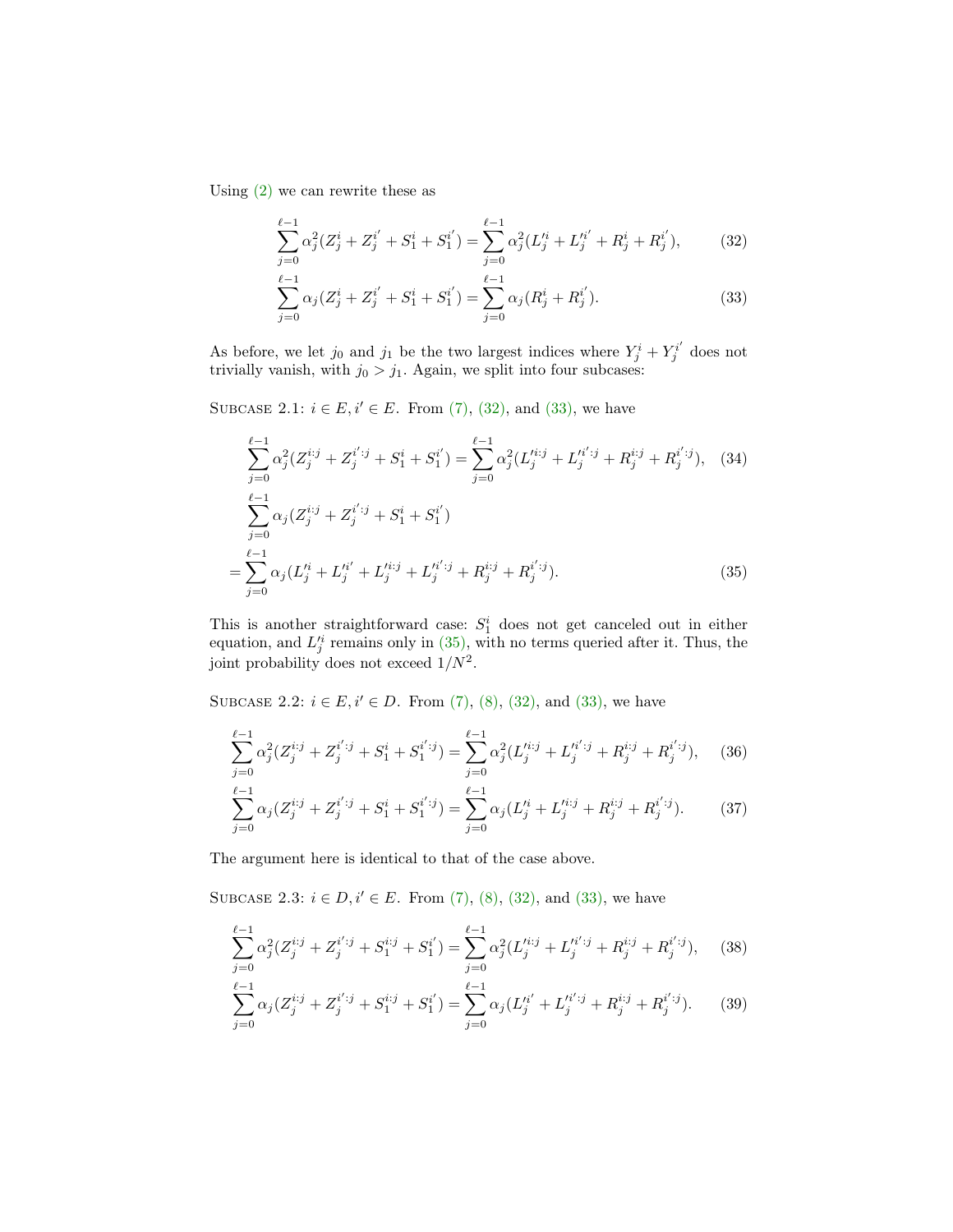Using (2) we can rewrite these as

$$\sum_{j=0}^{\ell-1} \alpha_j^2 (Z_j^i + Z_j^{i'} + S_1^i + S_1^{i'}) = \sum_{j=0}^{\ell-1} \alpha_j^2 (L_j'^i + L_j'^{i'} + R_j^i + R_j^{i'}), \tag{32}$$

$$\sum_{j=0}^{\ell-1} \alpha_j (Z_j^i + Z_j^{i'} + S_1^i + S_1^{i'}) = \sum_{j=0}^{\ell-1} \alpha_j (R_j^i + R_j^{i'}). \tag{33}$$

As before, we let $j_0$ and $j_1$ be the two largest indices where $Y_j^i + Y_j^{i'}$ does not trivially vanish, with $j_0 > j_1$. Again, we split into four subcases:

Subcase 2.1: $i \in E, i' \in E$. From (7), (32), and (33), we have

$$\sum_{j=0}^{\ell-1} \alpha_j^2 (Z_j^{i:j} + Z_j^{i':j} + S_1^i + S_1^{i'}) = \sum_{j=0}^{\ell-1} \alpha_j^2 (L_j'^{i:j} + L_j'^{i':j} + R_j^{i:j} + R_j^{i':j}), \tag{34}$$

$$\begin{aligned} &\sum_{j=0}^{\ell-1} \alpha_j (Z_j^{i:j} + Z_j^{i':j} + S_1^i + S_1^{i'}) \\ = &\sum_{j=0}^{\ell-1} \alpha_j (L_j'^i + L_j'^{i'} + L_j'^{i:j} + L_j'^{i':j} + R_j^{i:j} + R_j^{i':j}). \end{aligned} \tag{35}$$

This is another straightforward case: $S_1^i$ does not get canceled out in either equation, and $L_j'^i$ remains only in (35), with no terms queried after it. Thus, the joint probability does not exceed $1/N^2$.

Subcase 2.2: $i \in E, i' \in D$. From (7), (8), (32), and (33), we have

$$\sum_{j=0}^{\ell-1} \alpha_j^2 (Z_j^{i:j} + Z_j^{i':j} + S_1^i + S_1^{i':j}) = \sum_{j=0}^{\ell-1} \alpha_j^2 (L_j'^{i:j} + L_j'^{i':j} + R_j^{i:j} + R_j^{i':j}), \tag{36}$$

$$\sum_{j=0}^{\ell-1} \alpha_j (Z_j^{i:j} + Z_j^{i':j} + S_1^i + S_1^{i':j}) = \sum_{j=0}^{\ell-1} \alpha_j (L_j'^i + L_j'^{i:j} + R_j^{i:j} + R_j^{i':j}). \tag{37}$$

The argument here is identical to that of the case above.

Subcase 2.3: $i \in D, i' \in E$. From (7), (8), (32), and (33), we have

$$\sum_{j=0}^{\ell-1} \alpha_j^2 (Z_j^{i:j} + Z_j^{i':j} + S_1^{i:j} + S_1^{i'}) = \sum_{j=0}^{\ell-1} \alpha_j^2 (L_j'^{i:j} + L_j'^{i':j} + R_j^{i:j} + R_j^{i':j}), \tag{38}$$

$$\sum_{j=0}^{\ell-1} \alpha_j (Z_j^{i:j} + Z_j^{i':j} + S_1^{i:j} + S_1^{i'}) = \sum_{j=0}^{\ell-1} \alpha_j (L_j'^{i'} + L_j'^{i':j} + R_j^{i:j} + R_j^{i':j}). \tag{39}$$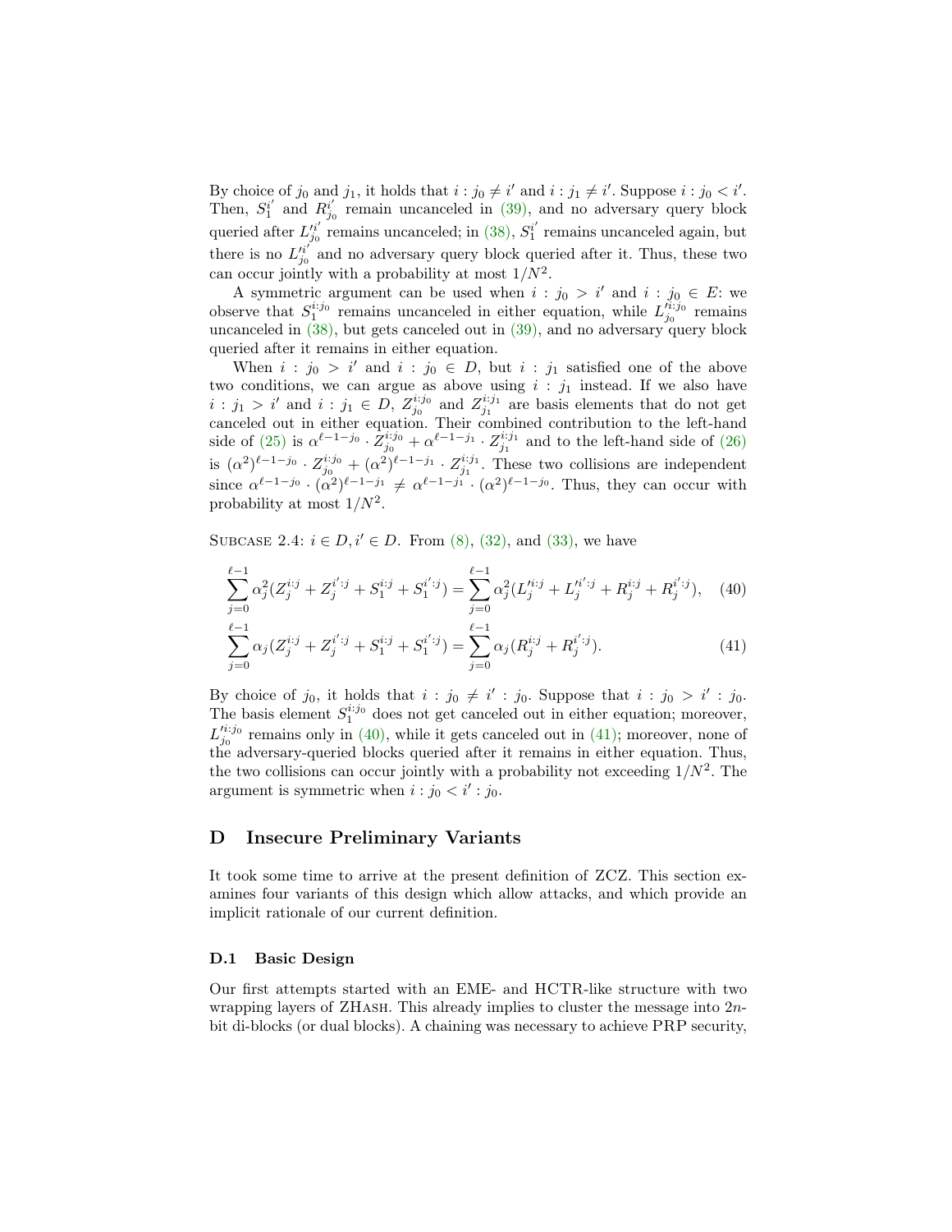By choice of $j_0$ and $j_1$, it holds that $i : j_0 \neq i'$ and $i : j_1 \neq i'$. Suppose $i : j_0 < i'$. Then, $S_1^{i'}$ and $R_{j_0}^{i'}$ remain uncanceled in (39), and no adversary query block queried after $L_{j_0}^{\prime i'}$ remains uncanceled; in (38), $S_1^{i'}$ remains uncanceled again, but there is no $L_{j_0}^{\prime i'}$ and no adversary query block queried after it. Thus, these two can occur jointly with a probability at most $1/N^2$.

A symmetric argument can be used when $i : j_0 > i'$ and $i : j_0 \in E$: we observe that $S_1^{i:j_0}$ remains uncanceled in either equation, while $L_{j_0}^{\prime i:j_0}$ remains uncanceled in (38), but gets canceled out in (39), and no adversary query block queried after it remains in either equation.

When $i : j_0 > i'$ and $i : j_0 \in D$, but $i : j_1$ satisfied one of the above two conditions, we can argue as above using $i : j_1$ instead. If we also have $i : j_1 > i'$ and $i : j_1 \in D$, $Z_{j_0}^{i:j_0}$ and $Z_{j_1}^{i:j_1}$ are basis elements that do not get canceled out in either equation. Their combined contribution to the left-hand side of (25) is $\alpha^{\ell-1-j_0} \cdot Z_{j_0}^{i:j_0} + \alpha^{\ell-1-j_1} \cdot Z_{j_1}^{i:j_1}$ and to the left-hand side of (26) is $(\alpha^2)^{\ell-1-j_0} \cdot Z_{j_0}^{i:j_0} + (\alpha^2)^{\ell-1-j_1} \cdot Z_{j_1}^{i:j_1}$. These two collisions are independent since $\alpha^{\ell-1-j_0} \cdot (\alpha^2)^{\ell-1-j_1} \neq \alpha^{\ell-1-j_1} \cdot (\alpha^2)^{\ell-1-j_0}$. Thus, they can occur with probability at most $1/N^2$.

Subcase 2.4: $i \in D, i' \in D$. From (8), (32), and (33), we have

$$\sum_{j=0}^{\ell-1} \alpha_j^2 (Z_j^{i:j} + Z_j^{i':j} + S_1^{i:j} + S_1^{i':j}) = \sum_{j=0}^{\ell-1} \alpha_j^2 (L_j^{\prime i:j} + L_j^{\prime i':j} + R_j^{i:j} + R_j^{i':j}), \quad (40)$$

$$\sum_{j=0}^{\ell-1} \alpha_j (Z_j^{i:j} + Z_j^{i':j} + S_1^{i:j} + S_1^{i':j}) = \sum_{j=0}^{\ell-1} \alpha_j (R_j^{i:j} + R_j^{i':j}). \quad (41)$$

By choice of $j_0$, it holds that $i : j_0 \neq i' : j_0$. Suppose that $i : j_0 > i' : j_0$. The basis element $S_1^{i:j_0}$ does not get canceled out in either equation; moreover, $L_{j_0}^{\prime i:j_0}$ remains only in (40), while it gets canceled out in (41); moreover, none of the adversary-queried blocks queried after it remains in either equation. Thus, the two collisions can occur jointly with a probability not exceeding $1/N^2$. The argument is symmetric when $i : j_0 < i' : j_0$.

## D Insecure Preliminary Variants

It took some time to arrive at the present definition of ZCZ. This section examines four variants of this design which allow attacks, and which provide an implicit rationale of our current definition.

### D.1 Basic Design

Our first attempts started with an EME- and HCTR-like structure with two wrapping layers of ZHash. This already implies to cluster the message into $2n$-bit di-blocks (or dual blocks). A chaining was necessary to achieve PRP security,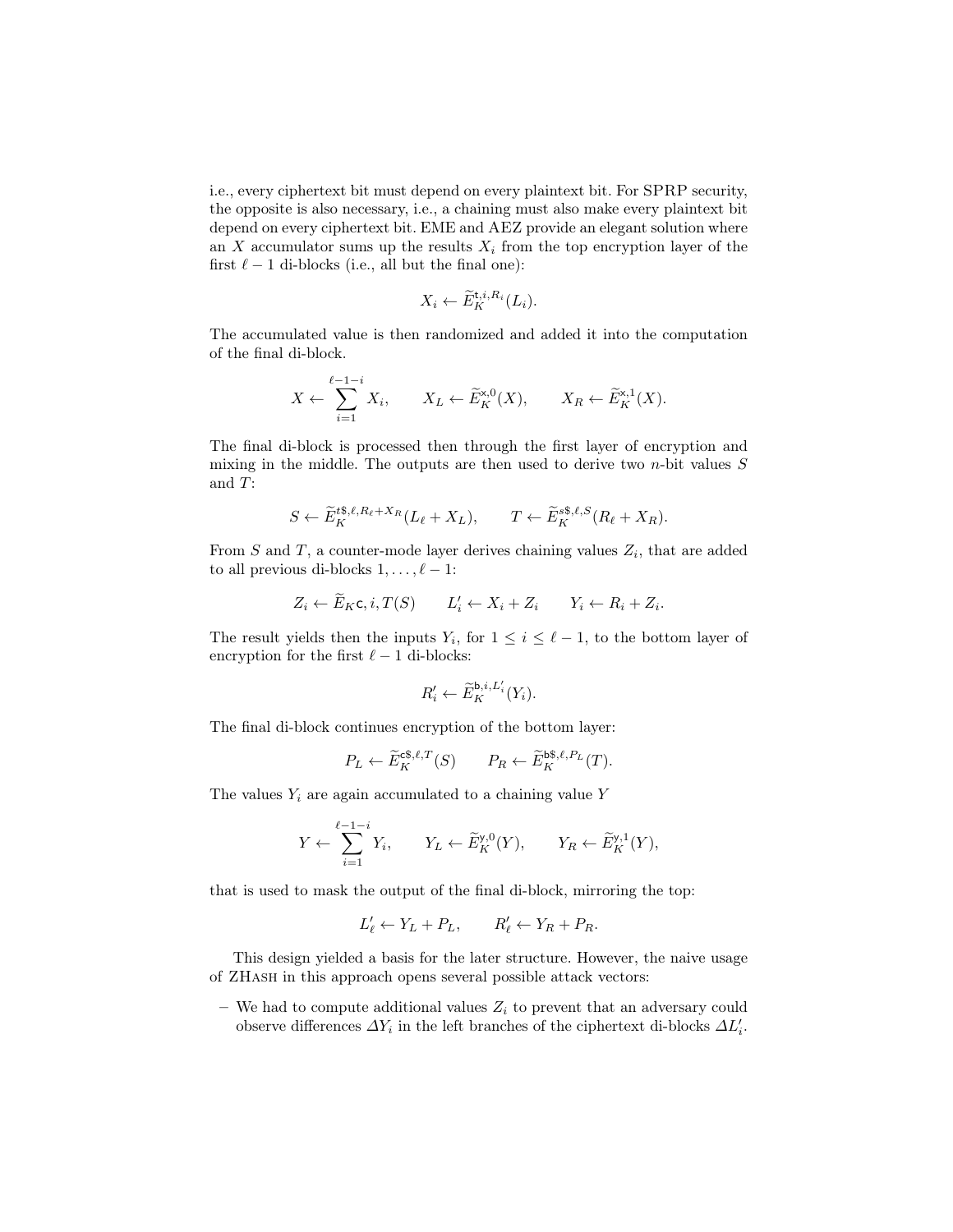i.e., every ciphertext bit must depend on every plaintext bit. For SPRP security, the opposite is also necessary, i.e., a chaining must also make every plaintext bit depend on every ciphertext bit. EME and AEZ provide an elegant solution where an $X$ accumulator sums up the results $X_i$ from the top encryption layer of the first $\ell - 1$ di-blocks (i.e., all but the final one):

$$X_i \leftarrow \widetilde{E}_K^{\mathsf{t},i,R_i}(L_i).$$

The accumulated value is then randomized and added it into the computation of the final di-block.

$$X \leftarrow \sum_{i=1}^{\ell-1-i} X_i, \qquad X_L \leftarrow \widetilde{E}_K^{\mathsf{x},0}(X), \qquad X_R \leftarrow \widetilde{E}_K^{\mathsf{x},1}(X).$$

The final di-block is processed then through the first layer of encryption and mixing in the middle. The outputs are then used to derive two $n$-bit values $S$ and $T$:

$$S \leftarrow \widetilde{E}_K^{t\$,\ell,R_\ell + X_R}(L_\ell + X_L), \qquad T \leftarrow \widetilde{E}_K^{s\$,\ell,S}(R_\ell + X_R).$$

From $S$ and $T$, a counter-mode layer derives chaining values $Z_i$, that are added to all previous di-blocks $1, \ldots, \ell - 1$:

$$Z_i \leftarrow \widetilde{E}_K\mathsf{c}, i, T(S) \qquad L'_i \leftarrow X_i + Z_i \qquad Y_i \leftarrow R_i + Z_i.$$

The result yields then the inputs $Y_i$, for $1 \leq i \leq \ell - 1$, to the bottom layer of encryption for the first $\ell - 1$ di-blocks:

$$R'_i \leftarrow \widetilde{E}_K^{\mathsf{b},i,L'_i}(Y_i).$$

The final di-block continues encryption of the bottom layer:

$$P_L \leftarrow \widetilde{E}_K^{\mathsf{c}\$,\ell,T}(S) \qquad P_R \leftarrow \widetilde{E}_K^{\mathsf{b}\$,\ell,P_L}(T).$$

The values $Y_i$ are again accumulated to a chaining value $Y$

$$Y \leftarrow \sum_{i=1}^{\ell-1-i} Y_i, \qquad Y_L \leftarrow \widetilde{E}_K^{\mathsf{y},0}(Y), \qquad Y_R \leftarrow \widetilde{E}_K^{\mathsf{y},1}(Y),$$

that is used to mask the output of the final di-block, mirroring the top:

$$L'_\ell \leftarrow Y_L + P_L, \qquad R'_\ell \leftarrow Y_R + P_R.$$

This design yielded a basis for the later structure. However, the naive usage of ZHash in this approach opens several possible attack vectors:

- We had to compute additional values $Z_i$ to prevent that an adversary could observe differences $\Delta Y_i$ in the left branches of the ciphertext di-blocks $\Delta L'_i$.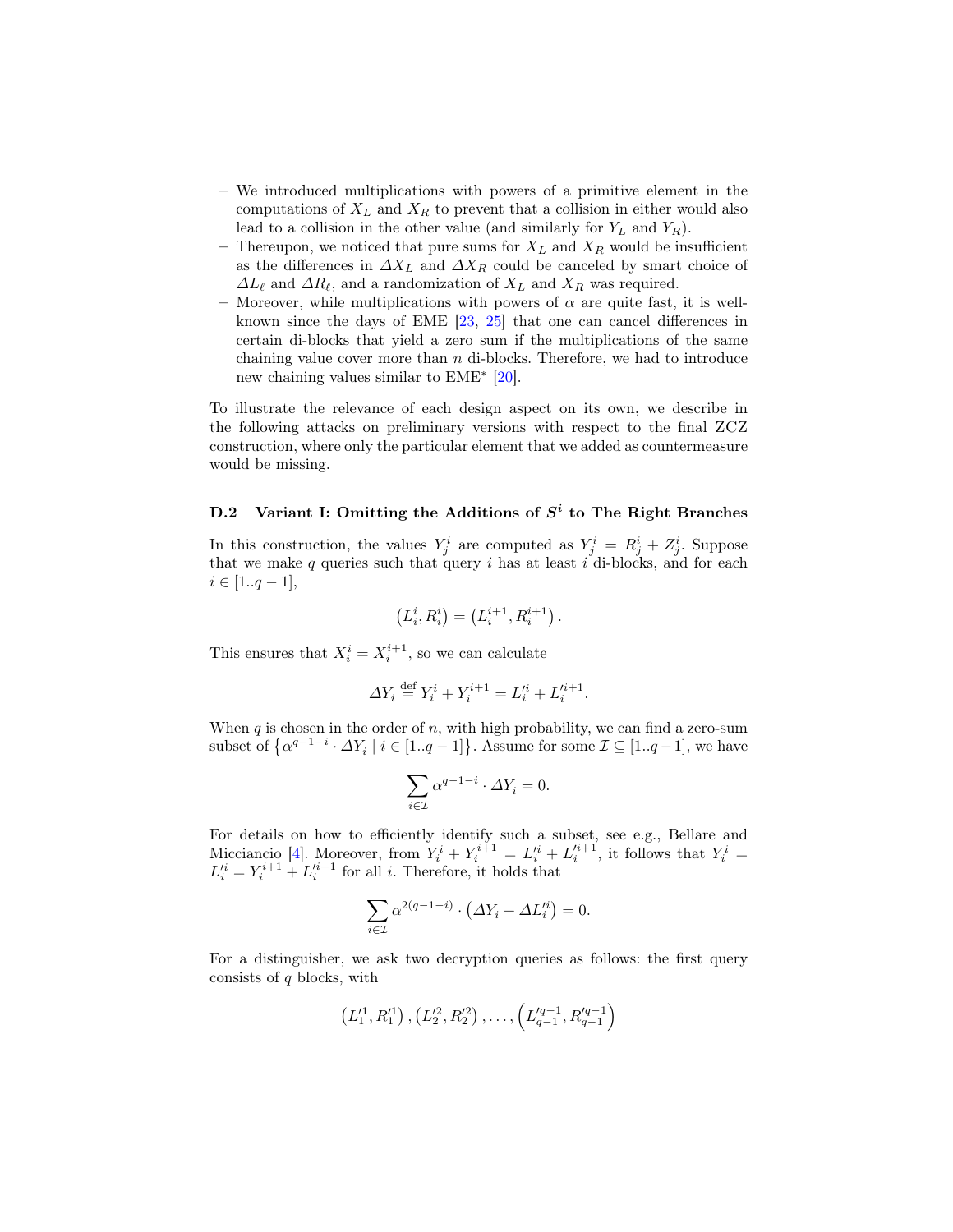- We introduced multiplications with powers of a primitive element in the computations of $X_L$ and $X_R$ to prevent that a collision in either would also lead to a collision in the other value (and similarly for $Y_L$ and $Y_R$).
- Thereupon, we noticed that pure sums for $X_L$ and $X_R$ would be insufficient as the differences in $\Delta X_L$ and $\Delta X_R$ could be canceled by smart choice of $\Delta L_\ell$ and $\Delta R_\ell$, and a randomization of $X_L$ and $X_R$ was required.
- Moreover, while multiplications with powers of $\alpha$ are quite fast, it is well-known since the days of EME [23, 25] that one can cancel differences in certain di-blocks that yield a zero sum if the multiplications of the same chaining value cover more than $n$ di-blocks. Therefore, we had to introduce new chaining values similar to EME$^*$ [20].

To illustrate the relevance of each design aspect on its own, we describe in the following attacks on preliminary versions with respect to the final ZCZ construction, where only the particular element that we added as countermeasure would be missing.

### D.2 Variant I: Omitting the Additions of $S^i$ to The Right Branches

In this construction, the values $Y^i_j$ are computed as $Y^i_j = R^i_j + Z^i_j$. Suppose that we make $q$ queries such that query $i$ has at least $i$ di-blocks, and for each $i \in [1..q-1]$,

$$\left(L^i_i, R^i_i\right) = \left(L^{i+1}_i, R^{i+1}_i\right).$$

This ensures that $X^i_i = X^{i+1}_i$, so we can calculate

$$\Delta Y_i \overset{\text{def}}{=} Y^i_i + Y^{i+1}_i = L'^i_i + L'^{i+1}_i.$$

When $q$ is chosen in the order of $n$, with high probability, we can find a zero-sum subset of $\left\{\alpha^{q-1-i} \cdot \Delta Y_i \mid i \in [1..q-1]\right\}$. Assume for some $\mathcal{I} \subseteq [1..q-1]$, we have

$$\sum_{i \in \mathcal{I}} \alpha^{q-1-i} \cdot \Delta Y_i = 0.$$

For details on how to efficiently identify such a subset, see e.g., Bellare and Micciancio [4]. Moreover, from $Y^i_i + Y^{i+1}_i = L'^i_i + L'^{i+1}_i$, it follows that $Y^i_i = L'^i_i = Y^{i+1}_i + L'^{i+1}_i$ for all $i$. Therefore, it holds that

$$\sum_{i \in \mathcal{I}} \alpha^{2(q-1-i)} \cdot \left(\Delta Y_i + \Delta L'^i_i\right) = 0.$$

For a distinguisher, we ask two decryption queries as follows: the first query consists of $q$ blocks, with

$$\left(L'^1_1, R'^1_1\right), \left(L'^2_2, R'^2_2\right), \ldots, \left(L'^{q-1}_{q-1}, R'^{q-1}_{q-1}\right)$$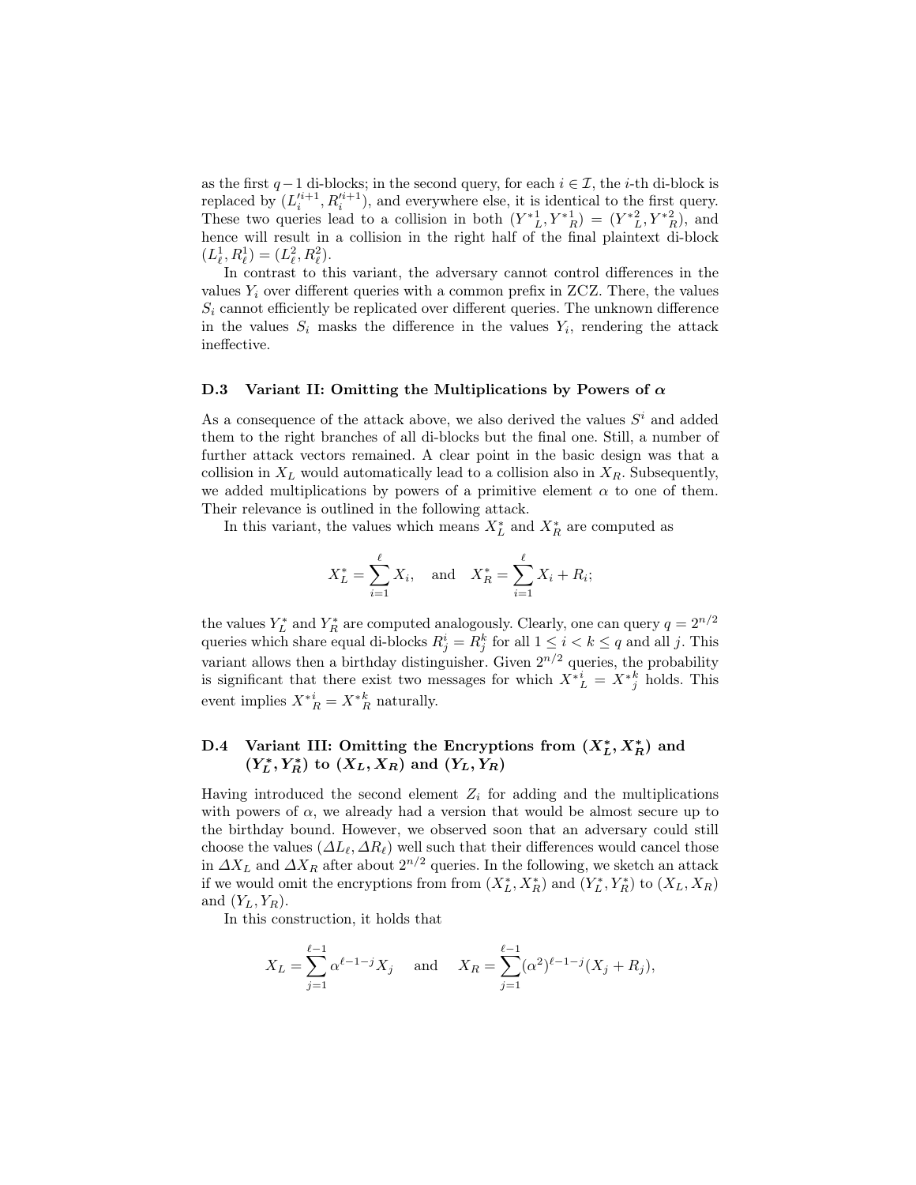as the first $q-1$ di-blocks; in the second query, for each $i \in \mathcal{I}$, the $i$-th di-block is replaced by $(L_i'^{i+1}, R_i'^{i+1})$, and everywhere else, it is identical to the first query. These two queries lead to a collision in both $({Y^*}_L^1, {Y^*}_R^1) = ({Y^*}_L^2, {Y^*}_R^2)$, and hence will result in a collision in the right half of the final plaintext di-block $(L_\ell^1, R_\ell^1) = (L_\ell^2, R_\ell^2)$.

In contrast to this variant, the adversary cannot control differences in the values $Y_i$ over different queries with a common prefix in ZCZ. There, the values $S_i$ cannot efficiently be replicated over different queries. The unknown difference in the values $S_i$ masks the difference in the values $Y_i$, rendering the attack ineffective.

### D.3 Variant II: Omitting the Multiplications by Powers of $\alpha$

As a consequence of the attack above, we also derived the values $S^i$ and added them to the right branches of all di-blocks but the final one. Still, a number of further attack vectors remained. A clear point in the basic design was that a collision in $X_L$ would automatically lead to a collision also in $X_R$. Subsequently, we added multiplications by powers of a primitive element $\alpha$ to one of them. Their relevance is outlined in the following attack.

In this variant, the values which means $X_L^*$ and $X_R^*$ are computed as

$$X_L^* = \sum_{i=1}^{\ell} X_i, \quad \text{and} \quad X_R^* = \sum_{i=1}^{\ell} X_i + R_i;$$

the values $Y_L^*$ and $Y_R^*$ are computed analogously. Clearly, one can query $q = 2^{n/2}$ queries which share equal di-blocks $R_j^i = R_j^k$ for all $1 \leq i < k \leq q$ and all $j$. This variant allows then a birthday distinguisher. Given $2^{n/2}$ queries, the probability is significant that there exist two messages for which ${X^*}_L^i = {X^*}_j^k$ holds. This event implies ${X^*}_R^i = {X^*}_R^k$ naturally.

### D.4 Variant III: Omitting the Encryptions from $(X_L^*, X_R^*)$ and $(Y_L^*, Y_R^*)$ to $(X_L, X_R)$ and $(Y_L, Y_R)$

Having introduced the second element $Z_i$ for adding and the multiplications with powers of $\alpha$, we already had a version that would be almost secure up to the birthday bound. However, we observed soon that an adversary could still choose the values $(\Delta L_\ell, \Delta R_\ell)$ well such that their differences would cancel those in $\Delta X_L$ and $\Delta X_R$ after about $2^{n/2}$ queries. In the following, we sketch an attack if we would omit the encryptions from from $(X_L^*, X_R^*)$ and $(Y_L^*, Y_R^*)$ to $(X_L, X_R)$ and $(Y_L, Y_R)$.

In this construction, it holds that

$$X_L = \sum_{j=1}^{\ell-1} \alpha^{\ell-1-j} X_j \quad \text{and} \quad X_R = \sum_{j=1}^{\ell-1} (\alpha^2)^{\ell-1-j}(X_j + R_j),$$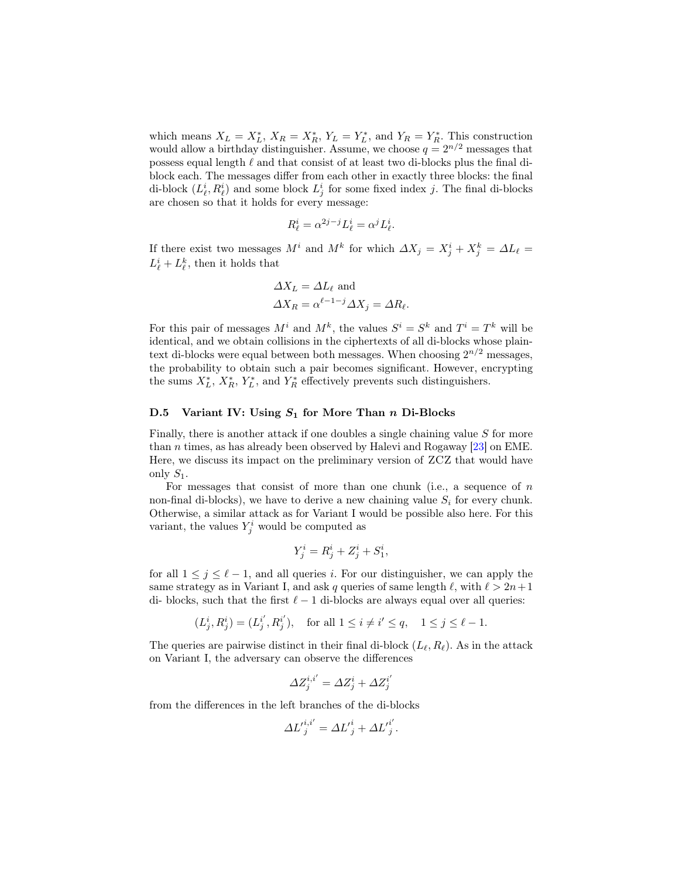which means $X_L = X_L^*$, $X_R = X_R^*$, $Y_L = Y_L^*$, and $Y_R = Y_R^*$. This construction would allow a birthday distinguisher. Assume, we choose $q = 2^{n/2}$ messages that possess equal length $\ell$ and that consist of at least two di-blocks plus the final di-block each. The messages differ from each other in exactly three blocks: the final di-block $(L_\ell^i, R_\ell^i)$ and some block $L_j^i$ for some fixed index $j$. The final di-blocks are chosen so that it holds for every message:

$$R_\ell^i = \alpha^{2j-j} L_\ell^i = \alpha^j L_\ell^i.$$

If there exist two messages $M^i$ and $M^k$ for which $\Delta X_j = X_j^i + X_j^k = \Delta L_\ell = L_\ell^i + L_\ell^k$, then it holds that

$$\Delta X_L = \Delta L_\ell \text{ and}$$
$$\Delta X_R = \alpha^{\ell-1-j} \Delta X_j = \Delta R_\ell.$$

For this pair of messages $M^i$ and $M^k$, the values $S^i = S^k$ and $T^i = T^k$ will be identical, and we obtain collisions in the ciphertexts of all di-blocks whose plaintext di-blocks were equal between both messages. When choosing $2^{n/2}$ messages, the probability to obtain such a pair becomes significant. However, encrypting the sums $X_L^*$, $X_R^*$, $Y_L^*$, and $Y_R^*$ effectively prevents such distinguishers.

### D.5 Variant IV: Using $S_1$ for More Than $n$ Di-Blocks

Finally, there is another attack if one doubles a single chaining value $S$ for more than $n$ times, as has already been observed by Halevi and Rogaway [23] on EME. Here, we discuss its impact on the preliminary version of ZCZ that would have only $S_1$.

For messages that consist of more than one chunk (i.e., a sequence of $n$ non-final di-blocks), we have to derive a new chaining value $S_i$ for every chunk. Otherwise, a similar attack as for Variant I would be possible also here. For this variant, the values $Y_j^i$ would be computed as

$$Y_j^i = R_j^i + Z_j^i + S_1^i,$$

for all $1 \leq j \leq \ell - 1$, and all queries $i$. For our distinguisher, we can apply the same strategy as in Variant I, and ask $q$ queries of same length $\ell$, with $\ell > 2n+1$ di- blocks, such that the first $\ell - 1$ di-blocks are always equal over all queries:

$$(L_j^i, R_j^i) = (L_j^{i'}, R_j^{i'}), \quad \text{for all } 1 \leq i \neq i' \leq q, \quad 1 \leq j \leq \ell - 1.$$

The queries are pairwise distinct in their final di-block $(L_\ell, R_\ell)$. As in the attack on Variant I, the adversary can observe the differences

$$\Delta Z_j^{i,i'} = \Delta Z_j^i + \Delta Z_j^{i'}$$

from the differences in the left branches of the di-blocks

$$\Delta {L'}_j^{i,i'} = \Delta {L'}_j^i + \Delta {L'}_j^{i'}.$$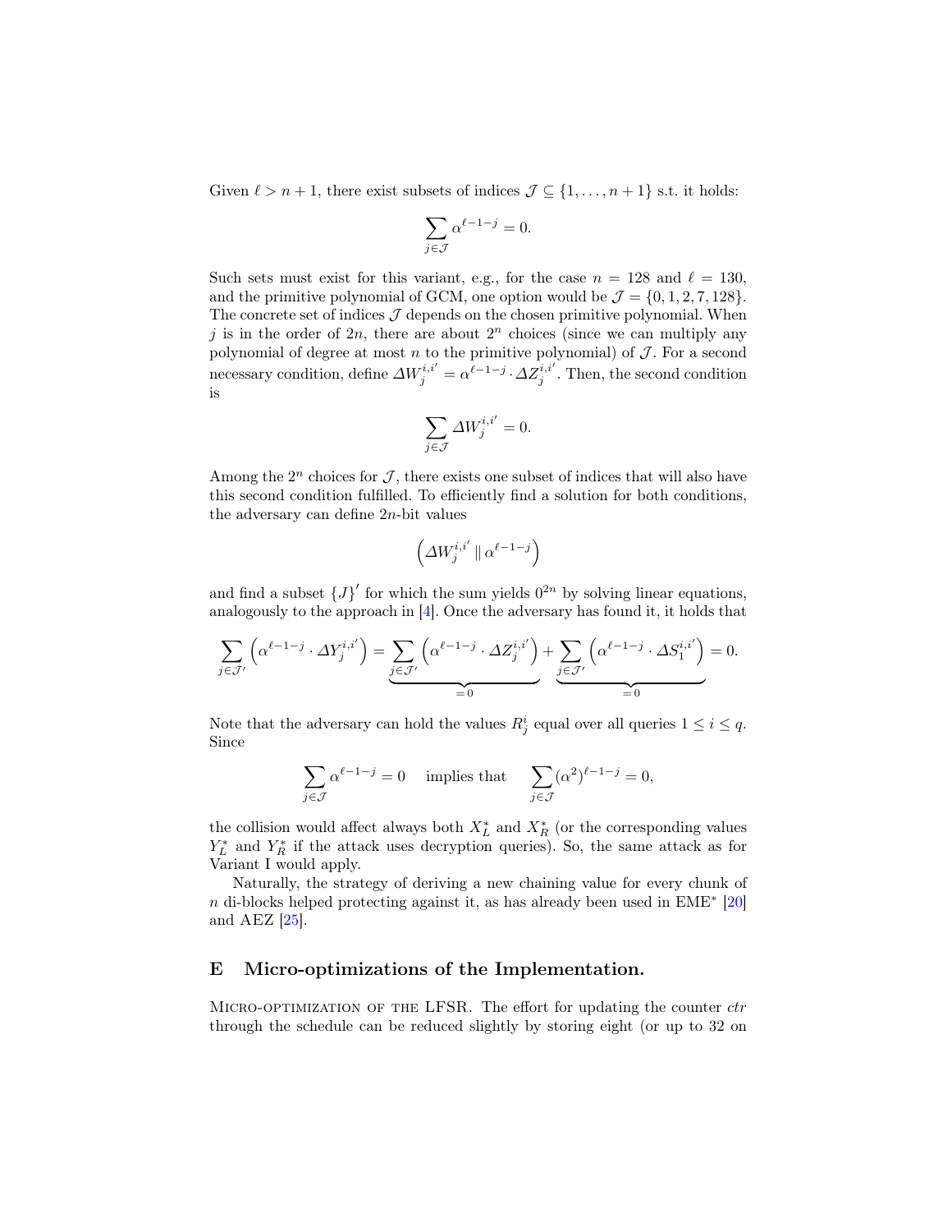Given $\ell > n+1$, there exist subsets of indices $\mathcal{J} \subseteq \{1, \ldots, n+1\}$ s.t. it holds:

$$\sum_{j \in \mathcal{J}} \alpha^{\ell-1-j} = 0.$$

Such sets must exist for this variant, e.g., for the case $n = 128$ and $\ell = 130$, and the primitive polynomial of GCM, one option would be $\mathcal{J} = \{0, 1, 2, 7, 128\}$. The concrete set of indices $\mathcal{J}$ depends on the chosen primitive polynomial. When $j$ is in the order of $2n$, there are about $2^n$ choices (since we can multiply any polynomial of degree at most $n$ to the primitive polynomial) of $\mathcal{J}$. For a second necessary condition, define $\Delta W_j^{i,i'} = \alpha^{\ell-1-j} \cdot \Delta Z_j^{i,i'}$. Then, the second condition is

$$\sum_{j \in \mathcal{J}} \Delta W_j^{i,i'} = 0.$$

Among the $2^n$ choices for $\mathcal{J}$, there exists one subset of indices that will also have this second condition fulfilled. To efficiently find a solution for both conditions, the adversary can define $2n$-bit values

$$\left( \Delta W_j^{i,i'} \, \| \, \alpha^{\ell-1-j} \right)$$

and find a subset $\{J\}'$ for which the sum yields $0^{2n}$ by solving linear equations, analogously to the approach in [4]. Once the adversary has found it, it holds that

$$\sum_{j \in \mathcal{J}'} \left( \alpha^{\ell-1-j} \cdot \Delta Y_j^{i,i'} \right) = \underbrace{\sum_{j \in \mathcal{J}'} \left( \alpha^{\ell-1-j} \cdot \Delta Z_j^{i,i'} \right)}_{=0} + \underbrace{\sum_{j \in \mathcal{J}'} \left( \alpha^{\ell-1-j} \cdot \Delta S_1^{i,i'} \right)}_{=0} = 0.$$

Note that the adversary can hold the values $R_j^i$ equal over all queries $1 \leq i \leq q$. Since

$$\sum_{j \in \mathcal{J}} \alpha^{\ell-1-j} = 0 \quad \text{implies that} \quad \sum_{j \in \mathcal{J}} (\alpha^2)^{\ell-1-j} = 0,$$

the collision would affect always both $X_L^*$ and $X_R^*$ (or the corresponding values $Y_L^*$ and $Y_R^*$ if the attack uses decryption queries). So, the same attack as for Variant I would apply.

Naturally, the strategy of deriving a new chaining value for every chunk of $n$ di-blocks helped protecting against it, as has already been used in EME* [20] and AEZ [25].

## E Micro-optimizations of the Implementation.

Micro-optimization of the LFSR. The effort for updating the counter *ctr* through the schedule can be reduced slightly by storing eight (or up to 32 on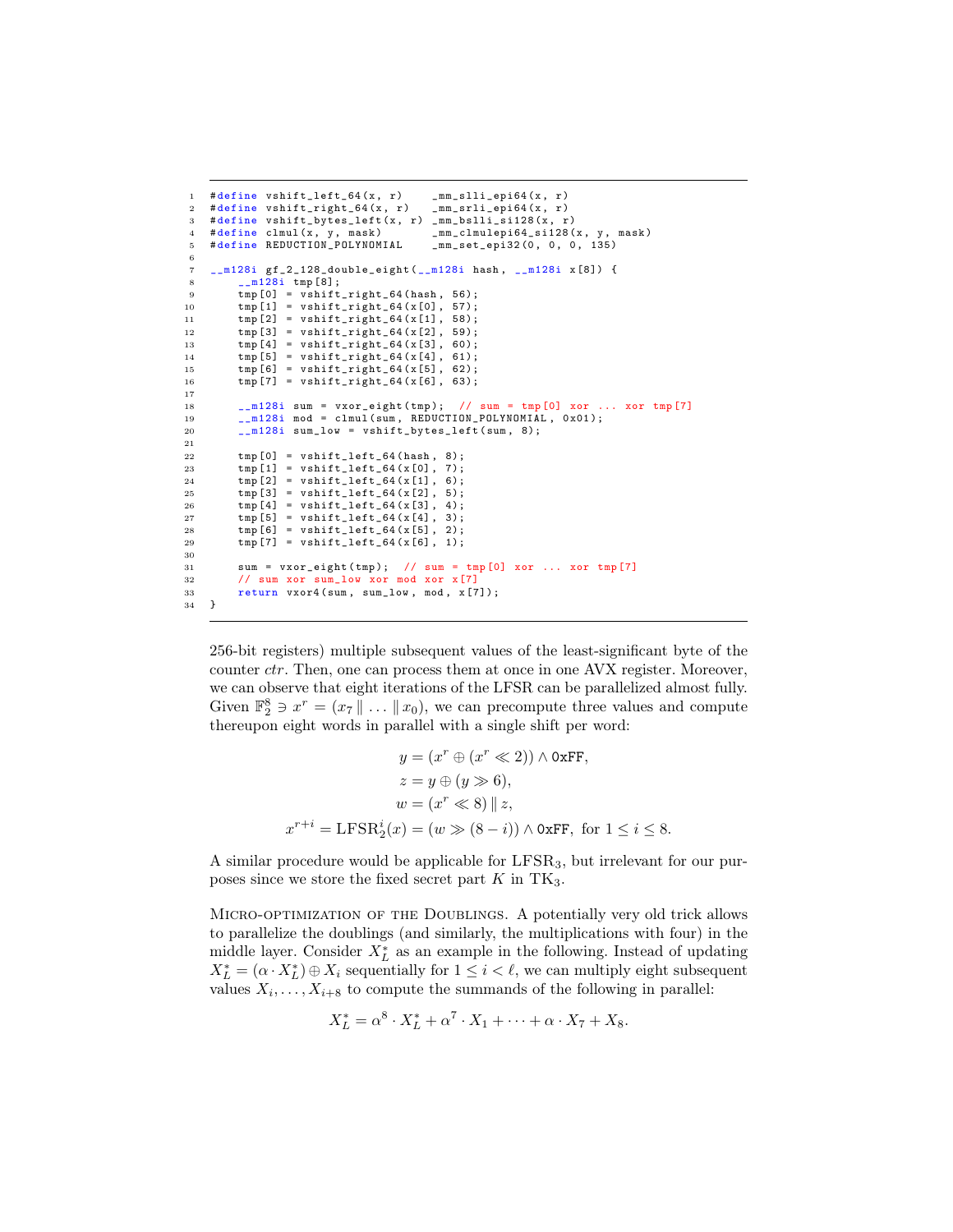```c
#define vshift_left_64(x, r)    _mm_slli_epi64(x, r)
#define vshift_right_64(x, r)   _mm_srli_epi64(x, r)
#define vshift_bytes_left(x, r) _mm_bslli_si128(x, r)
#define clmul(x, y, mask)       _mm_clmulepi64_si128(x, y, mask)
#define REDUCTION_POLYNOMIAL    _mm_set_epi32(0, 0, 0, 135)

__m128i gf_2_128_double_eight(__m128i hash, __m128i x[8]) {
    __m128i tmp[8];
    tmp[0] = vshift_right_64(hash, 56);
    tmp[1] = vshift_right_64(x[0], 57);
    tmp[2] = vshift_right_64(x[1], 58);
    tmp[3] = vshift_right_64(x[2], 59);
    tmp[4] = vshift_right_64(x[3], 60);
    tmp[5] = vshift_right_64(x[4], 61);
    tmp[6] = vshift_right_64(x[5], 62);
    tmp[7] = vshift_right_64(x[6], 63);

    __m128i sum = vxor_eight(tmp);  // sum = tmp[0] xor ... xor tmp[7]
    __m128i mod = clmul(sum, REDUCTION_POLYNOMIAL, 0x01);
    __m128i sum_low = vshift_bytes_left(sum, 8);

    tmp[0] = vshift_left_64(hash, 8);
    tmp[1] = vshift_left_64(x[0], 7);
    tmp[2] = vshift_left_64(x[1], 6);
    tmp[3] = vshift_left_64(x[2], 5);
    tmp[4] = vshift_left_64(x[3], 4);
    tmp[5] = vshift_left_64(x[4], 3);
    tmp[6] = vshift_left_64(x[5], 2);
    tmp[7] = vshift_left_64(x[6], 1);

    sum = vxor_eight(tmp);  // sum = tmp[0] xor ... xor tmp[7]
    // sum xor sum_low xor mod xor x[7]
    return vxor4(sum, sum_low, mod, x[7]);
}
```

256-bit registers) multiple subsequent values of the least-significant byte of the counter *ctr*. Then, one can process them at once in one AVX register. Moreover, we can observe that eight iterations of the LFSR can be parallelized almost fully. Given $\mathbb{F}_2^8 \ni x^r = (x_7 \parallel \ldots \parallel x_0)$, we can precompute three values and compute thereupon eight words in parallel with a single shift per word:

$$
\begin{aligned}
y &= (x^r \oplus (x^r \ll 2)) \wedge \texttt{0xFF}, \\
z &= y \oplus (y \gg 6), \\
w &= (x^r \ll 8) \parallel z, \\
x^{r+i} = \mathrm{LFSR}_2^i(x) &= (w \gg (8-i)) \wedge \texttt{0xFF}, \text{ for } 1 \leq i \leq 8.
\end{aligned}
$$

A similar procedure would be applicable for $\mathrm{LFSR}_3$, but irrelevant for our purposes since we store the fixed secret part $K$ in $\mathrm{TK}_3$.

Micro-optimization of the Doublings. A potentially very old trick allows to parallelize the doublings (and similarly, the multiplications with four) in the middle layer. Consider $X_L^*$ as an example in the following. Instead of updating $X_L^* = (\alpha \cdot X_L^*) \oplus X_i$ sequentially for $1 \leq i < \ell$, we can multiply eight subsequent values $X_i, \ldots, X_{i+8}$ to compute the summands of the following in parallel:

$$X_L^* = \alpha^8 \cdot X_L^* + \alpha^7 \cdot X_1 + \cdots + \alpha \cdot X_7 + X_8.$$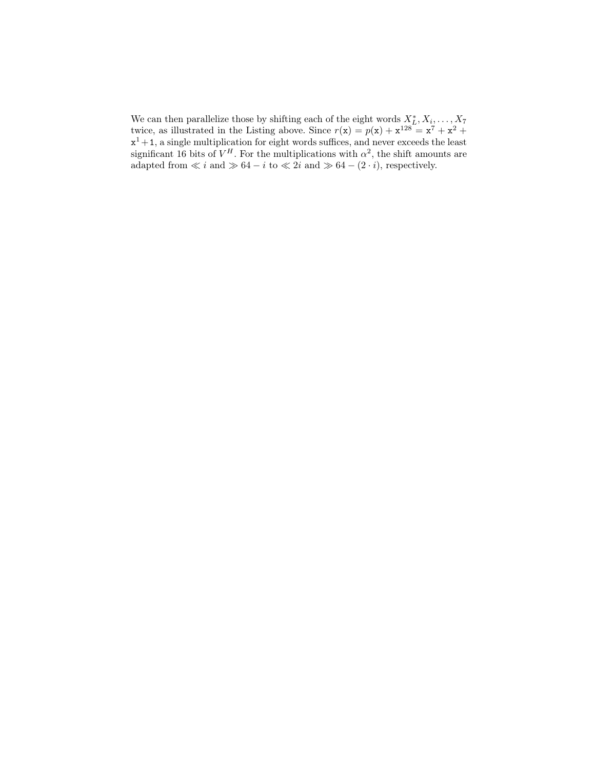We can then parallelize those by shifting each of the eight words $X_L^*, X_i, \ldots, X_7$ twice, as illustrated in the Listing above. Since $r(\mathtt{x}) = p(\mathtt{x}) + \mathtt{x}^{128} = \mathtt{x}^7 + \mathtt{x}^2 + \mathtt{x}^1 + \mathtt{1}$, a single multiplication for eight words suffices, and never exceeds the least significant 16 bits of $V^H$. For the multiplications with $\alpha^2$, the shift amounts are adapted from $\ll i$ and $\gg 64 - i$ to $\ll 2i$ and $\gg 64 - (2 \cdot i)$, respectively.